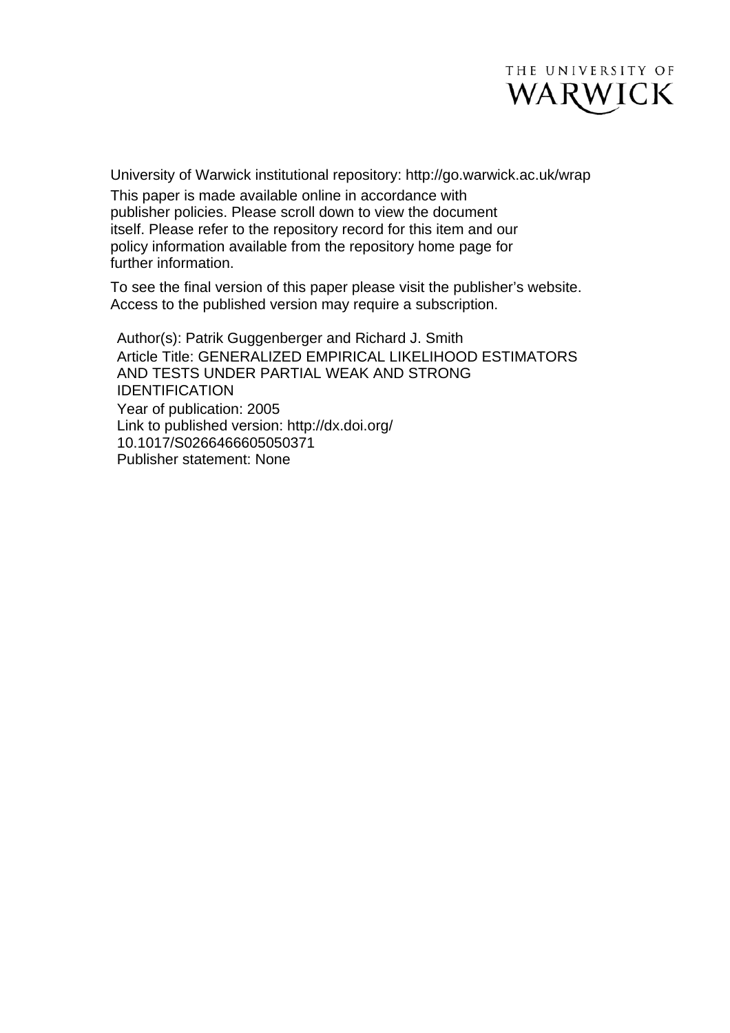THE UNIVERSITY OF WARWICK

University of Warwick institutional repository: http://go.warwick.ac.uk/wrap

This paper is made available online in accordance with publisher policies. Please scroll down to view the document itself. Please refer to the repository record for this item and our policy information available from the repository home page for further information.

To see the final version of this paper please visit the publisher's website. Access to the published version may require a subscription.

Author(s): Patrik Guggenberger and Richard J. Smith
Article Title: GENERALIZED EMPIRICAL LIKELIHOOD ESTIMATORS AND TESTS UNDER PARTIAL WEAK AND STRONG IDENTIFICATION
Year of publication: 2005
Link to published version: http://dx.doi.org/10.1017/S0266466605050371
Publisher statement: None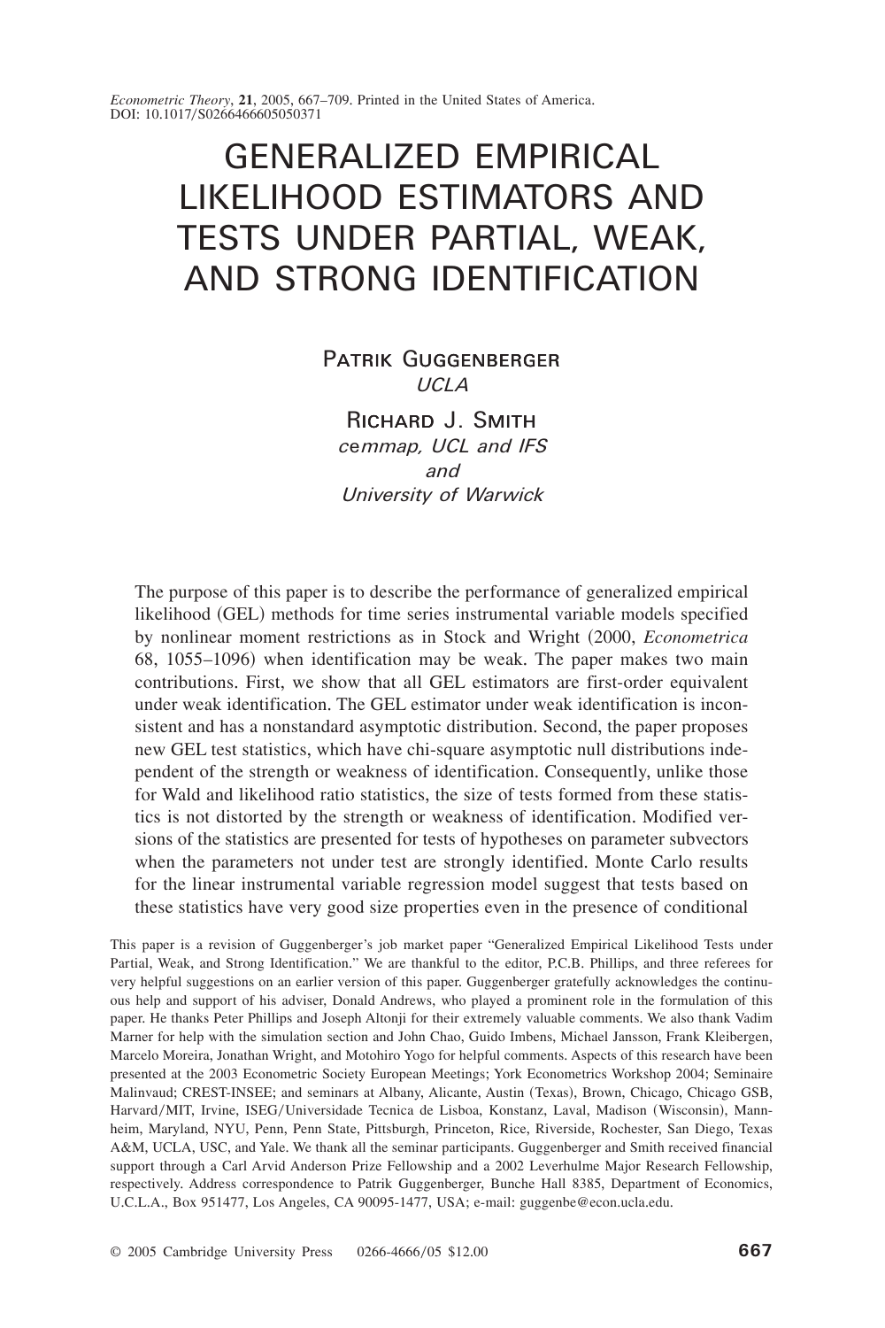# GENERALIZED EMPIRICAL LIKELIHOOD ESTIMATORS AND TESTS UNDER PARTIAL, WEAK, AND STRONG IDENTIFICATION

**Patrik Guggenberger**
*UCLA*

**Richard J. Smith**
*cemmap, UCL and IFS*
*and*
*University of Warwick*

The purpose of this paper is to describe the performance of generalized empirical likelihood (GEL) methods for time series instrumental variable models specified by nonlinear moment restrictions as in Stock and Wright (2000, *Econometrica* 68, 1055–1096) when identification may be weak. The paper makes two main contributions. First, we show that all GEL estimators are first-order equivalent under weak identification. The GEL estimator under weak identification is inconsistent and has a nonstandard asymptotic distribution. Second, the paper proposes new GEL test statistics, which have chi-square asymptotic null distributions independent of the strength or weakness of identification. Consequently, unlike those for Wald and likelihood ratio statistics, the size of tests formed from these statistics is not distorted by the strength or weakness of identification. Modified versions of the statistics are presented for tests of hypotheses on parameter subvectors when the parameters not under test are strongly identified. Monte Carlo results for the linear instrumental variable regression model suggest that tests based on these statistics have very good size properties even in the presence of conditional

This paper is a revision of Guggenberger's job market paper "Generalized Empirical Likelihood Tests under Partial, Weak, and Strong Identification." We are thankful to the editor, P.C.B. Phillips, and three referees for very helpful suggestions on an earlier version of this paper. Guggenberger gratefully acknowledges the continuous help and support of his adviser, Donald Andrews, who played a prominent role in the formulation of this paper. He thanks Peter Phillips and Joseph Altonji for their extremely valuable comments. We also thank Vadim Marner for help with the simulation section and John Chao, Guido Imbens, Michael Jansson, Frank Kleibergen, Marcelo Moreira, Jonathan Wright, and Motohiro Yogo for helpful comments. Aspects of this research have been presented at the 2003 Econometric Society European Meetings; York Econometrics Workshop 2004; Seminaire Malinvaud; CREST-INSEE; and seminars at Albany, Alicante, Austin (Texas), Brown, Chicago, Chicago GSB, Harvard/MIT, Irvine, ISEG/Universidade Tecnica de Lisboa, Konstanz, Laval, Madison (Wisconsin), Mannheim, Maryland, NYU, Penn, Penn State, Pittsburgh, Princeton, Rice, Riverside, Rochester, San Diego, Texas A&M, UCLA, USC, and Yale. We thank all the seminar participants. Guggenberger and Smith received financial support through a Carl Arvid Anderson Prize Fellowship and a 2002 Leverhulme Major Research Fellowship, respectively. Address correspondence to Patrik Guggenberger, Bunche Hall 8385, Department of Economics, U.C.L.A., Box 951477, Los Angeles, CA 90095-1477, USA; e-mail: guggenbe@econ.ucla.edu.

© 2005 Cambridge University Press 0266-4666/05 $12.00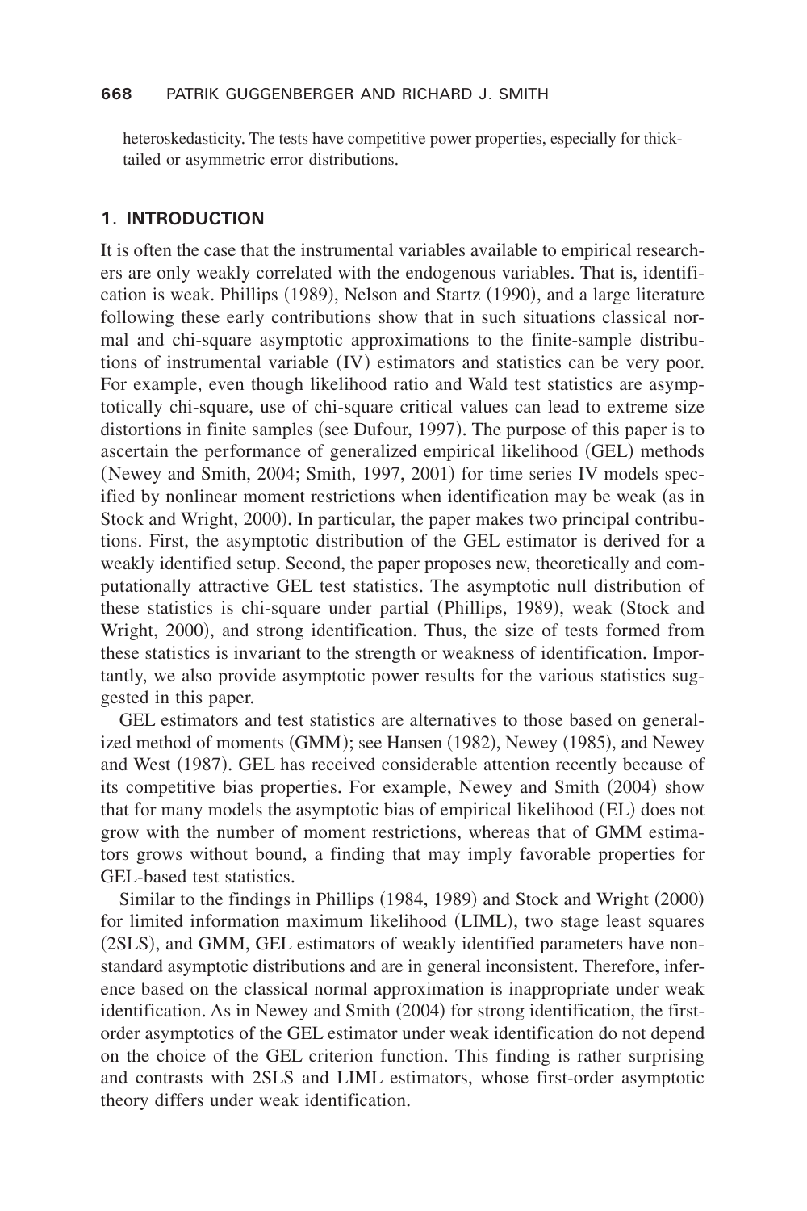heteroskedasticity. The tests have competitive power properties, especially for thick-tailed or asymmetric error distributions.

## 1. INTRODUCTION

It is often the case that the instrumental variables available to empirical researchers are only weakly correlated with the endogenous variables. That is, identification is weak. Phillips (1989), Nelson and Startz (1990), and a large literature following these early contributions show that in such situations classical normal and chi-square asymptotic approximations to the finite-sample distributions of instrumental variable (IV) estimators and statistics can be very poor. For example, even though likelihood ratio and Wald test statistics are asymptotically chi-square, use of chi-square critical values can lead to extreme size distortions in finite samples (see Dufour, 1997). The purpose of this paper is to ascertain the performance of generalized empirical likelihood (GEL) methods (Newey and Smith, 2004; Smith, 1997, 2001) for time series IV models specified by nonlinear moment restrictions when identification may be weak (as in Stock and Wright, 2000). In particular, the paper makes two principal contributions. First, the asymptotic distribution of the GEL estimator is derived for a weakly identified setup. Second, the paper proposes new, theoretically and computationally attractive GEL test statistics. The asymptotic null distribution of these statistics is chi-square under partial (Phillips, 1989), weak (Stock and Wright, 2000), and strong identification. Thus, the size of tests formed from these statistics is invariant to the strength or weakness of identification. Importantly, we also provide asymptotic power results for the various statistics suggested in this paper.

GEL estimators and test statistics are alternatives to those based on generalized method of moments (GMM); see Hansen (1982), Newey (1985), and Newey and West (1987). GEL has received considerable attention recently because of its competitive bias properties. For example, Newey and Smith (2004) show that for many models the asymptotic bias of empirical likelihood (EL) does not grow with the number of moment restrictions, whereas that of GMM estimators grows without bound, a finding that may imply favorable properties for GEL-based test statistics.

Similar to the findings in Phillips (1984, 1989) and Stock and Wright (2000) for limited information maximum likelihood (LIML), two stage least squares (2SLS), and GMM, GEL estimators of weakly identified parameters have nonstandard asymptotic distributions and are in general inconsistent. Therefore, inference based on the classical normal approximation is inappropriate under weak identification. As in Newey and Smith (2004) for strong identification, the first-order asymptotics of the GEL estimator under weak identification do not depend on the choice of the GEL criterion function. This finding is rather surprising and contrasts with 2SLS and LIML estimators, whose first-order asymptotic theory differs under weak identification.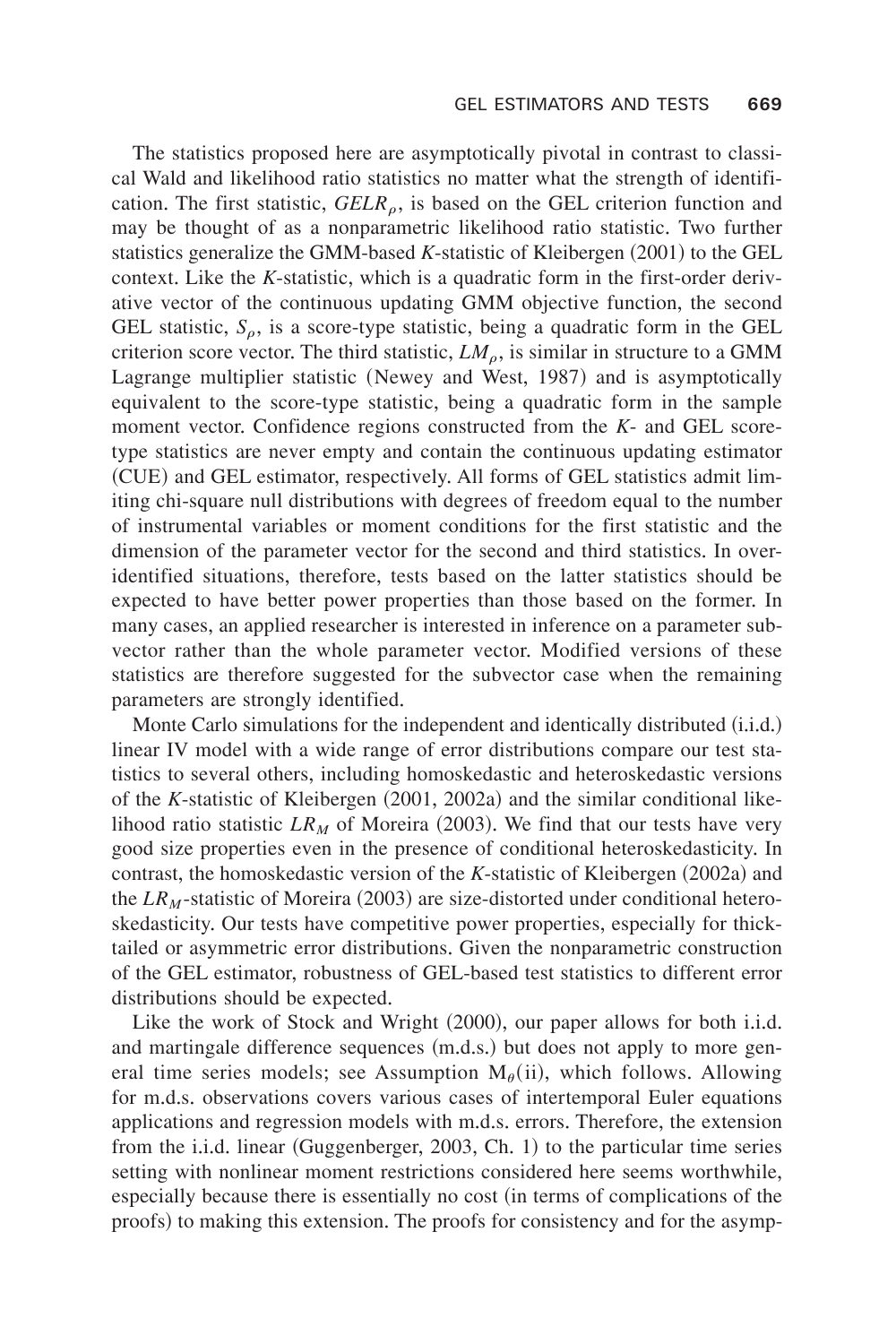The statistics proposed here are asymptotically pivotal in contrast to classical Wald and likelihood ratio statistics no matter what the strength of identification. The first statistic, $GELR_\rho$, is based on the GEL criterion function and may be thought of as a nonparametric likelihood ratio statistic. Two further statistics generalize the GMM-based *K*-statistic of Kleibergen (2001) to the GEL context. Like the *K*-statistic, which is a quadratic form in the first-order derivative vector of the continuous updating GMM objective function, the second GEL statistic, $S_\rho$, is a score-type statistic, being a quadratic form in the GEL criterion score vector. The third statistic, $LM_\rho$, is similar in structure to a GMM Lagrange multiplier statistic (Newey and West, 1987) and is asymptotically equivalent to the score-type statistic, being a quadratic form in the sample moment vector. Confidence regions constructed from the *K*- and GEL score-type statistics are never empty and contain the continuous updating estimator (CUE) and GEL estimator, respectively. All forms of GEL statistics admit limiting chi-square null distributions with degrees of freedom equal to the number of instrumental variables or moment conditions for the first statistic and the dimension of the parameter vector for the second and third statistics. In overidentified situations, therefore, tests based on the latter statistics should be expected to have better power properties than those based on the former. In many cases, an applied researcher is interested in inference on a parameter subvector rather than the whole parameter vector. Modified versions of these statistics are therefore suggested for the subvector case when the remaining parameters are strongly identified.

Monte Carlo simulations for the independent and identically distributed (i.i.d.) linear IV model with a wide range of error distributions compare our test statistics to several others, including homoskedastic and heteroskedastic versions of the *K*-statistic of Kleibergen (2001, 2002a) and the similar conditional likelihood ratio statistic $LR_M$ of Moreira (2003). We find that our tests have very good size properties even in the presence of conditional heteroskedasticity. In contrast, the homoskedastic version of the *K*-statistic of Kleibergen (2002a) and the $LR_M$-statistic of Moreira (2003) are size-distorted under conditional heteroskedasticity. Our tests have competitive power properties, especially for thick-tailed or asymmetric error distributions. Given the nonparametric construction of the GEL estimator, robustness of GEL-based test statistics to different error distributions should be expected.

Like the work of Stock and Wright (2000), our paper allows for both i.i.d. and martingale difference sequences (m.d.s.) but does not apply to more general time series models; see Assumption $M_\theta$(ii), which follows. Allowing for m.d.s. observations covers various cases of intertemporal Euler equations applications and regression models with m.d.s. errors. Therefore, the extension from the i.i.d. linear (Guggenberger, 2003, Ch. 1) to the particular time series setting with nonlinear moment restrictions considered here seems worthwhile, especially because there is essentially no cost (in terms of complications of the proofs) to making this extension. The proofs for consistency and for the asymp-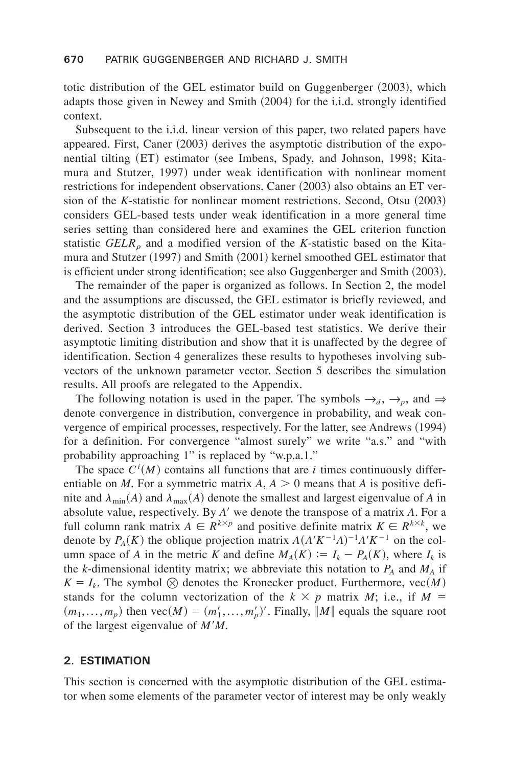totic distribution of the GEL estimator build on Guggenberger (2003), which adapts those given in Newey and Smith (2004) for the i.i.d. strongly identified context.

Subsequent to the i.i.d. linear version of this paper, two related papers have appeared. First, Caner (2003) derives the asymptotic distribution of the exponential tilting (ET) estimator (see Imbens, Spady, and Johnson, 1998; Kitamura and Stutzer, 1997) under weak identification with nonlinear moment restrictions for independent observations. Caner (2003) also obtains an ET version of the *K*-statistic for nonlinear moment restrictions. Second, Otsu (2003) considers GEL-based tests under weak identification in a more general time series setting than considered here and examines the GEL criterion function statistic $GELR_\rho$ and a modified version of the *K*-statistic based on the Kitamura and Stutzer (1997) and Smith (2001) kernel smoothed GEL estimator that is efficient under strong identification; see also Guggenberger and Smith (2003).

The remainder of the paper is organized as follows. In Section 2, the model and the assumptions are discussed, the GEL estimator is briefly reviewed, and the asymptotic distribution of the GEL estimator under weak identification is derived. Section 3 introduces the GEL-based test statistics. We derive their asymptotic limiting distribution and show that it is unaffected by the degree of identification. Section 4 generalizes these results to hypotheses involving subvectors of the unknown parameter vector. Section 5 describes the simulation results. All proofs are relegated to the Appendix.

The following notation is used in the paper. The symbols $\rightarrow_d$, $\rightarrow_p$, and $\Rightarrow$ denote convergence in distribution, convergence in probability, and weak convergence of empirical processes, respectively. For the latter, see Andrews (1994) for a definition. For convergence "almost surely" we write "a.s." and "with probability approaching 1" is replaced by "w.p.a.1."

The space $C^i(M)$ contains all functions that are $i$ times continuously differentiable on $M$. For a symmetric matrix $A$, $A > 0$ means that $A$ is positive definite and $\lambda_{\min}(A)$ and $\lambda_{\max}(A)$ denote the smallest and largest eigenvalue of $A$ in absolute value, respectively. By $A'$ we denote the transpose of a matrix $A$. For a full column rank matrix $A \in R^{k\times p}$ and positive definite matrix $K \in R^{k\times k}$, we denote by $P_A(K)$ the oblique projection matrix $A(A'K^{-1}A)^{-1}A'K^{-1}$ on the column space of $A$ in the metric $K$ and define $M_A(K) := I_k - P_A(K)$, where $I_k$ is the $k$-dimensional identity matrix; we abbreviate this notation to $P_A$ and $M_A$ if $K = I_k$. The symbol $\otimes$ denotes the Kronecker product. Furthermore, $\text{vec}(M)$ stands for the column vectorization of the $k \times p$ matrix $M$; i.e., if $M = (m_1,\ldots,m_p)$ then $\text{vec}(M) = (m_1',\ldots,m_p')'$. Finally, $\|M\|$ equals the square root of the largest eigenvalue of $M'M$.

## 2. ESTIMATION

This section is concerned with the asymptotic distribution of the GEL estimator when some elements of the parameter vector of interest may be only weakly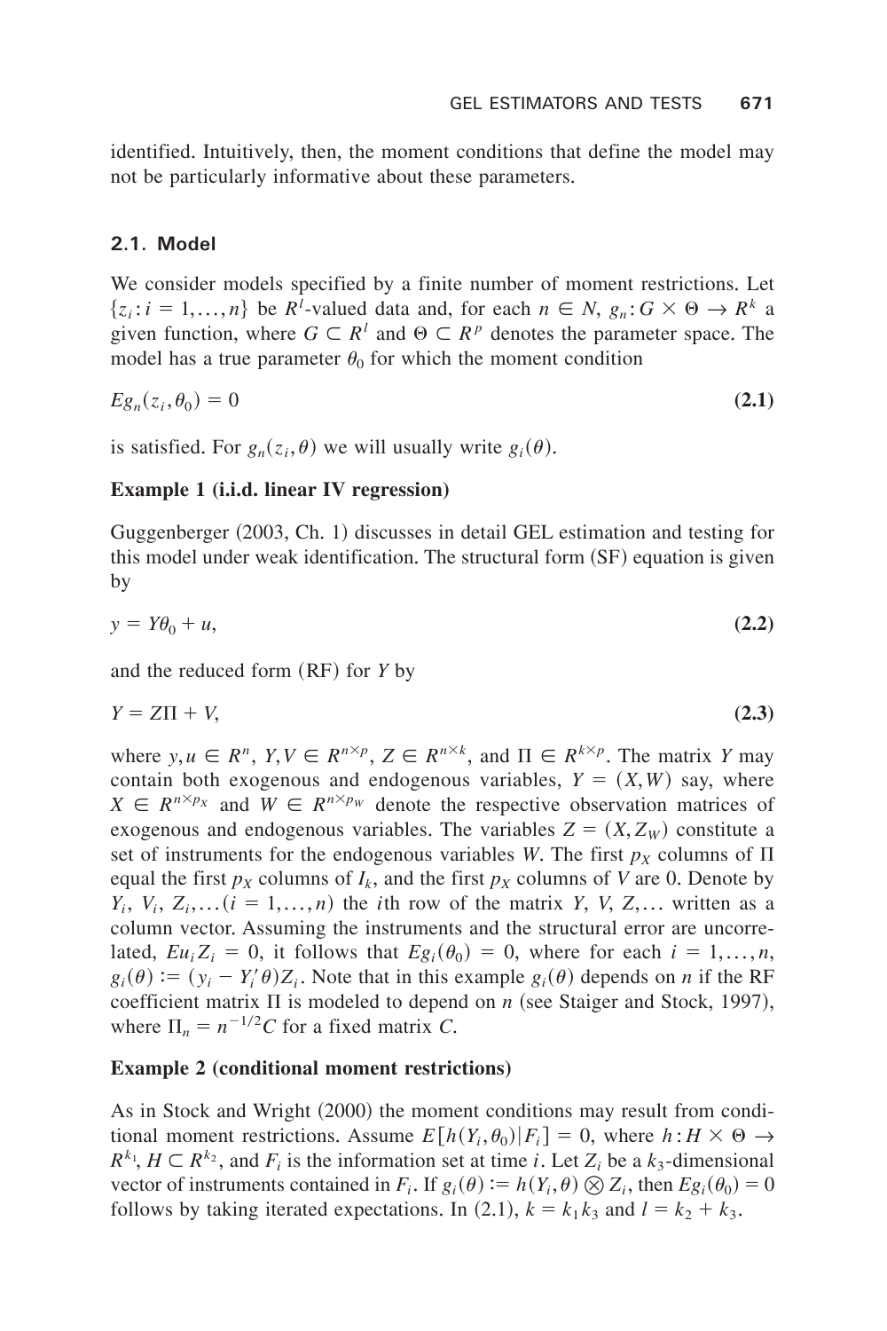identified. Intuitively, then, the moment conditions that define the model may not be particularly informative about these parameters.

### 2.1. Model

We consider models specified by a finite number of moment restrictions. Let $\{z_i : i = 1, \ldots, n\}$ be $R^l$-valued data and, for each $n \in N$, $g_n : G \times \Theta \to R^k$ a given function, where $G \subset R^l$ and $\Theta \subset R^p$ denotes the parameter space. The model has a true parameter $\theta_0$ for which the moment condition

$$Eg_n(z_i, \theta_0) = 0 \tag{2.1}$$

is satisfied. For $g_n(z_i, \theta)$ we will usually write $g_i(\theta)$.

**Example 1 (i.i.d. linear IV regression)**

Guggenberger (2003, Ch. 1) discusses in detail GEL estimation and testing for this model under weak identification. The structural form (SF) equation is given by

$$y = Y\theta_0 + u, \tag{2.2}$$

and the reduced form (RF) for $Y$ by

$$Y = Z\Pi + V, \tag{2.3}$$

where $y, u \in R^n$, $Y, V \in R^{n \times p}$, $Z \in R^{n \times k}$, and $\Pi \in R^{k \times p}$. The matrix $Y$ may contain both exogenous and endogenous variables, $Y = (X, W)$ say, where $X \in R^{n \times p_X}$ and $W \in R^{n \times p_W}$ denote the respective observation matrices of exogenous and endogenous variables. The variables $Z = (X, Z_W)$ constitute a set of instruments for the endogenous variables $W$. The first $p_X$ columns of $\Pi$ equal the first $p_X$ columns of $I_k$, and the first $p_X$ columns of $V$ are 0. Denote by $Y_i$, $V_i$, $Z_i, \ldots (i = 1, \ldots, n)$ the $i$th row of the matrix $Y$, $V$, $Z, \ldots$ written as a column vector. Assuming the instruments and the structural error are uncorrelated, $Eu_i Z_i = 0$, it follows that $Eg_i(\theta_0) = 0$, where for each $i = 1, \ldots, n$, $g_i(\theta) := (y_i - Y_i'\theta)Z_i$. Note that in this example $g_i(\theta)$ depends on $n$ if the RF coefficient matrix $\Pi$ is modeled to depend on $n$ (see Staiger and Stock, 1997), where $\Pi_n = n^{-1/2}C$ for a fixed matrix $C$.

**Example 2 (conditional moment restrictions)**

As in Stock and Wright (2000) the moment conditions may result from conditional moment restrictions. Assume $E[h(Y_i, \theta_0)|F_i] = 0$, where $h : H \times \Theta \to R^{k_1}$, $H \subset R^{k_2}$, and $F_i$ is the information set at time $i$. Let $Z_i$ be a $k_3$-dimensional vector of instruments contained in $F_i$. If $g_i(\theta) := h(Y_i, \theta) \otimes Z_i$, then $Eg_i(\theta_0) = 0$ follows by taking iterated expectations. In (2.1), $k = k_1 k_3$ and $l = k_2 + k_3$.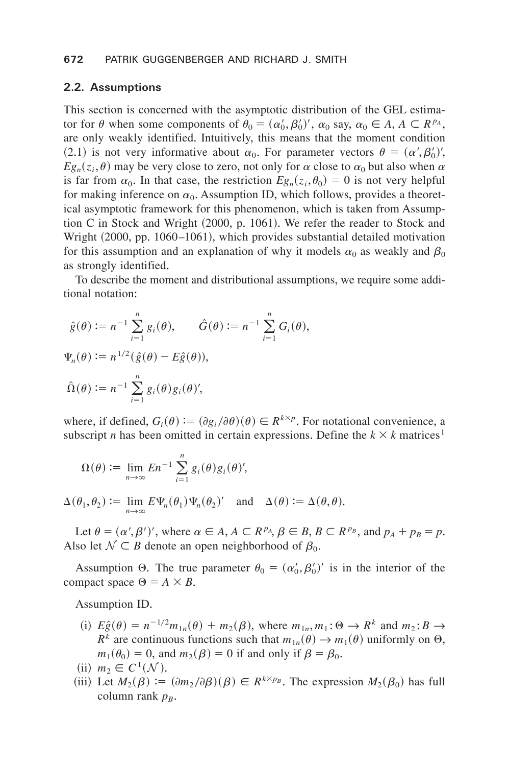### 2.2. Assumptions

This section is concerned with the asymptotic distribution of the GEL estimator for $\theta$ when some components of $\theta_0 = (\alpha_0', \beta_0')'$, $\alpha_0$ say, $\alpha_0 \in A$, $A \subset R^{p_A}$, are only weakly identified. Intuitively, this means that the moment condition (2.1) is not very informative about $\alpha_0$. For parameter vectors $\theta = (\alpha', \beta_0')'$, $Eg_n(z_i, \theta)$ may be very close to zero, not only for $\alpha$ close to $\alpha_0$ but also when $\alpha$ is far from $\alpha_0$. In that case, the restriction $Eg_n(z_i, \theta_0) = 0$ is not very helpful for making inference on $\alpha_0$. Assumption ID, which follows, provides a theoretical asymptotic framework for this phenomenon, which is taken from Assumption C in Stock and Wright (2000, p. 1061). We refer the reader to Stock and Wright (2000, pp. 1060–1061), which provides substantial detailed motivation for this assumption and an explanation of why it models $\alpha_0$ as weakly and $\beta_0$ as strongly identified.

To describe the moment and distributional assumptions, we require some additional notation:

$$\hat{g}(\theta) := n^{-1} \sum_{i=1}^{n} g_i(\theta), \qquad \hat{G}(\theta) := n^{-1} \sum_{i=1}^{n} G_i(\theta),$$

$$\Psi_n(\theta) := n^{1/2}(\hat{g}(\theta) - E\hat{g}(\theta)),$$

$$\hat{\Omega}(\theta) := n^{-1} \sum_{i=1}^{n} g_i(\theta) g_i(\theta)',$$

where, if defined, $G_i(\theta) := (\partial g_i / \partial \theta)(\theta) \in R^{k \times p}$. For notational convenience, a subscript $n$ has been omitted in certain expressions. Define the $k \times k$ matrices[1]

$$\Omega(\theta) := \lim_{n \to \infty} E n^{-1} \sum_{i=1}^{n} g_i(\theta) g_i(\theta)',$$

$$\Delta(\theta_1, \theta_2) := \lim_{n \to \infty} E \Psi_n(\theta_1) \Psi_n(\theta_2)' \quad \text{and} \quad \Delta(\theta) := \Delta(\theta, \theta).$$

Let $\theta = (\alpha', \beta')'$, where $\alpha \in A$, $A \subset R^{p_A}$, $\beta \in B$, $B \subset R^{p_B}$, and $p_A + p_B = p$. Also let $\mathcal{N} \subset B$ denote an open neighborhood of $\beta_0$.

Assumption $\Theta$. The true parameter $\theta_0 = (\alpha_0', \beta_0')'$ is in the interior of the compact space $\Theta = A \times B$.

Assumption ID.

(i) $E\hat{g}(\theta) = n^{-1/2} m_{1n}(\theta) + m_2(\beta)$, where $m_{1n}, m_1 : \Theta \to R^k$ and $m_2 : B \to R^k$ are continuous functions such that $m_{1n}(\theta) \to m_1(\theta)$ uniformly on $\Theta$, $m_1(\theta_0) = 0$, and $m_2(\beta) = 0$ if and only if $\beta = \beta_0$.

(ii) $m_2 \in C^1(\mathcal{N})$.

(iii) Let $M_2(\beta) := (\partial m_2 / \partial \beta)(\beta) \in R^{k \times p_B}$. The expression $M_2(\beta_0)$ has full column rank $p_B$.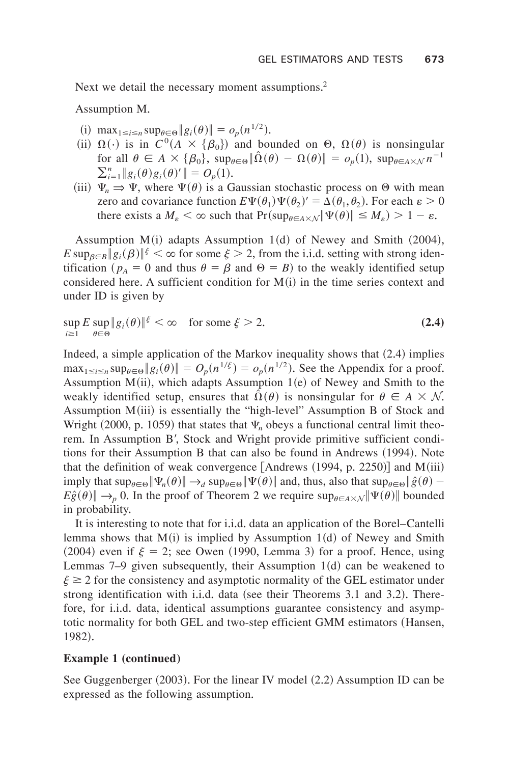Next we detail the necessary moment assumptions.[2]

Assumption M.

(i) $\max_{1 \le i \le n} \sup_{\theta \in \Theta} \|g_i(\theta)\| = o_p(n^{1/2})$.

(ii) $\Omega(\cdot)$ is in $C^0(A \times \{\beta_0\})$ and bounded on $\Theta$, $\Omega(\theta)$ is nonsingular for all $\theta \in A \times \{\beta_0\}$, $\sup_{\theta \in \Theta} \|\hat{\Omega}(\theta) - \Omega(\theta)\| = o_p(1)$, $\sup_{\theta \in A \times \mathcal{N}} n^{-1} \sum_{i=1}^{n} \|g_i(\theta) g_i(\theta)'\| = O_p(1)$.

(iii) $\Psi_n \Rightarrow \Psi$, where $\Psi(\theta)$ is a Gaussian stochastic process on $\Theta$ with mean zero and covariance function $E\Psi(\theta_1)\Psi(\theta_2)' = \Delta(\theta_1, \theta_2)$. For each $\varepsilon > 0$ there exists a $M_\varepsilon < \infty$ such that $\Pr(\sup_{\theta \in A \times \mathcal{N}} \|\Psi(\theta)\| \le M_\varepsilon) > 1 - \varepsilon$.

Assumption M(i) adapts Assumption 1(d) of Newey and Smith (2004), $E \sup_{\beta \in B} \|g_i(\beta)\|^\xi < \infty$ for some $\xi > 2$, from the i.i.d. setting with strong identification ($p_A = 0$ and thus $\theta = \beta$ and $\Theta = B$) to the weakly identified setup considered here. A sufficient condition for M(i) in the time series context and under ID is given by

$$\sup_{i \ge 1} E \sup_{\theta \in \Theta} \|g_i(\theta)\|^\xi < \infty \quad \text{for some } \xi > 2. \tag{2.4}$$

Indeed, a simple application of the Markov inequality shows that (2.4) implies $\max_{1 \le i \le n} \sup_{\theta \in \Theta} \|g_i(\theta)\| = O_p(n^{1/\xi}) = o_p(n^{1/2})$. See the Appendix for a proof. Assumption M(ii), which adapts Assumption 1(e) of Newey and Smith to the weakly identified setup, ensures that $\hat{\Omega}(\theta)$ is nonsingular for $\theta \in A \times \mathcal{N}$. Assumption M(iii) is essentially the "high-level" Assumption B of Stock and Wright (2000, p. 1059) that states that $\Psi_n$ obeys a functional central limit theorem. In Assumption B′, Stock and Wright provide primitive sufficient conditions for their Assumption B that can also be found in Andrews (1994). Note that the definition of weak convergence [Andrews (1994, p. 2250)] and M(iii) imply that $\sup_{\theta \in \Theta} \|\Psi_n(\theta)\| \to_d \sup_{\theta \in \Theta} \|\Psi(\theta)\|$ and, thus, also that $\sup_{\theta \in \Theta} \|\hat{g}(\theta) - E\hat{g}(\theta)\| \to_p 0$. In the proof of Theorem 2 we require $\sup_{\theta \in A \times \mathcal{N}} \|\Psi(\theta)\|$ bounded in probability.

It is interesting to note that for i.i.d. data an application of the Borel–Cantelli lemma shows that M(i) is implied by Assumption 1(d) of Newey and Smith (2004) even if $\xi = 2$; see Owen (1990, Lemma 3) for a proof. Hence, using Lemmas 7–9 given subsequently, their Assumption 1(d) can be weakened to $\xi \ge 2$ for the consistency and asymptotic normality of the GEL estimator under strong identification with i.i.d. data (see their Theorems 3.1 and 3.2). Therefore, for i.i.d. data, identical assumptions guarantee consistency and asymptotic normality for both GEL and two-step efficient GMM estimators (Hansen, 1982).

**Example 1 (continued)**

See Guggenberger (2003). For the linear IV model (2.2) Assumption ID can be expressed as the following assumption.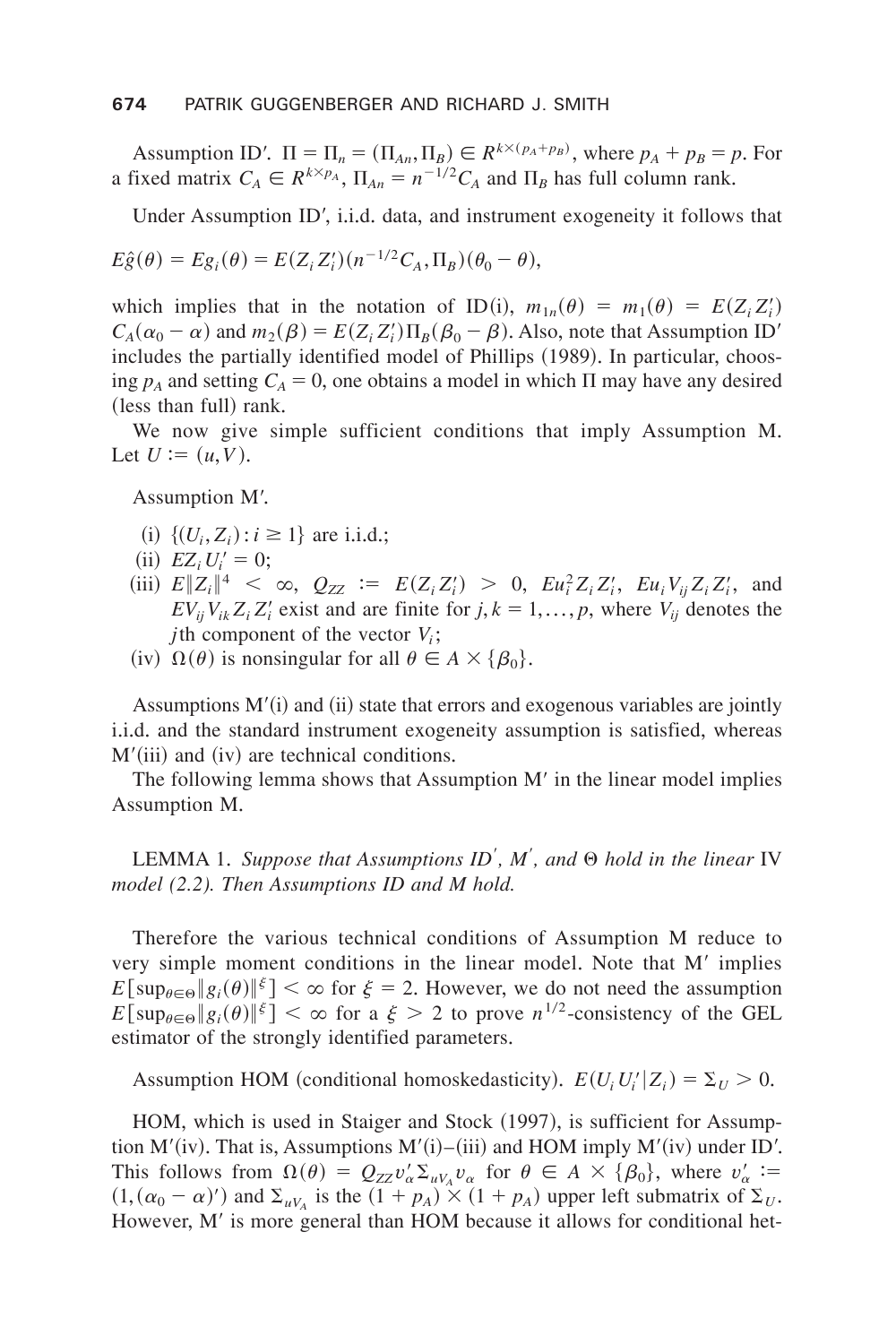Assumption ID′. $\Pi = \Pi_n = (\Pi_{An}, \Pi_B) \in R^{k\times(p_A+p_B)}$, where $p_A + p_B = p$. For a fixed matrix $C_A \in R^{k\times p_A}$, $\Pi_{An} = n^{-1/2}C_A$ and $\Pi_B$ has full column rank.

Under Assumption ID′, i.i.d. data, and instrument exogeneity it follows that

$$E\hat{g}(\theta) = Eg_i(\theta) = E(Z_i Z_i')(n^{-1/2}C_A, \Pi_B)(\theta_0 - \theta),$$

which implies that in the notation of ID(i), $m_{1n}(\theta) = m_1(\theta) = E(Z_i Z_i') C_A(\alpha_0 - \alpha)$ and $m_2(\beta) = E(Z_i Z_i')\Pi_B(\beta_0 - \beta)$. Also, note that Assumption ID′ includes the partially identified model of Phillips (1989). In particular, choosing $p_A$ and setting $C_A = 0$, one obtains a model in which $\Pi$ may have any desired (less than full) rank.

We now give simple sufficient conditions that imply Assumption M. Let $U := (u, V)$.

Assumption M′.

- (i) $\{(U_i, Z_i) : i \geq 1\}$ are i.i.d.;
- (ii) $EZ_i U_i' = 0$;
- (iii) $E\|Z_i\|^4 < \infty$, $Q_{ZZ} := E(Z_i Z_i') > 0$, $Eu_i^2 Z_i Z_i'$, $Eu_i V_{ij} Z_i Z_i'$, and $EV_{ij}V_{ik}Z_i Z_i'$ exist and are finite for $j,k = 1,\ldots,p$, where $V_{ij}$ denotes the $j$th component of the vector $V_i$;
- (iv) $\Omega(\theta)$ is nonsingular for all $\theta \in A \times \{\beta_0\}$.

Assumptions M′(i) and (ii) state that errors and exogenous variables are jointly i.i.d. and the standard instrument exogeneity assumption is satisfied, whereas M′(iii) and (iv) are technical conditions.

The following lemma shows that Assumption M′ in the linear model implies Assumption M.

LEMMA 1. *Suppose that Assumptions ID′, M′, and $\Theta$ hold in the linear* IV *model (2.2). Then Assumptions ID and M hold.*

Therefore the various technical conditions of Assumption M reduce to very simple moment conditions in the linear model. Note that M′ implies $E[\sup_{\theta\in\Theta}\|g_i(\theta)\|^\xi] < \infty$ for $\xi = 2$. However, we do not need the assumption $E[\sup_{\theta\in\Theta}\|g_i(\theta)\|^\xi] < \infty$ for a $\xi > 2$ to prove $n^{1/2}$-consistency of the GEL estimator of the strongly identified parameters.

Assumption HOM (conditional homoskedasticity). $E(U_i U_i' | Z_i) = \Sigma_U > 0$.

HOM, which is used in Staiger and Stock (1997), is sufficient for Assumption M′(iv). That is, Assumptions M′(i)–(iii) and HOM imply M′(iv) under ID′. This follows from $\Omega(\theta) = Q_{ZZ} v_\alpha' \Sigma_{uV_A} v_\alpha$ for $\theta \in A \times \{\beta_0\}$, where $v_\alpha' := (1, (\alpha_0 - \alpha)')$ and $\Sigma_{uV_A}$ is the $(1 + p_A) \times (1 + p_A)$ upper left submatrix of $\Sigma_U$. However, M′ is more general than HOM because it allows for conditional het-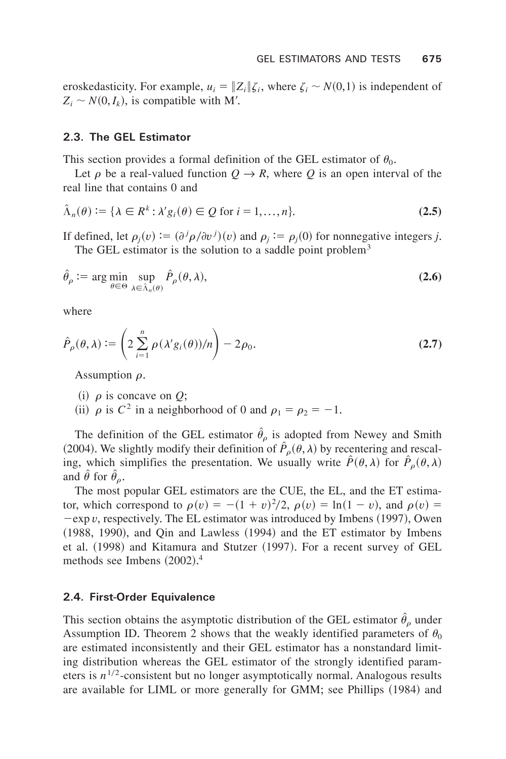eroskedasticity. For example, $u_i = \|Z_i\|\zeta_i$, where $\zeta_i \sim N(0,1)$ is independent of $Z_i \sim N(0, I_k)$, is compatible with M′.

### 2.3. The GEL Estimator

This section provides a formal definition of the GEL estimator of $\theta_0$.

Let $\rho$ be a real-valued function $Q \to R$, where $Q$ is an open interval of the real line that contains 0 and

$$\hat{\Lambda}_n(\theta) := \{\lambda \in R^k : \lambda' g_i(\theta) \in Q \text{ for } i = 1, \ldots, n\}. \tag{2.5}$$

If defined, let $\rho_j(v) := (\partial^j \rho / \partial v^j)(v)$ and $\rho_j := \rho_j(0)$ for nonnegative integers $j$.

The GEL estimator is the solution to a saddle point problem[3]

$$\hat{\theta}_\rho := \arg\min_{\theta \in \Theta} \sup_{\lambda \in \hat{\Lambda}_n(\theta)} \hat{P}_\rho(\theta, \lambda), \tag{2.6}$$

where

$$\hat{P}_\rho(\theta, \lambda) := \left( 2 \sum_{i=1}^{n} \rho(\lambda' g_i(\theta))/n \right) - 2\rho_0. \tag{2.7}$$

Assumption $\rho$.

(i) $\rho$ is concave on $Q$;
(ii) $\rho$ is $C^2$ in a neighborhood of 0 and $\rho_1 = \rho_2 = -1$.

The definition of the GEL estimator $\hat{\theta}_\rho$ is adopted from Newey and Smith (2004). We slightly modify their definition of $\hat{P}_\rho(\theta, \lambda)$ by recentering and rescaling, which simplifies the presentation. We usually write $\hat{P}(\theta, \lambda)$ for $\hat{P}_\rho(\theta, \lambda)$ and $\hat{\theta}$ for $\hat{\theta}_\rho$.

The most popular GEL estimators are the CUE, the EL, and the ET estimator, which correspond to $\rho(v) = -(1+v)^2/2$, $\rho(v) = \ln(1-v)$, and $\rho(v) = -\exp v$, respectively. The EL estimator was introduced by Imbens (1997), Owen (1988, 1990), and Qin and Lawless (1994) and the ET estimator by Imbens et al. (1998) and Kitamura and Stutzer (1997). For a recent survey of GEL methods see Imbens (2002).[4]

### 2.4. First-Order Equivalence

This section obtains the asymptotic distribution of the GEL estimator $\hat{\theta}_\rho$ under Assumption ID. Theorem 2 shows that the weakly identified parameters of $\theta_0$ are estimated inconsistently and their GEL estimator has a nonstandard limiting distribution whereas the GEL estimator of the strongly identified parameters is $n^{1/2}$-consistent but no longer asymptotically normal. Analogous results are available for LIML or more generally for GMM; see Phillips (1984) and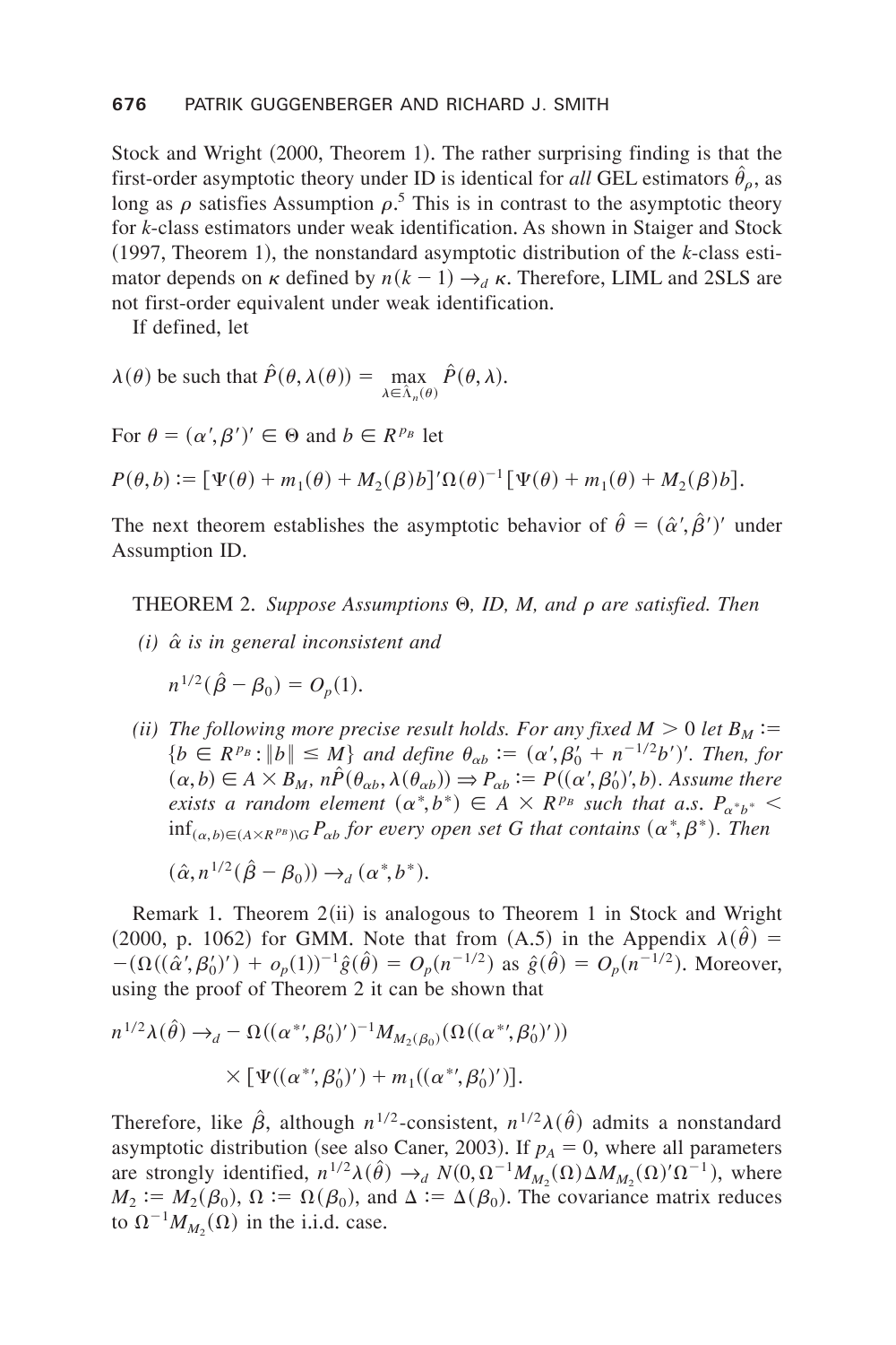Stock and Wright (2000, Theorem 1). The rather surprising finding is that the first-order asymptotic theory under ID is identical for *all* GEL estimators $\hat{\theta}_\rho$, as long as $\rho$ satisfies Assumption $\rho$.[5] This is in contrast to the asymptotic theory for $k$-class estimators under weak identification. As shown in Staiger and Stock (1997, Theorem 1), the nonstandard asymptotic distribution of the $k$-class estimator depends on $\kappa$ defined by $n(k-1) \to_d \kappa$. Therefore, LIML and 2SLS are not first-order equivalent under weak identification.

If defined, let

$$\lambda(\theta) \text{ be such that } \hat{P}(\theta, \lambda(\theta)) = \max_{\lambda \in \hat{\Lambda}_n(\theta)} \hat{P}(\theta, \lambda).$$

For $\theta = (\alpha', \beta')' \in \Theta$ and $b \in R^{p_B}$ let

$$P(\theta, b) := [\Psi(\theta) + m_1(\theta) + M_2(\beta)b]'\Omega(\theta)^{-1}[\Psi(\theta) + m_1(\theta) + M_2(\beta)b].$$

The next theorem establishes the asymptotic behavior of $\hat{\theta} = (\hat{\alpha}', \hat{\beta}')'$ under Assumption ID.

THEOREM 2. *Suppose Assumptions $\Theta$, ID, M, and $\rho$ are satisfied. Then*

*(i) $\hat{\alpha}$ is in general inconsistent and*

$$n^{1/2}(\hat{\beta} - \beta_0) = O_p(1).$$

*(ii) The following more precise result holds. For any fixed $M > 0$ let $B_M := \{b \in R^{p_B} : \|b\| \leq M\}$ and define $\theta_{\alpha b} := (\alpha', \beta_0' + n^{-1/2}b')'$. Then, for $(\alpha, b) \in A \times B_M$, $n\hat{P}(\theta_{\alpha b}, \lambda(\theta_{\alpha b})) \Rightarrow P_{\alpha b} := P((\alpha', \beta_0')', b)$. Assume there exists a random element $(\alpha^*, b^*) \in A \times R^{p_B}$ such that a.s. $P_{\alpha^* b^*} < \inf_{(\alpha,b) \in (A \times R^{p_B}) \setminus G} P_{\alpha b}$ for every open set $G$ that contains $(\alpha^*, \beta^*)$. Then*

$$(\hat{\alpha}, n^{1/2}(\hat{\beta} - \beta_0)) \to_d (\alpha^*, b^*).$$

Remark 1. Theorem 2(ii) is analogous to Theorem 1 in Stock and Wright (2000, p. 1062) for GMM. Note that from (A.5) in the Appendix $\lambda(\hat{\theta}) = -(\Omega((\hat{\alpha}', \beta_0')') + o_p(1))^{-1}\hat{g}(\hat{\theta}) = O_p(n^{-1/2})$ as $\hat{g}(\hat{\theta}) = O_p(n^{-1/2})$. Moreover, using the proof of Theorem 2 it can be shown that

$$n^{1/2}\lambda(\hat{\theta}) \to_d -\Omega((\alpha^{*\prime}, \beta_0')')^{-1} M_{M_2(\beta_0)}(\Omega((\alpha^{*\prime}, \beta_0')'))$$
$$\times [\Psi((\alpha^{*\prime}, \beta_0')') + m_1((\alpha^{*\prime}, \beta_0')')].$$

Therefore, like $\hat{\beta}$, although $n^{1/2}$-consistent, $n^{1/2}\lambda(\hat{\theta})$ admits a nonstandard asymptotic distribution (see also Caner, 2003). If $p_A = 0$, where all parameters are strongly identified, $n^{1/2}\lambda(\hat{\theta}) \to_d N(0, \Omega^{-1}M_{M_2}(\Omega)\Delta M_{M_2}(\Omega)'\Omega^{-1})$, where $M_2 := M_2(\beta_0)$, $\Omega := \Omega(\beta_0)$, and $\Delta := \Delta(\beta_0)$. The covariance matrix reduces to $\Omega^{-1}M_{M_2}(\Omega)$ in the i.i.d. case.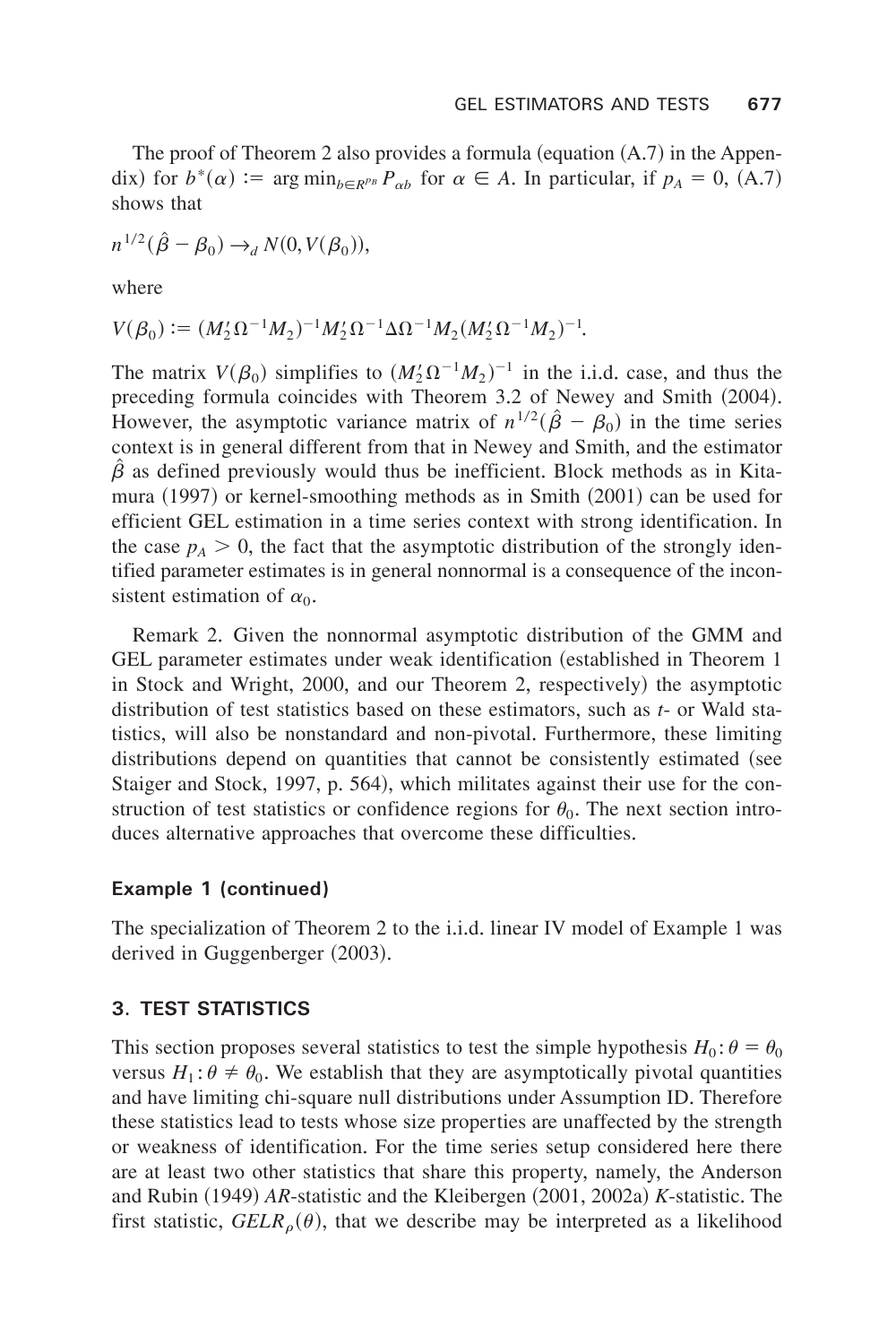The proof of Theorem 2 also provides a formula (equation (A.7) in the Appendix) for $b^*(\alpha) := \arg\min_{b \in R^{p_B}} P_{\alpha b}$ for $\alpha \in A$. In particular, if $p_A = 0$, (A.7) shows that

$$n^{1/2}(\hat{\beta} - \beta_0) \to_d N(0, V(\beta_0)),$$

where

$$V(\beta_0) := (M_2' \Omega^{-1} M_2)^{-1} M_2' \Omega^{-1} \Delta \Omega^{-1} M_2 (M_2' \Omega^{-1} M_2)^{-1}.$$

The matrix $V(\beta_0)$ simplifies to $(M_2' \Omega^{-1} M_2)^{-1}$ in the i.i.d. case, and thus the preceding formula coincides with Theorem 3.2 of Newey and Smith (2004). However, the asymptotic variance matrix of $n^{1/2}(\hat{\beta} - \beta_0)$ in the time series context is in general different from that in Newey and Smith, and the estimator $\hat{\beta}$ as defined previously would thus be inefficient. Block methods as in Kitamura (1997) or kernel-smoothing methods as in Smith (2001) can be used for efficient GEL estimation in a time series context with strong identification. In the case $p_A > 0$, the fact that the asymptotic distribution of the strongly identified parameter estimates is in general nonnormal is a consequence of the inconsistent estimation of $\alpha_0$.

Remark 2. Given the nonnormal asymptotic distribution of the GMM and GEL parameter estimates under weak identification (established in Theorem 1 in Stock and Wright, 2000, and our Theorem 2, respectively) the asymptotic distribution of test statistics based on these estimators, such as *t*- or Wald statistics, will also be nonstandard and non-pivotal. Furthermore, these limiting distributions depend on quantities that cannot be consistently estimated (see Staiger and Stock, 1997, p. 564), which militates against their use for the construction of test statistics or confidence regions for $\theta_0$. The next section introduces alternative approaches that overcome these difficulties.

### Example 1 (continued)

The specialization of Theorem 2 to the i.i.d. linear IV model of Example 1 was derived in Guggenberger (2003).

## 3. TEST STATISTICS

This section proposes several statistics to test the simple hypothesis $H_0: \theta = \theta_0$ versus $H_1: \theta \neq \theta_0$. We establish that they are asymptotically pivotal quantities and have limiting chi-square null distributions under Assumption ID. Therefore these statistics lead to tests whose size properties are unaffected by the strength or weakness of identification. For the time series setup considered here there are at least two other statistics that share this property, namely, the Anderson and Rubin (1949) *AR*-statistic and the Kleibergen (2001, 2002a) *K*-statistic. The first statistic, $GELR_\rho(\theta)$, that we describe may be interpreted as a likelihood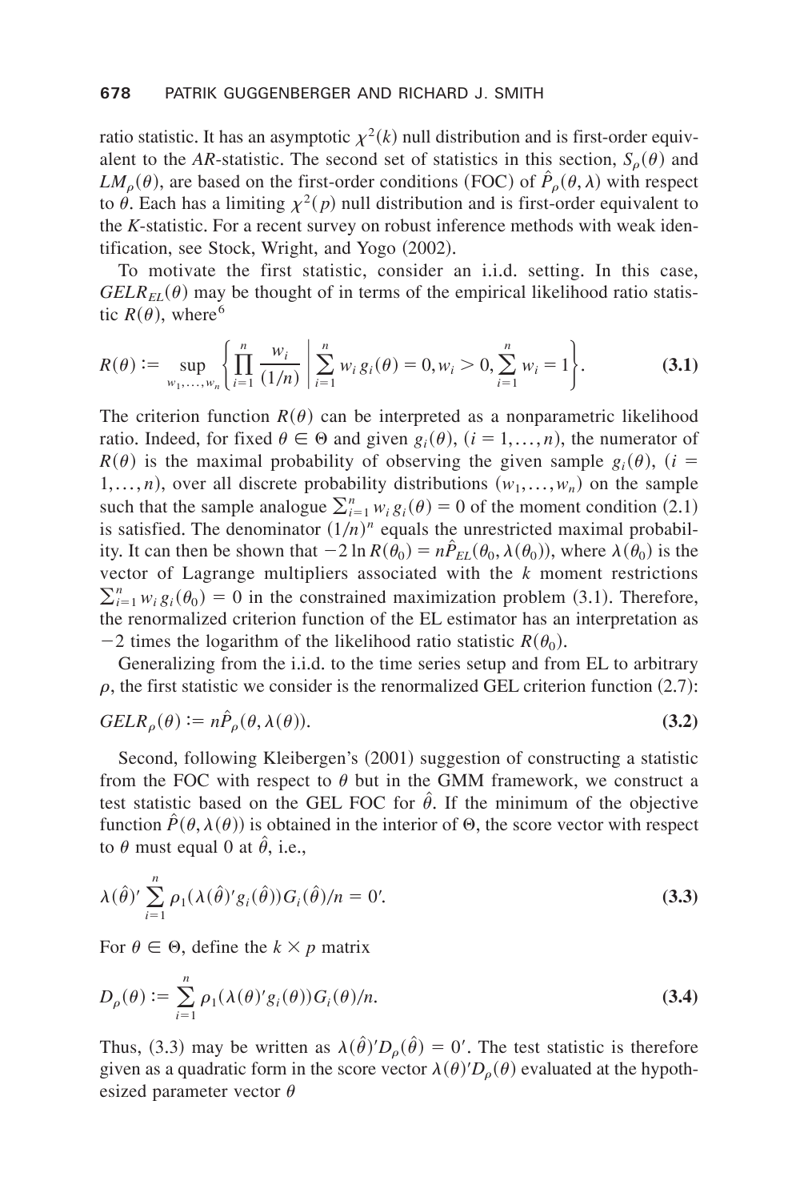ratio statistic. It has an asymptotic $\chi^2(k)$ null distribution and is first-order equivalent to the *AR*-statistic. The second set of statistics in this section, $S_\rho(\theta)$ and $LM_\rho(\theta)$, are based on the first-order conditions (FOC) of $\hat{P}_\rho(\theta,\lambda)$ with respect to $\theta$. Each has a limiting $\chi^2(p)$ null distribution and is first-order equivalent to the *K*-statistic. For a recent survey on robust inference methods with weak identification, see Stock, Wright, and Yogo (2002).

To motivate the first statistic, consider an i.i.d. setting. In this case, $GELR_{EL}(\theta)$ may be thought of in terms of the empirical likelihood ratio statistic $R(\theta)$, where[6]

$$R(\theta) := \sup_{w_1,\ldots,w_n} \left\{ \prod_{i=1}^{n} \frac{w_i}{(1/n)} \,\middle|\, \sum_{i=1}^{n} w_i g_i(\theta) = 0, w_i > 0, \sum_{i=1}^{n} w_i = 1 \right\}. \tag{3.1}$$

The criterion function $R(\theta)$ can be interpreted as a nonparametric likelihood ratio. Indeed, for fixed $\theta \in \Theta$ and given $g_i(\theta)$, $(i = 1,\ldots,n)$, the numerator of $R(\theta)$ is the maximal probability of observing the given sample $g_i(\theta)$, $(i = 1,\ldots,n)$, over all discrete probability distributions $(w_1,\ldots,w_n)$ on the sample such that the sample analogue $\sum_{i=1}^{n} w_i g_i(\theta) = 0$ of the moment condition (2.1) is satisfied. The denominator $(1/n)^n$ equals the unrestricted maximal probability. It can then be shown that $-2\ln R(\theta_0) = n\hat{P}_{EL}(\theta_0, \lambda(\theta_0))$, where $\lambda(\theta_0)$ is the vector of Lagrange multipliers associated with the $k$ moment restrictions $\sum_{i=1}^{n} w_i g_i(\theta_0) = 0$ in the constrained maximization problem (3.1). Therefore, the renormalized criterion function of the EL estimator has an interpretation as $-2$ times the logarithm of the likelihood ratio statistic $R(\theta_0)$.

Generalizing from the i.i.d. to the time series setup and from EL to arbitrary $\rho$, the first statistic we consider is the renormalized GEL criterion function (2.7):

$$GELR_\rho(\theta) := n\hat{P}_\rho(\theta, \lambda(\theta)). \tag{3.2}$$

Second, following Kleibergen's (2001) suggestion of constructing a statistic from the FOC with respect to $\theta$ but in the GMM framework, we construct a test statistic based on the GEL FOC for $\hat{\theta}$. If the minimum of the objective function $\hat{P}(\theta, \lambda(\theta))$ is obtained in the interior of $\Theta$, the score vector with respect to $\theta$ must equal 0 at $\hat{\theta}$, i.e.,

$$\lambda(\hat{\theta})' \sum_{i=1}^{n} \rho_1(\lambda(\hat{\theta})' g_i(\hat{\theta})) G_i(\hat{\theta})/n = 0'. \tag{3.3}$$

For $\theta \in \Theta$, define the $k \times p$ matrix

$$D_\rho(\theta) := \sum_{i=1}^{n} \rho_1(\lambda(\theta)' g_i(\theta)) G_i(\theta)/n. \tag{3.4}$$

Thus, (3.3) may be written as $\lambda(\hat{\theta})' D_\rho(\hat{\theta}) = 0'$. The test statistic is therefore given as a quadratic form in the score vector $\lambda(\theta)' D_\rho(\theta)$ evaluated at the hypothesized parameter vector $\theta$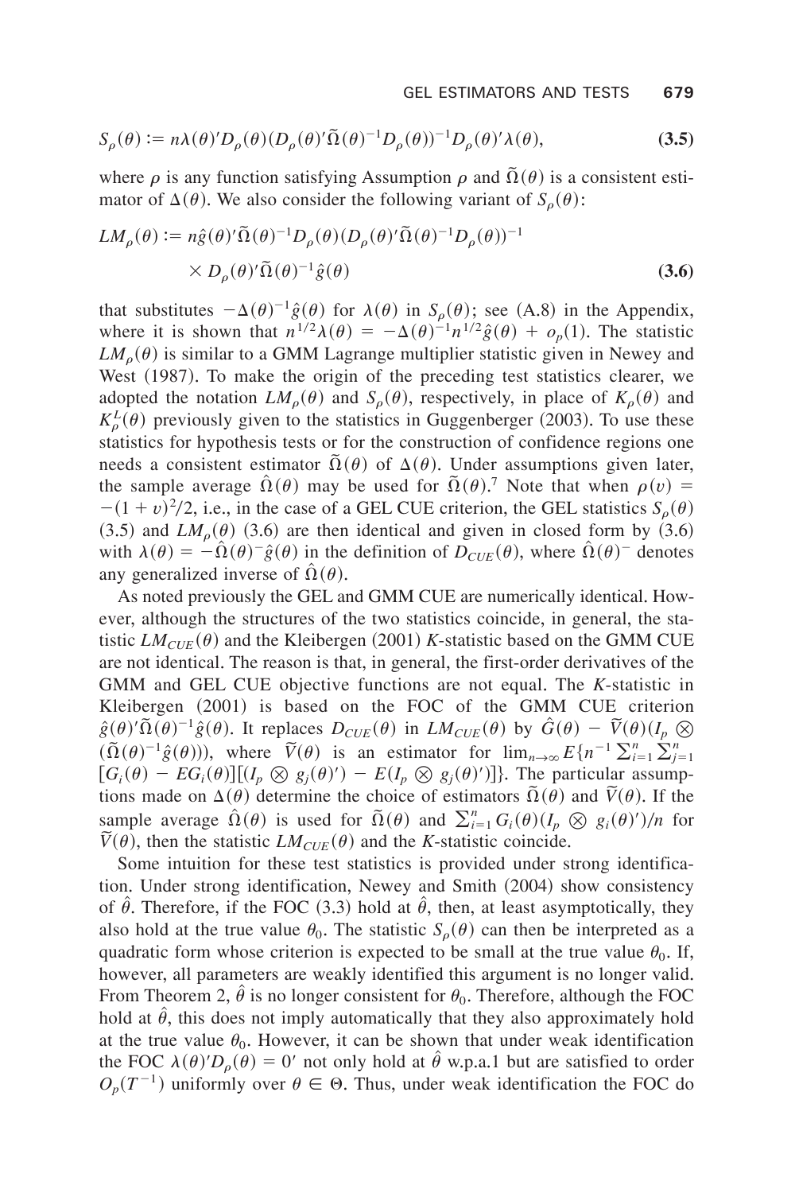$$S_\rho(\theta) := n\lambda(\theta)' D_\rho(\theta)(D_\rho(\theta)'\tilde{\Omega}(\theta)^{-1} D_\rho(\theta))^{-1} D_\rho(\theta)'\lambda(\theta), \tag{3.5}$$

where $\rho$ is any function satisfying Assumption $\rho$ and $\tilde{\Omega}(\theta)$ is a consistent estimator of $\Delta(\theta)$. We also consider the following variant of $S_\rho(\theta)$:

$$LM_\rho(\theta) := n\hat{g}(\theta)'\tilde{\Omega}(\theta)^{-1} D_\rho(\theta)(D_\rho(\theta)'\tilde{\Omega}(\theta)^{-1} D_\rho(\theta))^{-1} \times D_\rho(\theta)'\tilde{\Omega}(\theta)^{-1}\hat{g}(\theta) \tag{3.6}$$

that substitutes $-\Delta(\theta)^{-1}\hat{g}(\theta)$ for $\lambda(\theta)$ in $S_\rho(\theta)$; see (A.8) in the Appendix, where it is shown that $n^{1/2}\lambda(\theta) = -\Delta(\theta)^{-1} n^{1/2}\hat{g}(\theta) + o_p(1)$. The statistic $LM_\rho(\theta)$ is similar to a GMM Lagrange multiplier statistic given in Newey and West (1987). To make the origin of the preceding test statistics clearer, we adopted the notation $LM_\rho(\theta)$ and $S_\rho(\theta)$, respectively, in place of $K_\rho(\theta)$ and $K_\rho^L(\theta)$ previously given to the statistics in Guggenberger (2003). To use these statistics for hypothesis tests or for the construction of confidence regions one needs a consistent estimator $\tilde{\Omega}(\theta)$ of $\Delta(\theta)$. Under assumptions given later, the sample average $\hat{\Omega}(\theta)$ may be used for $\tilde{\Omega}(\theta)$.[7] Note that when $\rho(v) = -(1+v)^2/2$, i.e., in the case of a GEL CUE criterion, the GEL statistics $S_\rho(\theta)$ (3.5) and $LM_\rho(\theta)$ (3.6) are then identical and given in closed form by (3.6) with $\lambda(\theta) = -\hat{\Omega}(\theta)^{-}\hat{g}(\theta)$ in the definition of $D_{CUE}(\theta)$, where $\hat{\Omega}(\theta)^{-}$ denotes any generalized inverse of $\hat{\Omega}(\theta)$.

As noted previously the GEL and GMM CUE are numerically identical. However, although the structures of the two statistics coincide, in general, the statistic $LM_{CUE}(\theta)$ and the Kleibergen (2001) $K$-statistic based on the GMM CUE are not identical. The reason is that, in general, the first-order derivatives of the GMM and GEL CUE objective functions are not equal. The $K$-statistic in Kleibergen (2001) is based on the FOC of the GMM CUE criterion $\hat{g}(\theta)'\tilde{\Omega}(\theta)^{-1}\hat{g}(\theta)$. It replaces $D_{CUE}(\theta)$ in $LM_{CUE}(\theta)$ by $\hat{G}(\theta) - \tilde{V}(\theta)(I_p \otimes (\tilde{\Omega}(\theta)^{-1}\hat{g}(\theta)))$, where $\tilde{V}(\theta)$ is an estimator for $\lim_{n\to\infty} E\{n^{-1}\sum_{i=1}^n \sum_{j=1}^n [G_i(\theta) - EG_i(\theta)][(I_p \otimes g_j(\theta)') - E(I_p \otimes g_j(\theta)')]\}$. The particular assumptions made on $\Delta(\theta)$ determine the choice of estimators $\tilde{\Omega}(\theta)$ and $\tilde{V}(\theta)$. If the sample average $\hat{\Omega}(\theta)$ is used for $\tilde{\Omega}(\theta)$ and $\sum_{i=1}^n G_i(\theta)(I_p \otimes g_i(\theta)')/n$ for $\tilde{V}(\theta)$, then the statistic $LM_{CUE}(\theta)$ and the $K$-statistic coincide.

Some intuition for these test statistics is provided under strong identification. Under strong identification, Newey and Smith (2004) show consistency of $\hat{\theta}$. Therefore, if the FOC (3.3) hold at $\hat{\theta}$, then, at least asymptotically, they also hold at the true value $\theta_0$. The statistic $S_\rho(\theta)$ can then be interpreted as a quadratic form whose criterion is expected to be small at the true value $\theta_0$. If, however, all parameters are weakly identified this argument is no longer valid. From Theorem 2, $\hat{\theta}$ is no longer consistent for $\theta_0$. Therefore, although the FOC hold at $\hat{\theta}$, this does not imply automatically that they also approximately hold at the true value $\theta_0$. However, it can be shown that under weak identification the FOC $\lambda(\theta)'D_\rho(\theta) = 0'$ not only hold at $\hat{\theta}$ w.p.a.1 but are satisfied to order $O_p(T^{-1})$ uniformly over $\theta \in \Theta$. Thus, under weak identification the FOC do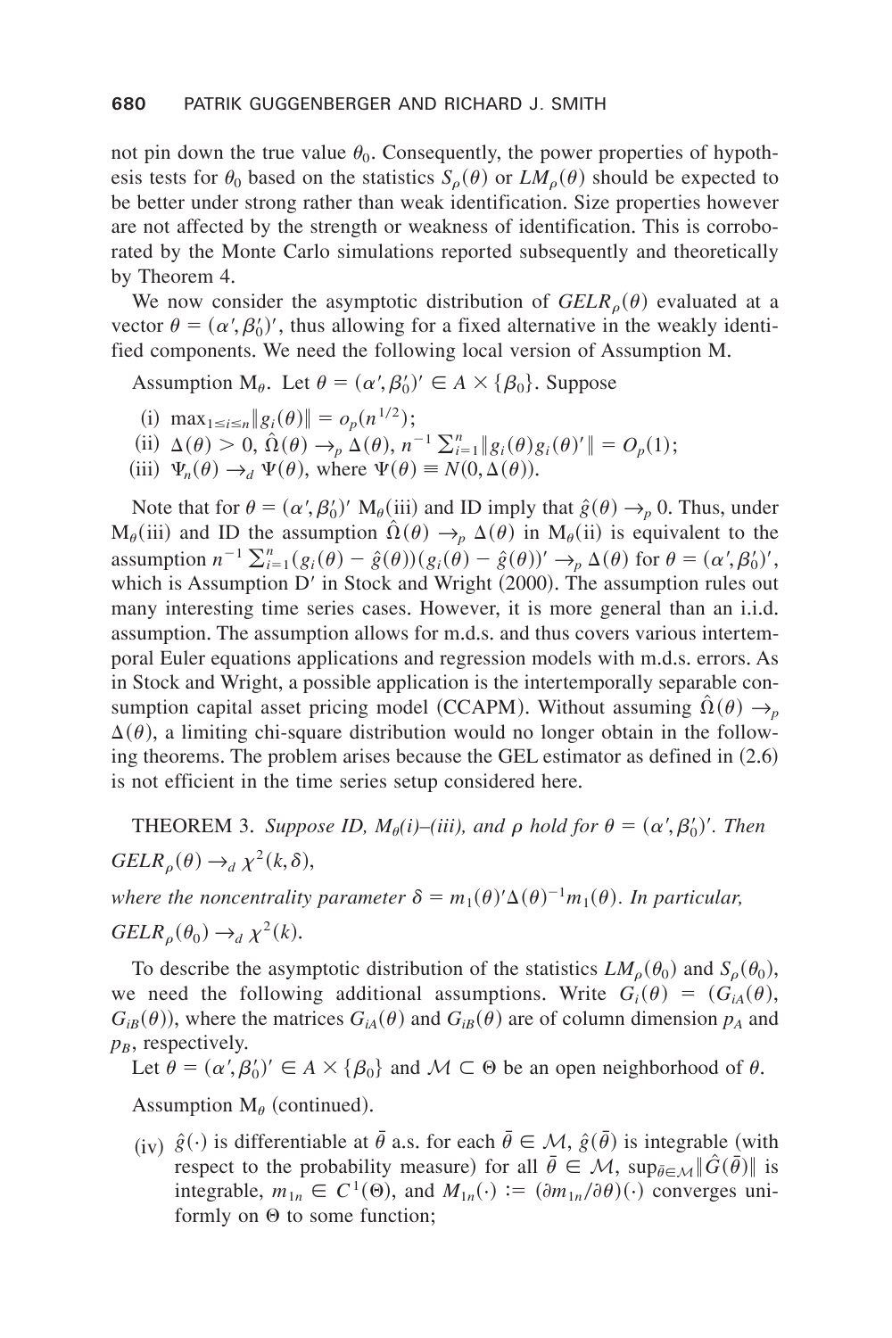not pin down the true value $\theta_0$. Consequently, the power properties of hypothesis tests for $\theta_0$ based on the statistics $S_\rho(\theta)$ or $LM_\rho(\theta)$ should be expected to be better under strong rather than weak identification. Size properties however are not affected by the strength or weakness of identification. This is corroborated by the Monte Carlo simulations reported subsequently and theoretically by Theorem 4.

We now consider the asymptotic distribution of $GELR_\rho(\theta)$ evaluated at a vector $\theta = (\alpha', \beta_0')'$, thus allowing for a fixed alternative in the weakly identified components. We need the following local version of Assumption M.

Assumption $\mathrm{M}_\theta$. Let $\theta = (\alpha', \beta_0')' \in A \times \{\beta_0\}$. Suppose

(i) $\max_{1 \le i \le n} \| g_i(\theta) \| = o_p(n^{1/2})$;
(ii) $\Delta(\theta) > 0$, $\hat{\Omega}(\theta) \to_p \Delta(\theta)$, $n^{-1} \sum_{i=1}^n \| g_i(\theta) g_i(\theta)' \| = O_p(1)$;
(iii) $\Psi_n(\theta) \to_d \Psi(\theta)$, where $\Psi(\theta) \equiv N(0, \Delta(\theta))$.

Note that for $\theta = (\alpha', \beta_0')'$ $\mathrm{M}_\theta$(iii) and ID imply that $\hat{g}(\theta) \to_p 0$. Thus, under $\mathrm{M}_\theta$(iii) and ID the assumption $\hat{\Omega}(\theta) \to_p \Delta(\theta)$ in $\mathrm{M}_\theta$(ii) is equivalent to the assumption $n^{-1} \sum_{i=1}^n (g_i(\theta) - \hat{g}(\theta))(g_i(\theta) - \hat{g}(\theta))' \to_p \Delta(\theta)$ for $\theta = (\alpha', \beta_0')'$, which is Assumption D′ in Stock and Wright (2000). The assumption rules out many interesting time series cases. However, it is more general than an i.i.d. assumption. The assumption allows for m.d.s. and thus covers various intertemporal Euler equations applications and regression models with m.d.s. errors. As in Stock and Wright, a possible application is the intertemporally separable consumption capital asset pricing model (CCAPM). Without assuming $\hat{\Omega}(\theta) \to_p \Delta(\theta)$, a limiting chi-square distribution would no longer obtain in the following theorems. The problem arises because the GEL estimator as defined in (2.6) is not efficient in the time series setup considered here.

THEOREM 3. *Suppose ID, $\mathrm{M}_\theta$(i)–(iii), and $\rho$ hold for $\theta = (\alpha', \beta_0')'$. Then*

$GELR_\rho(\theta) \to_d \chi^2(k, \delta)$,

*where the noncentrality parameter $\delta = m_1(\theta)' \Delta(\theta)^{-1} m_1(\theta)$. In particular,*

$GELR_\rho(\theta_0) \to_d \chi^2(k)$.

To describe the asymptotic distribution of the statistics $LM_\rho(\theta_0)$ and $S_\rho(\theta_0)$, we need the following additional assumptions. Write $G_i(\theta) = (G_{iA}(\theta), G_{iB}(\theta))$, where the matrices $G_{iA}(\theta)$ and $G_{iB}(\theta)$ are of column dimension $p_A$ and $p_B$, respectively.

Let $\theta = (\alpha', \beta_0')' \in A \times \{\beta_0\}$ and $\mathcal{M} \subset \Theta$ be an open neighborhood of $\theta$.

Assumption $\mathrm{M}_\theta$ (continued).

(iv) $\hat{g}(\cdot)$ is differentiable at $\bar{\theta}$ a.s. for each $\bar{\theta} \in \mathcal{M}$, $\hat{g}(\bar{\theta})$ is integrable (with respect to the probability measure) for all $\bar{\theta} \in \mathcal{M}$, $\sup_{\bar{\theta} \in \mathcal{M}} \| \hat{G}(\bar{\theta}) \|$ is integrable, $m_{1n} \in C^1(\Theta)$, and $M_{1n}(\cdot) := (\partial m_{1n} / \partial \theta)(\cdot)$ converges uniformly on $\Theta$ to some function;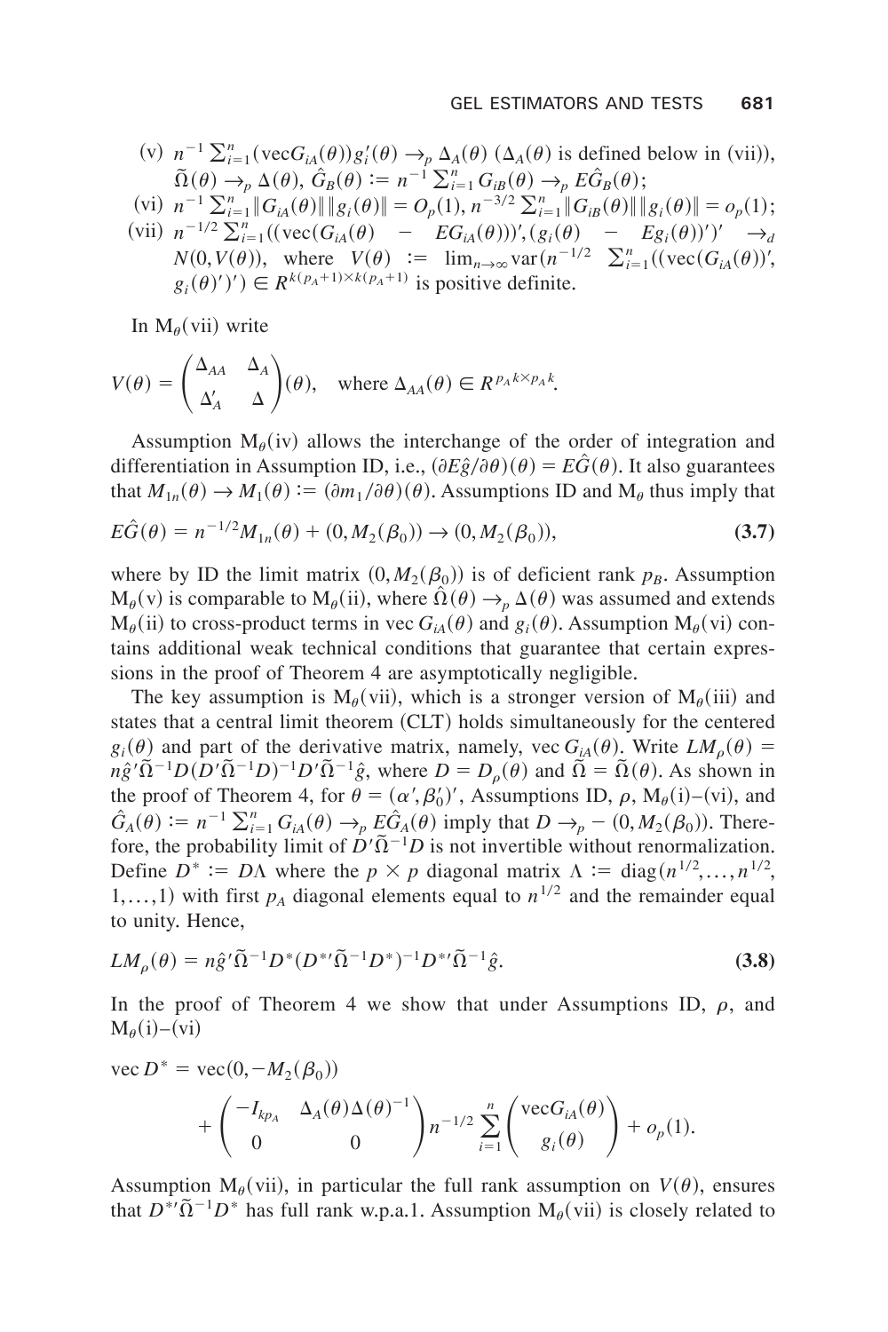(v) $n^{-1}\sum_{i=1}^n (\text{vec}G_{iA}(\theta))g_i'(\theta) \to_p \Delta_A(\theta)$ ($\Delta_A(\theta)$ is defined below in (vii)), $\tilde{\Omega}(\theta) \to_p \Delta(\theta)$, $\hat{G}_B(\theta) := n^{-1}\sum_{i=1}^n G_{iB}(\theta) \to_p E\hat{G}_B(\theta)$;

(vi) $n^{-1}\sum_{i=1}^n \|G_{iA}(\theta)\|\|g_i(\theta)\| = O_p(1)$, $n^{-3/2}\sum_{i=1}^n \|G_{iB}(\theta)\|\|g_i(\theta)\| = o_p(1)$;

(vii) $n^{-1/2}\sum_{i=1}^n ((\text{vec}(G_{iA}(\theta) - EG_{iA}(\theta)))', (g_i(\theta) - Eg_i(\theta))')' \to_d N(0, V(\theta))$, where $V(\theta) := \lim_{n\to\infty} \text{var}(n^{-1/2} \sum_{i=1}^n ((\text{vec}(G_{iA}(\theta))', g_i(\theta)')') \in R^{k(p_A+1)\times k(p_A+1)}$ is positive definite.

In $\text{M}_\theta$(vii) write

$$V(\theta) = \begin{pmatrix} \Delta_{AA} & \Delta_A \\ \Delta_A' & \Delta \end{pmatrix}(\theta), \quad \text{where } \Delta_{AA}(\theta) \in R^{p_A k \times p_A k}.$$

Assumption $\text{M}_\theta$(iv) allows the interchange of the order of integration and differentiation in Assumption ID, i.e., $(\partial E\hat{g}/\partial\theta)(\theta) = E\hat{G}(\theta)$. It also guarantees that $M_{1n}(\theta) \to M_1(\theta) := (\partial m_1/\partial\theta)(\theta)$. Assumptions ID and $\text{M}_\theta$ thus imply that

$$E\hat{G}(\theta) = n^{-1/2}M_{1n}(\theta) + (0, M_2(\beta_0)) \to (0, M_2(\beta_0)), \tag{3.7}$$

where by ID the limit matrix $(0, M_2(\beta_0))$ is of deficient rank $p_B$. Assumption $\text{M}_\theta$(v) is comparable to $\text{M}_\theta$(ii), where $\hat{\Omega}(\theta) \to_p \Delta(\theta)$ was assumed and extends $\text{M}_\theta$(ii) to cross-product terms in vec $G_{iA}(\theta)$ and $g_i(\theta)$. Assumption $\text{M}_\theta$(vi) contains additional weak technical conditions that guarantee that certain expressions in the proof of Theorem 4 are asymptotically negligible.

The key assumption is $\text{M}_\theta$(vii), which is a stronger version of $\text{M}_\theta$(iii) and states that a central limit theorem (CLT) holds simultaneously for the centered $g_i(\theta)$ and part of the derivative matrix, namely, vec $G_{iA}(\theta)$. Write $LM_\rho(\theta) = n\hat{g}'\tilde{\Omega}^{-1}D(D'\tilde{\Omega}^{-1}D)^{-1}D'\tilde{\Omega}^{-1}\hat{g}$, where $D = D_\rho(\theta)$ and $\tilde{\Omega} = \tilde{\Omega}(\theta)$. As shown in the proof of Theorem 4, for $\theta = (\alpha', \beta_0')'$, Assumptions ID, $\rho$, $\text{M}_\theta$(i)–(vi), and $\hat{G}_A(\theta) := n^{-1}\sum_{i=1}^n G_{iA}(\theta) \to_p E\hat{G}_A(\theta)$ imply that $D \to_p -(0, M_2(\beta_0))$. Therefore, the probability limit of $D'\tilde{\Omega}^{-1}D$ is not invertible without renormalization. Define $D^* := D\Lambda$ where the $p \times p$ diagonal matrix $\Lambda := \text{diag}(n^{1/2}, \ldots, n^{1/2}, 1, \ldots, 1)$ with first $p_A$ diagonal elements equal to $n^{1/2}$ and the remainder equal to unity. Hence,

$$LM_\rho(\theta) = n\hat{g}'\tilde{\Omega}^{-1}D^*(D^{*\prime}\tilde{\Omega}^{-1}D^*)^{-1}D^{*\prime}\tilde{\Omega}^{-1}\hat{g}. \tag{3.8}$$

In the proof of Theorem 4 we show that under Assumptions ID, $\rho$, and $\text{M}_\theta$(i)–(vi)

$$\text{vec}\, D^* = \text{vec}(0, -M_2(\beta_0)) + \begin{pmatrix} -I_{kp_A} & \Delta_A(\theta)\Delta(\theta)^{-1} \\ 0 & 0 \end{pmatrix} n^{-1/2}\sum_{i=1}^n \begin{pmatrix} \text{vec}G_{iA}(\theta) \\ g_i(\theta) \end{pmatrix} + o_p(1).$$

Assumption $\text{M}_\theta$(vii), in particular the full rank assumption on $V(\theta)$, ensures that $D^{*\prime}\tilde{\Omega}^{-1}D^*$ has full rank w.p.a.1. Assumption $\text{M}_\theta$(vii) is closely related to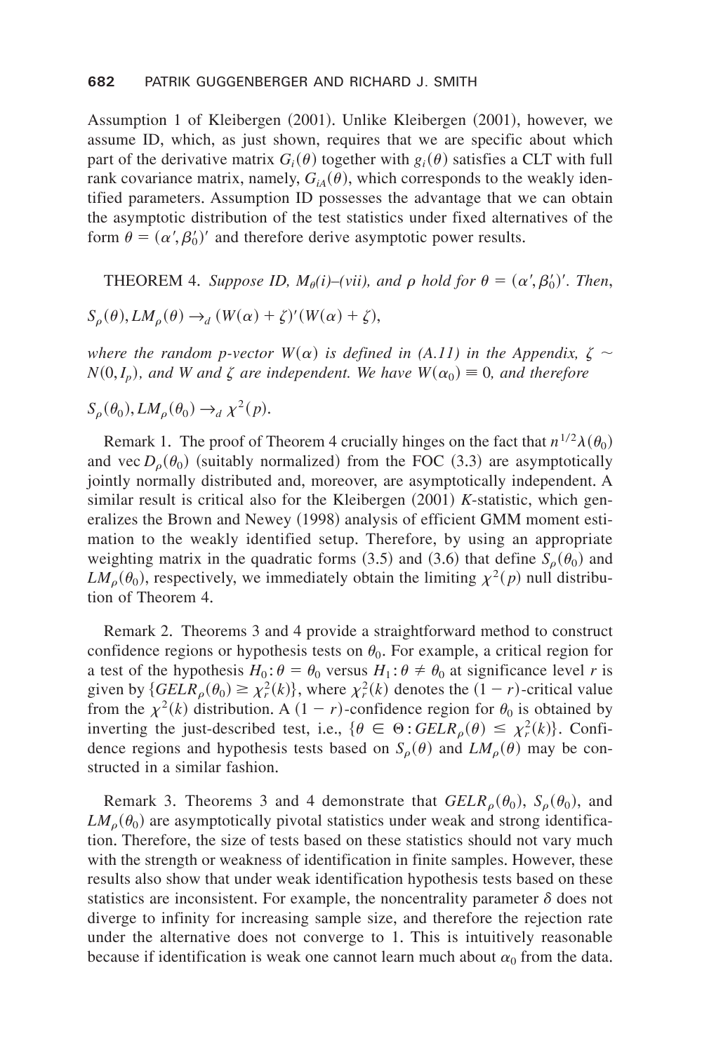Assumption 1 of Kleibergen (2001). Unlike Kleibergen (2001), however, we assume ID, which, as just shown, requires that we are specific about which part of the derivative matrix $G_i(\theta)$ together with $g_i(\theta)$ satisfies a CLT with full rank covariance matrix, namely, $G_{iA}(\theta)$, which corresponds to the weakly identified parameters. Assumption ID possesses the advantage that we can obtain the asymptotic distribution of the test statistics under fixed alternatives of the form $\theta = (\alpha', \beta_0')'$ and therefore derive asymptotic power results.

THEOREM 4. *Suppose ID, $M_\theta$(i)–(vii), and $\rho$ hold for $\theta = (\alpha', \beta_0')'$. Then,*

$$S_\rho(\theta), LM_\rho(\theta) \rightarrow_d (W(\alpha) + \zeta)'(W(\alpha) + \zeta),$$

*where the random p-vector $W(\alpha)$ is defined in (A.11) in the Appendix, $\zeta \sim N(0, I_p)$, and $W$ and $\zeta$ are independent. We have $W(\alpha_0) \equiv 0$, and therefore*

$$S_\rho(\theta_0), LM_\rho(\theta_0) \rightarrow_d \chi^2(p).$$

Remark 1. The proof of Theorem 4 crucially hinges on the fact that $n^{1/2}\lambda(\theta_0)$ and $\text{vec}\, D_\rho(\theta_0)$ (suitably normalized) from the FOC (3.3) are asymptotically jointly normally distributed and, moreover, are asymptotically independent. A similar result is critical also for the Kleibergen (2001) *K*-statistic, which generalizes the Brown and Newey (1998) analysis of efficient GMM moment estimation to the weakly identified setup. Therefore, by using an appropriate weighting matrix in the quadratic forms (3.5) and (3.6) that define $S_\rho(\theta_0)$ and $LM_\rho(\theta_0)$, respectively, we immediately obtain the limiting $\chi^2(p)$ null distribution of Theorem 4.

Remark 2. Theorems 3 and 4 provide a straightforward method to construct confidence regions or hypothesis tests on $\theta_0$. For example, a critical region for a test of the hypothesis $H_0: \theta = \theta_0$ versus $H_1: \theta \neq \theta_0$ at significance level $r$ is given by $\{GELR_\rho(\theta_0) \geq \chi_r^2(k)\}$, where $\chi_r^2(k)$ denotes the $(1 - r)$-critical value from the $\chi^2(k)$ distribution. A $(1 - r)$-confidence region for $\theta_0$ is obtained by inverting the just-described test, i.e., $\{\theta \in \Theta: GELR_\rho(\theta) \leq \chi_r^2(k)\}$. Confidence regions and hypothesis tests based on $S_\rho(\theta)$ and $LM_\rho(\theta)$ may be constructed in a similar fashion.

Remark 3. Theorems 3 and 4 demonstrate that $GELR_\rho(\theta_0)$, $S_\rho(\theta_0)$, and $LM_\rho(\theta_0)$ are asymptotically pivotal statistics under weak and strong identification. Therefore, the size of tests based on these statistics should not vary much with the strength or weakness of identification in finite samples. However, these results also show that under weak identification hypothesis tests based on these statistics are inconsistent. For example, the noncentrality parameter $\delta$ does not diverge to infinity for increasing sample size, and therefore the rejection rate under the alternative does not converge to 1. This is intuitively reasonable because if identification is weak one cannot learn much about $\alpha_0$ from the data.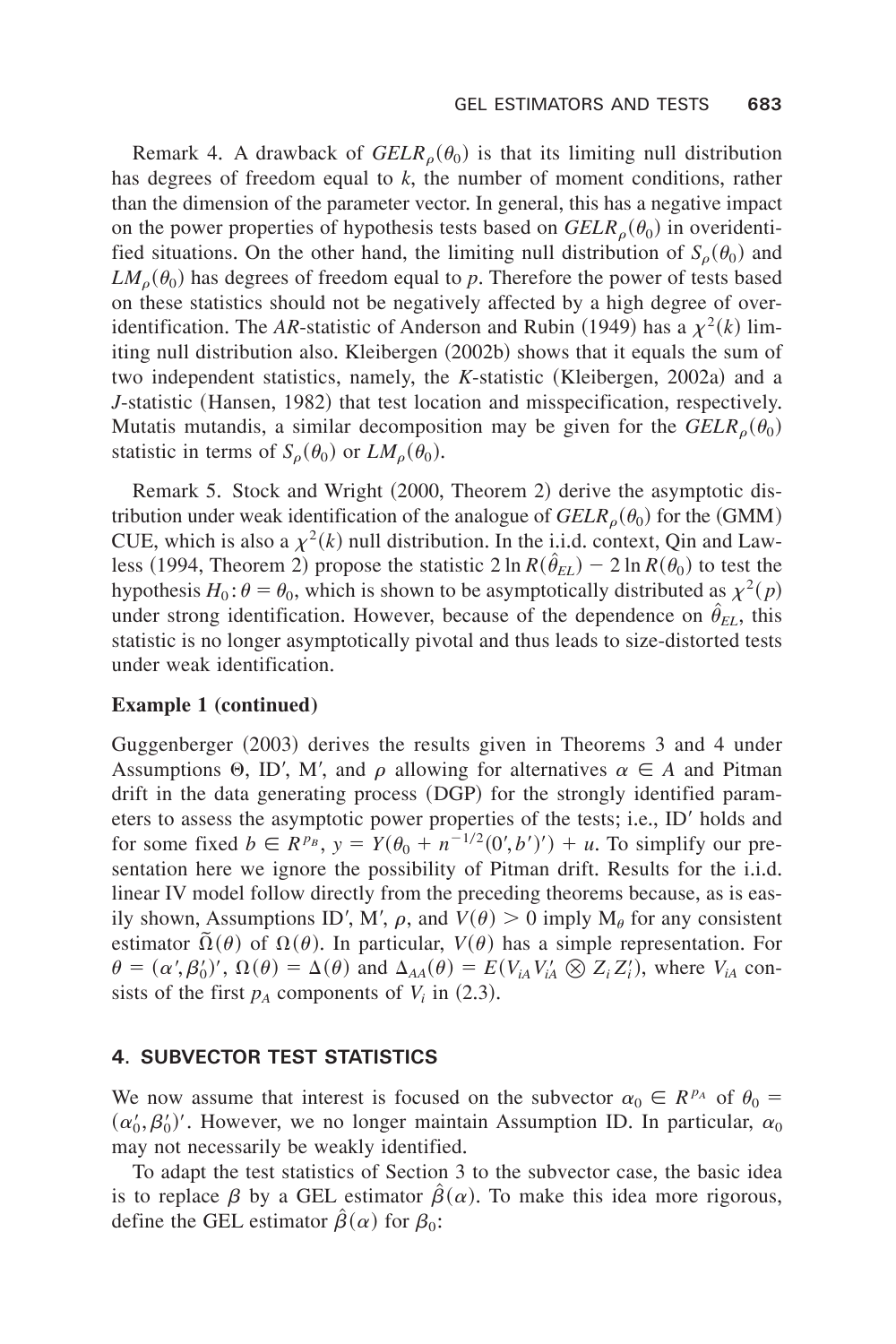Remark 4. A drawback of $GELR_\rho(\theta_0)$ is that its limiting null distribution has degrees of freedom equal to $k$, the number of moment conditions, rather than the dimension of the parameter vector. In general, this has a negative impact on the power properties of hypothesis tests based on $GELR_\rho(\theta_0)$ in overidentified situations. On the other hand, the limiting null distribution of $S_\rho(\theta_0)$ and $LM_\rho(\theta_0)$ has degrees of freedom equal to $p$. Therefore the power of tests based on these statistics should not be negatively affected by a high degree of overidentification. The $AR$-statistic of Anderson and Rubin (1949) has a $\chi^2(k)$ limiting null distribution also. Kleibergen (2002b) shows that it equals the sum of two independent statistics, namely, the $K$-statistic (Kleibergen, 2002a) and a $J$-statistic (Hansen, 1982) that test location and misspecification, respectively. Mutatis mutandis, a similar decomposition may be given for the $GELR_\rho(\theta_0)$ statistic in terms of $S_\rho(\theta_0)$ or $LM_\rho(\theta_0)$.

Remark 5. Stock and Wright (2000, Theorem 2) derive the asymptotic distribution under weak identification of the analogue of $GELR_\rho(\theta_0)$ for the (GMM) CUE, which is also a $\chi^2(k)$ null distribution. In the i.i.d. context, Qin and Lawless (1994, Theorem 2) propose the statistic $2\ln R(\hat{\theta}_{EL}) - 2\ln R(\theta_0)$ to test the hypothesis $H_0\colon \theta = \theta_0$, which is shown to be asymptotically distributed as $\chi^2(p)$ under strong identification. However, because of the dependence on $\hat{\theta}_{EL}$, this statistic is no longer asymptotically pivotal and thus leads to size-distorted tests under weak identification.

**Example 1 (continued)**

Guggenberger (2003) derives the results given in Theorems 3 and 4 under Assumptions Θ, ID′, M′, and $\rho$ allowing for alternatives $\alpha \in A$ and Pitman drift in the data generating process (DGP) for the strongly identified parameters to assess the asymptotic power properties of the tests; i.e., ID′ holds and for some fixed $b \in R^{p_B}$, $y = Y(\theta_0 + n^{-1/2}(0', b')') + u$. To simplify our presentation here we ignore the possibility of Pitman drift. Results for the i.i.d. linear IV model follow directly from the preceding theorems because, as is easily shown, Assumptions ID′, M′, $\rho$, and $V(\theta) > 0$ imply $M_\theta$ for any consistent estimator $\tilde{\Omega}(\theta)$ of $\Omega(\theta)$. In particular, $V(\theta)$ has a simple representation. For $\theta = (\alpha', \beta_0')'$, $\Omega(\theta) = \Delta(\theta)$ and $\Delta_{AA}(\theta) = E(V_{iA}V_{iA}' \otimes Z_i Z_i')$, where $V_{iA}$ consists of the first $p_A$ components of $V_i$ in (2.3).

## 4. SUBVECTOR TEST STATISTICS

We now assume that interest is focused on the subvector $\alpha_0 \in R^{p_A}$ of $\theta_0 = (\alpha_0', \beta_0')'$. However, we no longer maintain Assumption ID. In particular, $\alpha_0$ may not necessarily be weakly identified.

To adapt the test statistics of Section 3 to the subvector case, the basic idea is to replace $\beta$ by a GEL estimator $\hat{\beta}(\alpha)$. To make this idea more rigorous, define the GEL estimator $\hat{\beta}(\alpha)$ for $\beta_0$: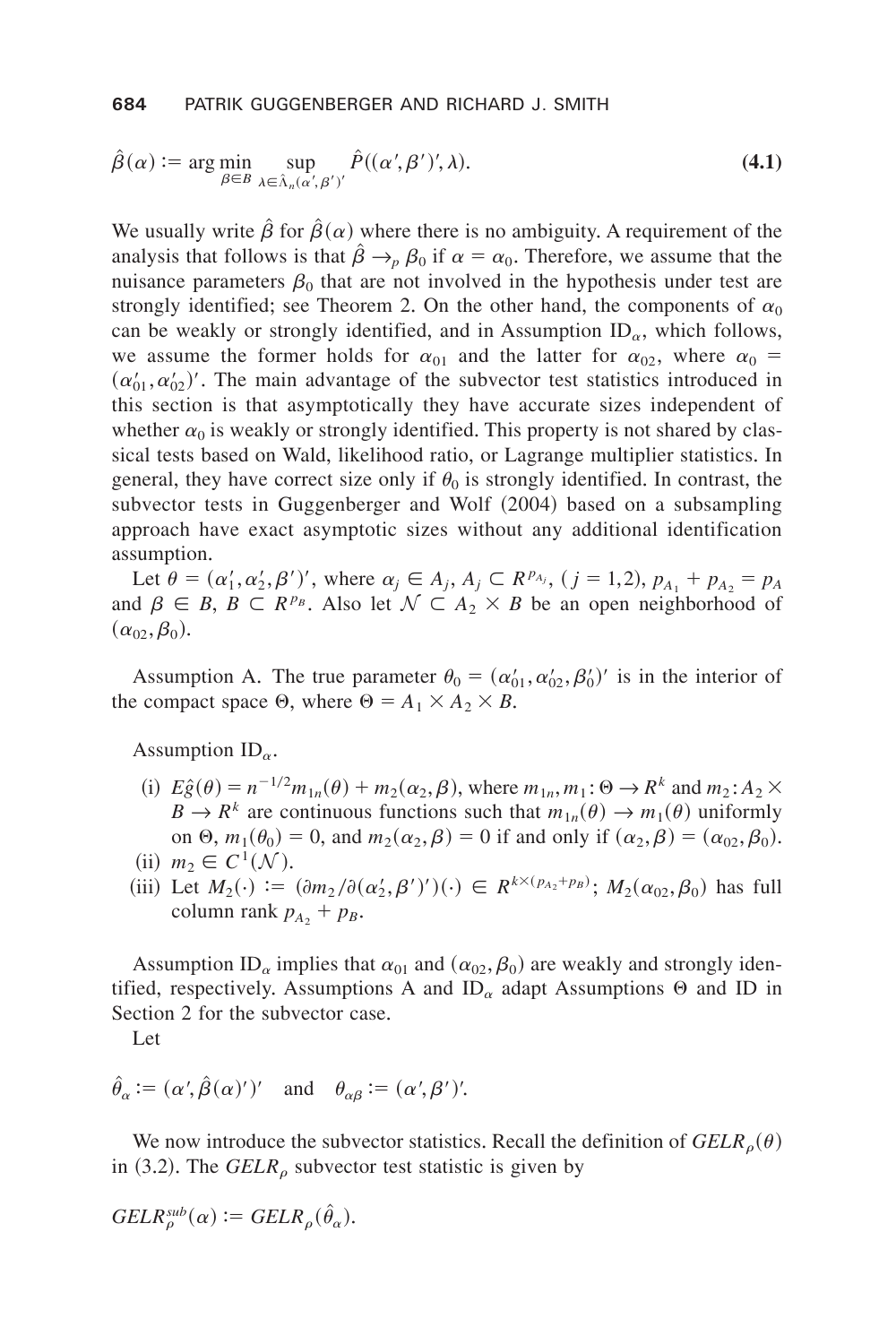$$\hat{\beta}(\alpha) := \arg\min_{\beta \in B} \sup_{\lambda \in \hat{\Lambda}_n(\alpha',\beta')'} \hat{P}((\alpha',\beta')',\lambda). \tag{4.1}$$

We usually write $\hat{\beta}$ for $\hat{\beta}(\alpha)$ where there is no ambiguity. A requirement of the analysis that follows is that $\hat{\beta} \to_p \beta_0$ if $\alpha = \alpha_0$. Therefore, we assume that the nuisance parameters $\beta_0$ that are not involved in the hypothesis under test are strongly identified; see Theorem 2. On the other hand, the components of $\alpha_0$ can be weakly or strongly identified, and in Assumption $\text{ID}_\alpha$, which follows, we assume the former holds for $\alpha_{01}$ and the latter for $\alpha_{02}$, where $\alpha_0 = (\alpha_{01}', \alpha_{02}')'$. The main advantage of the subvector test statistics introduced in this section is that asymptotically they have accurate sizes independent of whether $\alpha_0$ is weakly or strongly identified. This property is not shared by classical tests based on Wald, likelihood ratio, or Lagrange multiplier statistics. In general, they have correct size only if $\theta_0$ is strongly identified. In contrast, the subvector tests in Guggenberger and Wolf (2004) based on a subsampling approach have exact asymptotic sizes without any additional identification assumption.

Let $\theta = (\alpha_1', \alpha_2', \beta')'$, where $\alpha_j \in A_j$, $A_j \subset R^{p_{A_j}}$, $(j = 1,2)$, $p_{A_1} + p_{A_2} = p_A$ and $\beta \in B$, $B \subset R^{p_B}$. Also let $\mathcal{N} \subset A_2 \times B$ be an open neighborhood of $(\alpha_{02}, \beta_0)$.

Assumption A. The true parameter $\theta_0 = (\alpha_{01}', \alpha_{02}', \beta_0')'$ is in the interior of the compact space $\Theta$, where $\Theta = A_1 \times A_2 \times B$.

Assumption $\text{ID}_\alpha$.

(i) $E\hat{g}(\theta) = n^{-1/2} m_{1n}(\theta) + m_2(\alpha_2, \beta)$, where $m_{1n}, m_1 : \Theta \to R^k$ and $m_2 : A_2 \times B \to R^k$ are continuous functions such that $m_{1n}(\theta) \to m_1(\theta)$ uniformly on $\Theta$, $m_1(\theta_0) = 0$, and $m_2(\alpha_2, \beta) = 0$ if and only if $(\alpha_2, \beta) = (\alpha_{02}, \beta_0)$.

(ii) $m_2 \in C^1(\mathcal{N})$.

(iii) Let $M_2(\cdot) := (\partial m_2 / \partial(\alpha_2', \beta')')(\cdot) \in R^{k \times (p_{A_2} + p_B)}$; $M_2(\alpha_{02}, \beta_0)$ has full column rank $p_{A_2} + p_B$.

Assumption $\text{ID}_\alpha$ implies that $\alpha_{01}$ and $(\alpha_{02}, \beta_0)$ are weakly and strongly identified, respectively. Assumptions A and $\text{ID}_\alpha$ adapt Assumptions $\Theta$ and ID in Section 2 for the subvector case.

Let

$$\hat{\theta}_\alpha := (\alpha', \hat{\beta}(\alpha)')' \quad \text{and} \quad \theta_{\alpha\beta} := (\alpha', \beta')'.$$

We now introduce the subvector statistics. Recall the definition of $GELR_\rho(\theta)$ in (3.2). The $GELR_\rho$ subvector test statistic is given by

$$GELR_\rho^{sub}(\alpha) := GELR_\rho(\hat{\theta}_\alpha).$$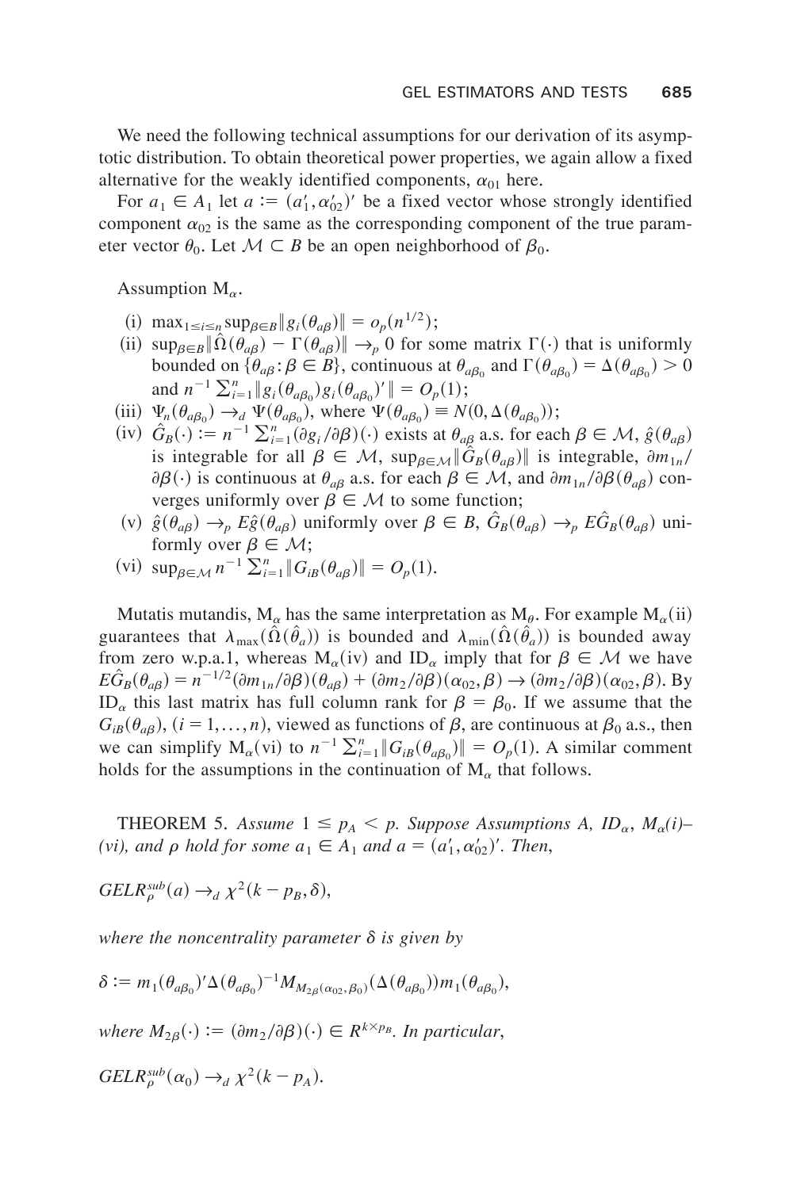We need the following technical assumptions for our derivation of its asymptotic distribution. To obtain theoretical power properties, we again allow a fixed alternative for the weakly identified components, $\alpha_{01}$ here.

For $a_1 \in A_1$ let $a := (a_1', \alpha_{02}')'$ be a fixed vector whose strongly identified component $\alpha_{02}$ is the same as the corresponding component of the true parameter vector $\theta_0$. Let $\mathcal{M} \subset B$ be an open neighborhood of $\beta_0$.

Assumption $\mathrm{M}_\alpha$.

(i) $\max_{1\leq i\leq n}\sup_{\beta\in B}\|g_i(\theta_{a\beta})\| = o_p(n^{1/2})$;

(ii) $\sup_{\beta\in B}\|\hat{\Omega}(\theta_{a\beta}) - \Gamma(\theta_{a\beta})\| \to_p 0$ for some matrix $\Gamma(\cdot)$ that is uniformly bounded on $\{\theta_{a\beta}: \beta\in B\}$, continuous at $\theta_{a\beta_0}$ and $\Gamma(\theta_{a\beta_0}) = \Delta(\theta_{a\beta_0}) > 0$ and $n^{-1}\sum_{i=1}^n \|g_i(\theta_{a\beta_0})g_i(\theta_{a\beta_0})'\| = O_p(1)$;

(iii) $\Psi_n(\theta_{a\beta_0}) \to_d \Psi(\theta_{a\beta_0})$, where $\Psi(\theta_{a\beta_0}) \equiv N(0, \Delta(\theta_{a\beta_0}))$;

(iv) $\hat{G}_B(\cdot) := n^{-1}\sum_{i=1}^n (\partial g_i/\partial\beta)(\cdot)$ exists at $\theta_{a\beta}$ a.s. for each $\beta\in\mathcal{M}$, $\hat{g}(\theta_{a\beta})$ is integrable for all $\beta\in\mathcal{M}$, $\sup_{\beta\in\mathcal{M}}\|\hat{G}_B(\theta_{a\beta})\|$ is integrable, $\partial m_{1n}/\partial\beta(\cdot)$ is continuous at $\theta_{a\beta}$ a.s. for each $\beta\in\mathcal{M}$, and $\partial m_{1n}/\partial\beta(\theta_{a\beta})$ converges uniformly over $\beta\in\mathcal{M}$ to some function;

(v) $\hat{g}(\theta_{a\beta}) \to_p E\hat{g}(\theta_{a\beta})$ uniformly over $\beta\in B$, $\hat{G}_B(\theta_{a\beta}) \to_p E\hat{G}_B(\theta_{a\beta})$ uniformly over $\beta\in\mathcal{M}$;

(vi) $\sup_{\beta\in\mathcal{M}} n^{-1}\sum_{i=1}^n \|G_{iB}(\theta_{a\beta})\| = O_p(1)$.

Mutatis mutandis, $\mathrm{M}_\alpha$ has the same interpretation as $\mathrm{M}_\theta$. For example $\mathrm{M}_\alpha$(ii) guarantees that $\lambda_{\max}(\hat{\Omega}(\hat{\theta}_a))$ is bounded and $\lambda_{\min}(\hat{\Omega}(\hat{\theta}_a))$ is bounded away from zero w.p.a.1, whereas $\mathrm{M}_\alpha$(iv) and $\mathrm{ID}_\alpha$ imply that for $\beta\in\mathcal{M}$ we have $E\hat{G}_B(\theta_{a\beta}) = n^{-1/2}(\partial m_{1n}/\partial\beta)(\theta_{a\beta}) + (\partial m_2/\partial\beta)(\alpha_{02},\beta) \to (\partial m_2/\partial\beta)(\alpha_{02},\beta)$. By $\mathrm{ID}_\alpha$ this last matrix has full column rank for $\beta = \beta_0$. If we assume that the $G_{iB}(\theta_{a\beta})$, $(i = 1,\ldots,n)$, viewed as functions of $\beta$, are continuous at $\beta_0$ a.s., then we can simplify $\mathrm{M}_\alpha$(vi) to $n^{-1}\sum_{i=1}^n\|G_{iB}(\theta_{a\beta_0})\| = O_p(1)$. A similar comment holds for the assumptions in the continuation of $\mathrm{M}_\alpha$ that follows.

THEOREM 5. *Assume $1 \leq p_A < p$. Suppose Assumptions A, $\mathrm{ID}_\alpha$, $\mathrm{M}_\alpha$(i)–(vi), and $\rho$ hold for some $a_1\in A_1$ and $a = (a_1', \alpha_{02}')'$. Then,*

$$GELR_\rho^{sub}(a) \to_d \chi^2(k - p_B, \delta),$$

*where the noncentrality parameter $\delta$ is given by*

$$\delta := m_1(\theta_{a\beta_0})'\Delta(\theta_{a\beta_0})^{-1}M_{M_{2\beta}(\alpha_{02},\beta_0)}(\Delta(\theta_{a\beta_0}))m_1(\theta_{a\beta_0}),$$

*where $M_{2\beta}(\cdot) := (\partial m_2/\partial\beta)(\cdot) \in R^{k\times p_B}$. In particular,*

$$GELR_\rho^{sub}(\alpha_0) \to_d \chi^2(k - p_A).$$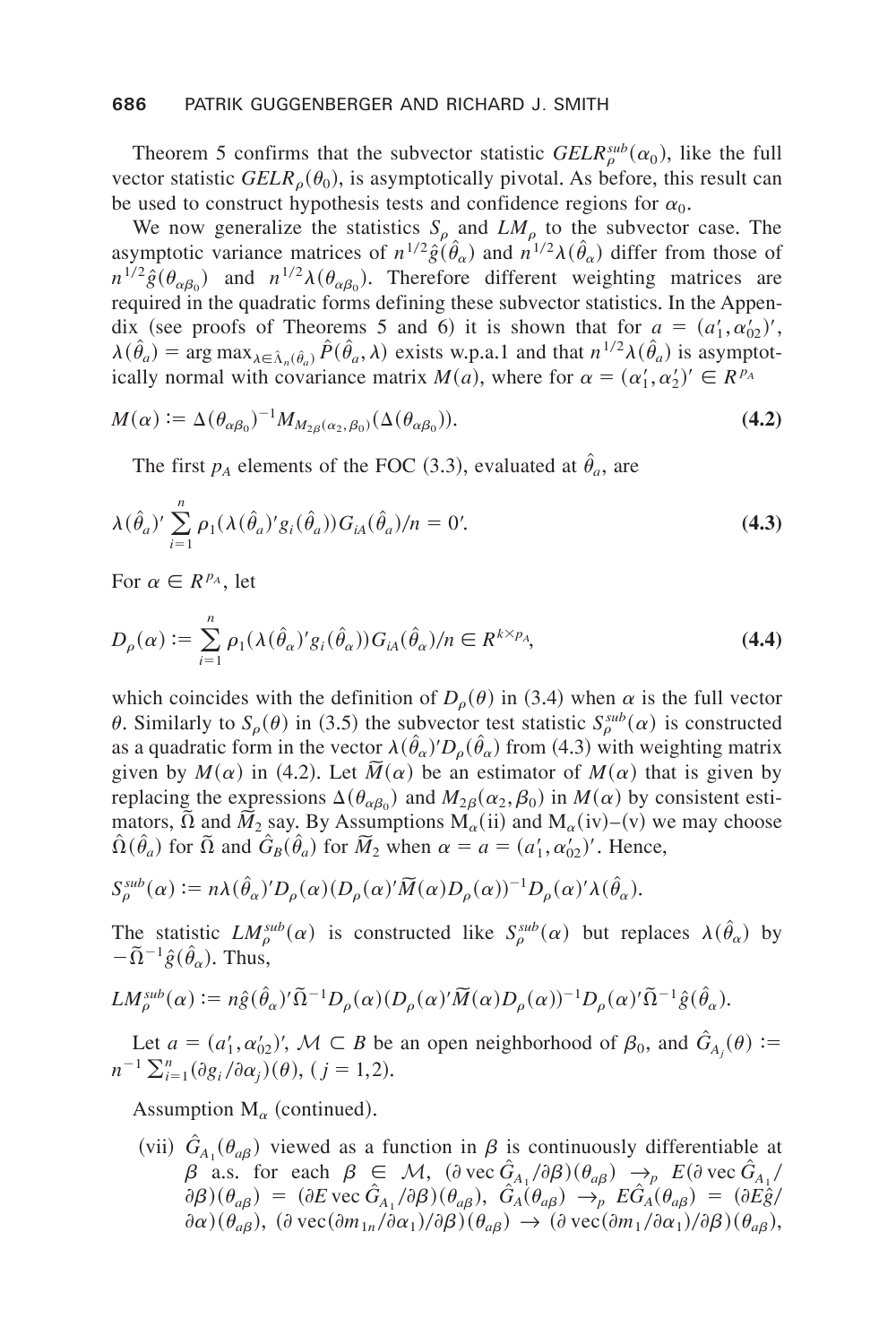Theorem 5 confirms that the subvector statistic $GELR_\rho^{sub}(\alpha_0)$, like the full vector statistic $GELR_\rho(\theta_0)$, is asymptotically pivotal. As before, this result can be used to construct hypothesis tests and confidence regions for $\alpha_0$.

We now generalize the statistics $S_\rho$ and $LM_\rho$ to the subvector case. The asymptotic variance matrices of $n^{1/2}\hat{g}(\hat{\theta}_\alpha)$ and $n^{1/2}\lambda(\hat{\theta}_\alpha)$ differ from those of $n^{1/2}\hat{g}(\theta_{\alpha\beta_0})$ and $n^{1/2}\lambda(\theta_{\alpha\beta_0})$. Therefore different weighting matrices are required in the quadratic forms defining these subvector statistics. In the Appendix (see proofs of Theorems 5 and 6) it is shown that for $a = (a_1', \alpha_{02}')'$, $\lambda(\hat{\theta}_a) = \arg\max_{\lambda \in \hat{\Lambda}_n(\hat{\theta}_a)} \hat{P}(\hat{\theta}_a, \lambda)$ exists w.p.a.1 and that $n^{1/2}\lambda(\hat{\theta}_a)$ is asymptotically normal with covariance matrix $M(a)$, where for $\alpha = (\alpha_1', \alpha_2')' \in R^{p_A}$

$$M(\alpha) := \Delta(\theta_{\alpha\beta_0})^{-1} M_{M_{2\beta}(\alpha_2, \beta_0)}(\Delta(\theta_{\alpha\beta_0})). \tag{4.2}$$

The first $p_A$ elements of the FOC (3.3), evaluated at $\hat{\theta}_a$, are

$$\lambda(\hat{\theta}_a)' \sum_{i=1}^{n} \rho_1(\lambda(\hat{\theta}_a)' g_i(\hat{\theta}_a)) G_{iA}(\hat{\theta}_a)/n = 0'. \tag{4.3}$$

For $\alpha \in R^{p_A}$, let

$$D_\rho(\alpha) := \sum_{i=1}^{n} \rho_1(\lambda(\hat{\theta}_\alpha)' g_i(\hat{\theta}_\alpha)) G_{iA}(\hat{\theta}_\alpha)/n \in R^{k \times p_A}, \tag{4.4}$$

which coincides with the definition of $D_\rho(\theta)$ in (3.4) when $\alpha$ is the full vector $\theta$. Similarly to $S_\rho(\theta)$ in (3.5) the subvector test statistic $S_\rho^{sub}(\alpha)$ is constructed as a quadratic form in the vector $\lambda(\hat{\theta}_\alpha)' D_\rho(\hat{\theta}_\alpha)$ from (4.3) with weighting matrix given by $M(\alpha)$ in (4.2). Let $\widetilde{M}(\alpha)$ be an estimator of $M(\alpha)$ that is given by replacing the expressions $\Delta(\theta_{\alpha\beta_0})$ and $M_{2\beta}(\alpha_2, \beta_0)$ in $M(\alpha)$ by consistent estimators, $\widetilde{\Omega}$ and $\widetilde{M}_2$ say. By Assumptions $\mathrm{M}_\alpha$(ii) and $\mathrm{M}_\alpha$(iv)–(v) we may choose $\hat{\Omega}(\hat{\theta}_a)$ for $\widetilde{\Omega}$ and $\hat{G}_B(\hat{\theta}_a)$ for $\widetilde{M}_2$ when $\alpha = a = (a_1', \alpha_{02}')'$. Hence,

$$S_\rho^{sub}(\alpha) := n\lambda(\hat{\theta}_\alpha)' D_\rho(\alpha)(D_\rho(\alpha)' \widetilde{M}(\alpha) D_\rho(\alpha))^{-1} D_\rho(\alpha)' \lambda(\hat{\theta}_\alpha).$$

The statistic $LM_\rho^{sub}(\alpha)$ is constructed like $S_\rho^{sub}(\alpha)$ but replaces $\lambda(\hat{\theta}_\alpha)$ by $-\widetilde{\Omega}^{-1}\hat{g}(\hat{\theta}_\alpha)$. Thus,

$$LM_\rho^{sub}(\alpha) := n\hat{g}(\hat{\theta}_\alpha)' \widetilde{\Omega}^{-1} D_\rho(\alpha)(D_\rho(\alpha)' \widetilde{M}(\alpha) D_\rho(\alpha))^{-1} D_\rho(\alpha)' \widetilde{\Omega}^{-1} \hat{g}(\hat{\theta}_\alpha).$$

Let $a = (a_1', \alpha_{02}')'$, $\mathcal{M} \subset B$ be an open neighborhood of $\beta_0$, and $\hat{G}_{A_j}(\theta) := n^{-1}\sum_{i=1}^{n} (\partial g_i/\partial \alpha_j)(\theta)$, $(j = 1,2)$.

Assumption $\mathrm{M}_\alpha$ (continued).

(vii) $\hat{G}_{A_1}(\theta_{a\beta})$ viewed as a function in $\beta$ is continuously differentiable at $\beta$ a.s. for each $\beta \in \mathcal{M}$, $(\partial \operatorname{vec} \hat{G}_{A_1}/\partial\beta)(\theta_{a\beta}) \to_p E(\partial \operatorname{vec} \hat{G}_{A_1}/\partial\beta)(\theta_{a\beta}) = (\partial E \operatorname{vec} \hat{G}_{A_1}/\partial\beta)(\theta_{a\beta})$, $\hat{G}_A(\theta_{a\beta}) \to_p E\hat{G}_A(\theta_{a\beta}) = (\partial E\hat{g}/\partial\alpha)(\theta_{a\beta})$, $(\partial \operatorname{vec}(\partial m_{1n}/\partial\alpha_1)/\partial\beta)(\theta_{a\beta}) \to (\partial \operatorname{vec}(\partial m_1/\partial\alpha_1)/\partial\beta)(\theta_{a\beta})$,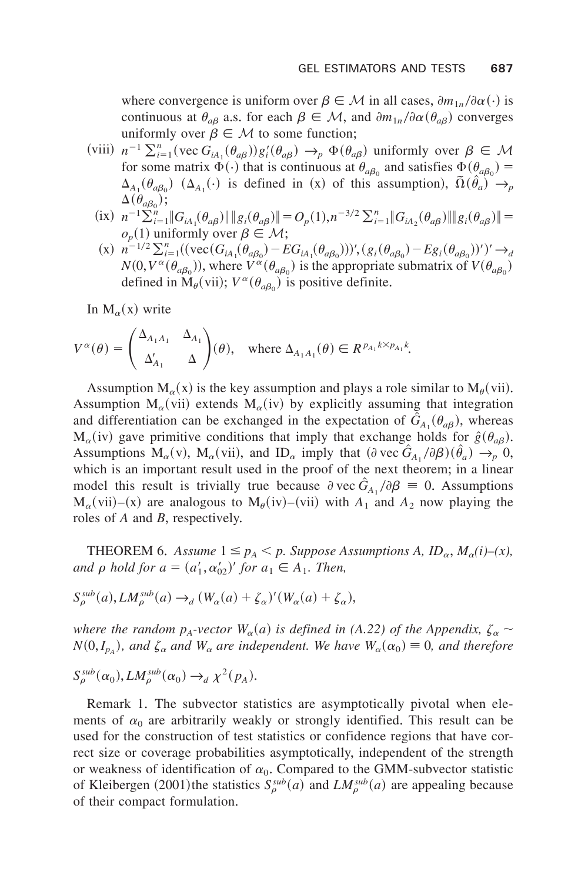where convergence is uniform over $\beta \in \mathcal{M}$ in all cases, $\partial m_{1n}/\partial\alpha(\cdot)$ is continuous at $\theta_{a\beta}$ a.s. for each $\beta \in \mathcal{M}$, and $\partial m_{1n}/\partial\alpha(\theta_{a\beta})$ converges uniformly over $\beta \in \mathcal{M}$ to some function;

(viii) $n^{-1}\sum_{i=1}^{n}(\text{vec}\, G_{iA_1}(\theta_{a\beta}))g_i'(\theta_{a\beta}) \to_p \Phi(\theta_{a\beta})$ uniformly over $\beta \in \mathcal{M}$ for some matrix $\Phi(\cdot)$ that is continuous at $\theta_{a\beta_0}$ and satisfies $\Phi(\theta_{a\beta_0}) = \Delta_{A_1}(\theta_{a\beta_0})$ ($\Delta_{A_1}(\cdot)$ is defined in (x) of this assumption), $\tilde{\Omega}(\hat{\theta}_a) \to_p \Delta(\theta_{a\beta_0})$;

(ix) $n^{-1}\sum_{i=1}^{n}\|G_{iA_1}(\theta_{a\beta})\|\,\|g_i(\theta_{a\beta})\| = O_p(1), n^{-3/2}\sum_{i=1}^{n}\|G_{iA_2}(\theta_{a\beta})\|\|g_i(\theta_{a\beta})\| = o_p(1)$ uniformly over $\beta \in \mathcal{M}$;

(x) $n^{-1/2}\sum_{i=1}^{n}((\text{vec}(G_{iA_1}(\theta_{a\beta_0}) - EG_{iA_1}(\theta_{a\beta_0})))', (g_i(\theta_{a\beta_0}) - Eg_i(\theta_{a\beta_0}))')' \to_d N(0, V^{\alpha}(\theta_{a\beta_0}))$, where $V^{\alpha}(\theta_{a\beta_0})$ is the appropriate submatrix of $V(\theta_{a\beta_0})$ defined in $\text{M}_{\theta}$(vii); $V^{\alpha}(\theta_{a\beta_0})$ is positive definite.

In $\text{M}_{\alpha}$(x) write

$$V^{\alpha}(\theta) = \begin{pmatrix} \Delta_{A_1A_1} & \Delta_{A_1} \\ \Delta_{A_1}' & \Delta \end{pmatrix}(\theta), \quad \text{where } \Delta_{A_1A_1}(\theta) \in R^{p_{A_1}k \times p_{A_1}k}.$$

Assumption $\text{M}_{\alpha}$(x) is the key assumption and plays a role similar to $\text{M}_{\theta}$(vii). Assumption $\text{M}_{\alpha}$(vii) extends $\text{M}_{\alpha}$(iv) by explicitly assuming that integration and differentiation can be exchanged in the expectation of $\hat{G}_{A_1}(\theta_{a\beta})$, whereas $\text{M}_{\alpha}$(iv) gave primitive conditions that imply that exchange holds for $\hat{g}(\theta_{a\beta})$. Assumptions $\text{M}_{\alpha}$(v), $\text{M}_{\alpha}$(vii), and $\text{ID}_{\alpha}$ imply that $(\partial\,\text{vec}\,\hat{G}_{A_1}/\partial\beta)(\hat{\theta}_a) \to_p 0$, which is an important result used in the proof of the next theorem; in a linear model this result is trivially true because $\partial\,\text{vec}\,\hat{G}_{A_1}/\partial\beta \equiv 0$. Assumptions $\text{M}_{\alpha}$(vii)–(x) are analogous to $\text{M}_{\theta}$(iv)–(vii) with $A_1$ and $A_2$ now playing the roles of $A$ and $B$, respectively.

THEOREM 6. *Assume $1 \le p_A < p$. Suppose Assumptions A, $\text{ID}_{\alpha}$, $\text{M}_{\alpha}$(i)–(x), and $\rho$ hold for $a = (a_1', \alpha_{02}')'$ for $a_1 \in A_1$. Then,*

$$S_{\rho}^{sub}(a), LM_{\rho}^{sub}(a) \to_d (W_{\alpha}(a) + \zeta_{\alpha})'(W_{\alpha}(a) + \zeta_{\alpha}),$$

*where the random $p_A$-vector $W_{\alpha}(a)$ is defined in (A.22) of the Appendix, $\zeta_{\alpha} \sim N(0, I_{p_A})$, and $\zeta_{\alpha}$ and $W_{\alpha}$ are independent. We have $W_{\alpha}(\alpha_0) \equiv 0$, and therefore*

$$S_{\rho}^{sub}(\alpha_0), LM_{\rho}^{sub}(\alpha_0) \to_d \chi^2(p_A).$$

Remark 1. The subvector statistics are asymptotically pivotal when elements of $\alpha_0$ are arbitrarily weakly or strongly identified. This result can be used for the construction of test statistics or confidence regions that have correct size or coverage probabilities asymptotically, independent of the strength or weakness of identification of $\alpha_0$. Compared to the GMM-subvector statistic of Kleibergen (2001)the statistics $S_{\rho}^{sub}(a)$ and $LM_{\rho}^{sub}(a)$ are appealing because of their compact formulation.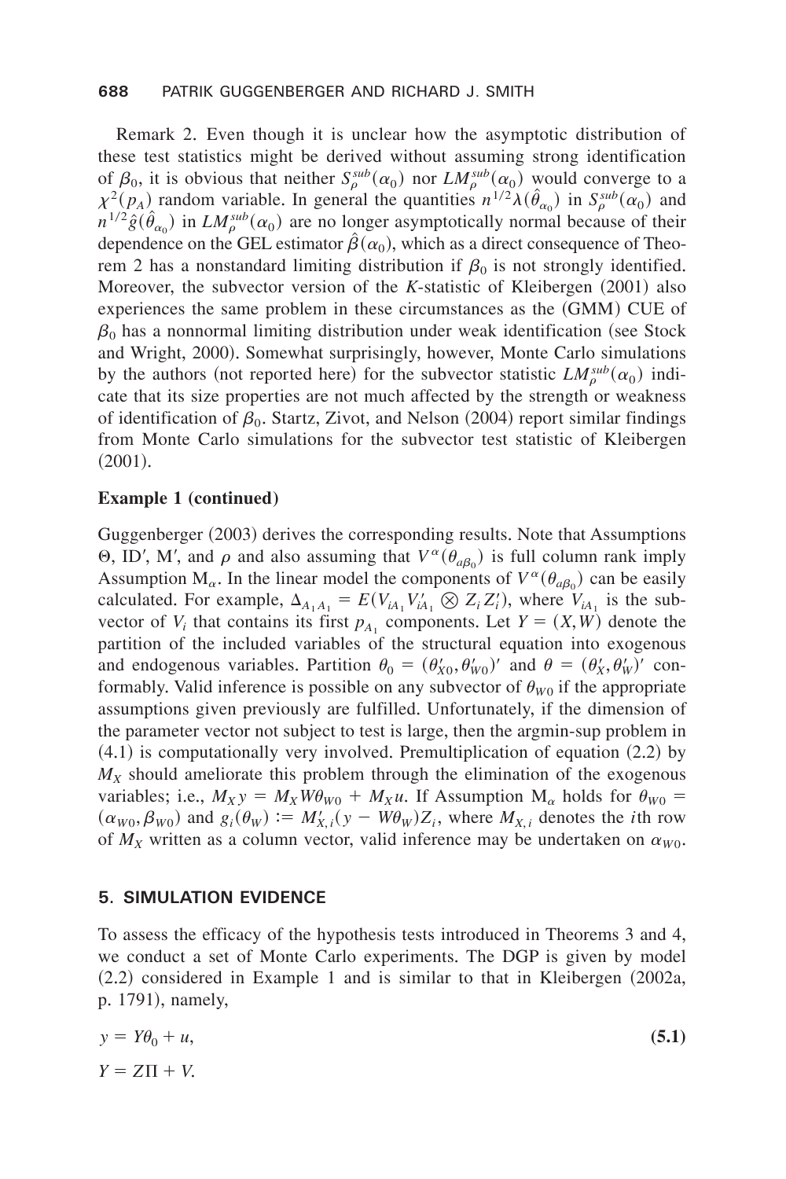Remark 2. Even though it is unclear how the asymptotic distribution of these test statistics might be derived without assuming strong identification of $\beta_0$, it is obvious that neither $S_\rho^{sub}(\alpha_0)$ nor $LM_\rho^{sub}(\alpha_0)$ would converge to a $\chi^2(p_A)$ random variable. In general the quantities $n^{1/2}\lambda(\hat{\theta}_{\alpha_0})$ in $S_\rho^{sub}(\alpha_0)$ and $n^{1/2}\hat{g}(\hat{\theta}_{\alpha_0})$ in $LM_\rho^{sub}(\alpha_0)$ are no longer asymptotically normal because of their dependence on the GEL estimator $\hat{\beta}(\alpha_0)$, which as a direct consequence of Theorem 2 has a nonstandard limiting distribution if $\beta_0$ is not strongly identified. Moreover, the subvector version of the *K*-statistic of Kleibergen (2001) also experiences the same problem in these circumstances as the (GMM) CUE of $\beta_0$ has a nonnormal limiting distribution under weak identification (see Stock and Wright, 2000). Somewhat surprisingly, however, Monte Carlo simulations by the authors (not reported here) for the subvector statistic $LM_\rho^{sub}(\alpha_0)$ indicate that its size properties are not much affected by the strength or weakness of identification of $\beta_0$. Startz, Zivot, and Nelson (2004) report similar findings from Monte Carlo simulations for the subvector test statistic of Kleibergen (2001).

**Example 1 (continued)**

Guggenberger (2003) derives the corresponding results. Note that Assumptions $\Theta$, ID′, M′, and $\rho$ and also assuming that $V^\alpha(\theta_{a\beta_0})$ is full column rank imply Assumption $\text{M}_\alpha$. In the linear model the components of $V^\alpha(\theta_{a\beta_0})$ can be easily calculated. For example, $\Delta_{A_1A_1} = E(V_{iA_1}V'_{iA_1} \otimes Z_iZ'_i)$, where $V_{iA_1}$ is the subvector of $V_i$ that contains its first $p_{A_1}$ components. Let $Y = (X, W)$ denote the partition of the included variables of the structural equation into exogenous and endogenous variables. Partition $\theta_0 = (\theta'_{X0}, \theta'_{W0})'$ and $\theta = (\theta'_X, \theta'_W)'$ conformably. Valid inference is possible on any subvector of $\theta_{W0}$ if the appropriate assumptions given previously are fulfilled. Unfortunately, if the dimension of the parameter vector not subject to test is large, then the argmin-sup problem in (4.1) is computationally very involved. Premultiplication of equation (2.2) by $M_X$ should ameliorate this problem through the elimination of the exogenous variables; i.e., $M_X y = M_X W\theta_{W0} + M_X u$. If Assumption $\text{M}_\alpha$ holds for $\theta_{W0} = (\alpha_{W0}, \beta_{W0})$ and $g_i(\theta_W) := M'_{X,i}(y - W\theta_W)Z_i$, where $M_{X,i}$ denotes the $i$th row of $M_X$ written as a column vector, valid inference may be undertaken on $\alpha_{W0}$.

## 5. SIMULATION EVIDENCE

To assess the efficacy of the hypothesis tests introduced in Theorems 3 and 4, we conduct a set of Monte Carlo experiments. The DGP is given by model (2.2) considered in Example 1 and is similar to that in Kleibergen (2002a, p. 1791), namely,

$$y = Y\theta_0 + u, \tag{5.1}$$

$$Y = Z\Pi + V.$$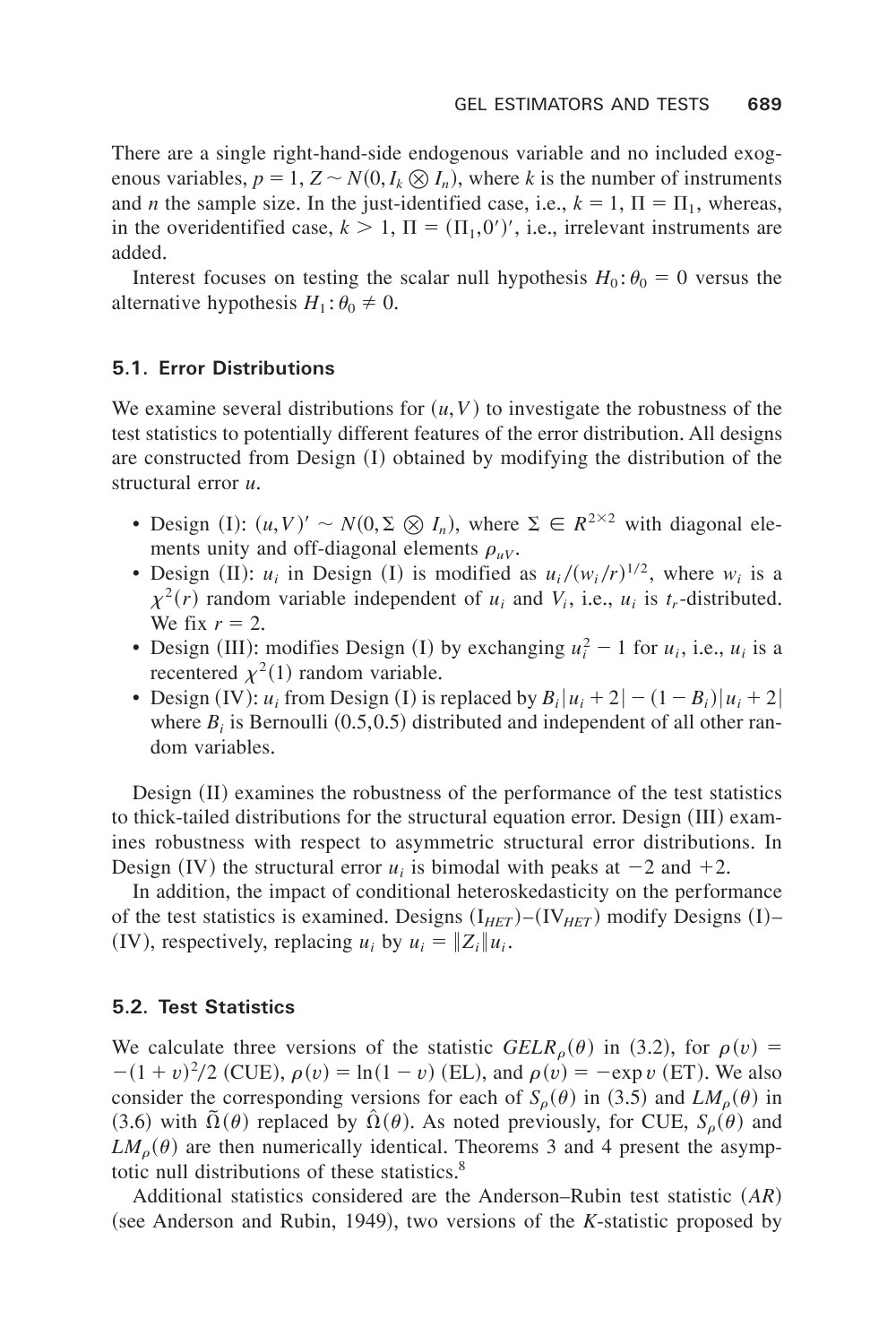There are a single right-hand-side endogenous variable and no included exogenous variables, $p = 1$, $Z \sim N(0, I_k \otimes I_n)$, where $k$ is the number of instruments and $n$ the sample size. In the just-identified case, i.e., $k = 1$, $\Pi = \Pi_1$, whereas, in the overidentified case, $k > 1$, $\Pi = (\Pi_1, 0')'$, i.e., irrelevant instruments are added.

Interest focuses on testing the scalar null hypothesis $H_0: \theta_0 = 0$ versus the alternative hypothesis $H_1: \theta_0 \neq 0$.

### 5.1. Error Distributions

We examine several distributions for $(u, V)$ to investigate the robustness of the test statistics to potentially different features of the error distribution. All designs are constructed from Design (I) obtained by modifying the distribution of the structural error $u$.

- Design (I): $(u, V)' \sim N(0, \Sigma \otimes I_n)$, where $\Sigma \in R^{2\times 2}$ with diagonal elements unity and off-diagonal elements $\rho_{uV}$.
- Design (II): $u_i$ in Design (I) is modified as $u_i/(w_i/r)^{1/2}$, where $w_i$ is a $\chi^2(r)$ random variable independent of $u_i$ and $V_i$, i.e., $u_i$ is $t_r$-distributed. We fix $r = 2$.
- Design (III): modifies Design (I) by exchanging $u_i^2 - 1$ for $u_i$, i.e., $u_i$ is a recentered $\chi^2(1)$ random variable.
- Design (IV): $u_i$ from Design (I) is replaced by $B_i|u_i + 2| - (1 - B_i)|u_i + 2|$ where $B_i$ is Bernoulli (0.5,0.5) distributed and independent of all other random variables.

Design (II) examines the robustness of the performance of the test statistics to thick-tailed distributions for the structural equation error. Design (III) examines robustness with respect to asymmetric structural error distributions. In Design (IV) the structural error $u_i$ is bimodal with peaks at $-2$ and $+2$.

In addition, the impact of conditional heteroskedasticity on the performance of the test statistics is examined. Designs ($\text{I}_{HET}$)–($\text{IV}_{HET}$) modify Designs (I)–(IV), respectively, replacing $u_i$ by $u_i = \|Z_i\| u_i$.

### 5.2. Test Statistics

We calculate three versions of the statistic $GELR_\rho(\theta)$ in (3.2), for $\rho(v) = -(1 + v)^2/2$ (CUE), $\rho(v) = \ln(1 - v)$ (EL), and $\rho(v) = -\exp v$ (ET). We also consider the corresponding versions for each of $S_\rho(\theta)$ in (3.5) and $LM_\rho(\theta)$ in (3.6) with $\tilde{\Omega}(\theta)$ replaced by $\hat{\Omega}(\theta)$. As noted previously, for CUE, $S_\rho(\theta)$ and $LM_\rho(\theta)$ are then numerically identical. Theorems 3 and 4 present the asymptotic null distributions of these statistics.[8]

Additional statistics considered are the Anderson–Rubin test statistic ($AR$) (see Anderson and Rubin, 1949), two versions of the $K$-statistic proposed by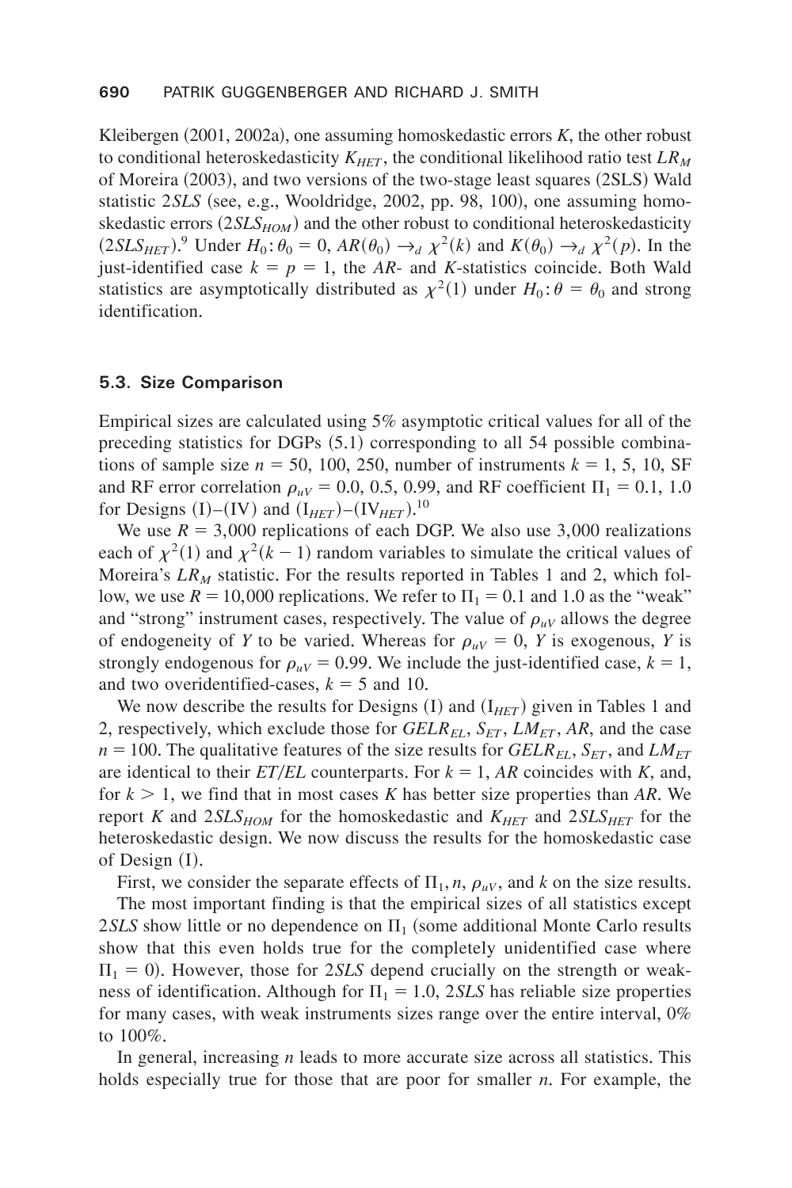Kleibergen (2001, 2002a), one assuming homoskedastic errors $K$, the other robust to conditional heteroskedasticity $K_{HET}$, the conditional likelihood ratio test $LR_M$ of Moreira (2003), and two versions of the two-stage least squares (2SLS) Wald statistic $2SLS$ (see, e.g., Wooldridge, 2002, pp. 98, 100), one assuming homoskedastic errors ($2SLS_{HOM}$) and the other robust to conditional heteroskedasticity ($2SLS_{HET}$).[9] Under $H_0: \theta_0 = 0$, $AR(\theta_0) \rightarrow_d \chi^2(k)$ and $K(\theta_0) \rightarrow_d \chi^2(p)$. In the just-identified case $k = p = 1$, the $AR$- and $K$-statistics coincide. Both Wald statistics are asymptotically distributed as $\chi^2(1)$ under $H_0: \theta = \theta_0$ and strong identification.

### 5.3. Size Comparison

Empirical sizes are calculated using 5% asymptotic critical values for all of the preceding statistics for DGPs (5.1) corresponding to all 54 possible combinations of sample size $n = 50, 100, 250$, number of instruments $k = 1, 5, 10$, SF and RF error correlation $\rho_{uV} = 0.0, 0.5, 0.99$, and RF coefficient $\Pi_1 = 0.1, 1.0$ for Designs (I)–(IV) and ($\text{I}_{HET}$)–($\text{IV}_{HET}$).[10]

We use $R = 3{,}000$ replications of each DGP. We also use 3,000 realizations each of $\chi^2(1)$ and $\chi^2(k-1)$ random variables to simulate the critical values of Moreira's $LR_M$ statistic. For the results reported in Tables 1 and 2, which follow, we use $R = 10{,}000$ replications. We refer to $\Pi_1 = 0.1$ and 1.0 as the "weak" and "strong" instrument cases, respectively. The value of $\rho_{uV}$ allows the degree of endogeneity of $Y$ to be varied. Whereas for $\rho_{uV} = 0$, $Y$ is exogenous, $Y$ is strongly endogenous for $\rho_{uV} = 0.99$. We include the just-identified case, $k = 1$, and two overidentified-cases, $k = 5$ and 10.

We now describe the results for Designs (I) and ($\text{I}_{HET}$) given in Tables 1 and 2, respectively, which exclude those for $GELR_{EL}$, $S_{ET}$, $LM_{ET}$, $AR$, and the case $n = 100$. The qualitative features of the size results for $GELR_{EL}$, $S_{ET}$, and $LM_{ET}$ are identical to their $ET/EL$ counterparts. For $k = 1$, $AR$ coincides with $K$, and, for $k > 1$, we find that in most cases $K$ has better size properties than $AR$. We report $K$ and $2SLS_{HOM}$ for the homoskedastic and $K_{HET}$ and $2SLS_{HET}$ for the heteroskedastic design. We now discuss the results for the homoskedastic case of Design (I).

First, we consider the separate effects of $\Pi_1, n, \rho_{uV}$, and $k$ on the size results.

The most important finding is that the empirical sizes of all statistics except $2SLS$ show little or no dependence on $\Pi_1$ (some additional Monte Carlo results show that this even holds true for the completely unidentified case where $\Pi_1 = 0$). However, those for $2SLS$ depend crucially on the strength or weakness of identification. Although for $\Pi_1 = 1.0$, $2SLS$ has reliable size properties for many cases, with weak instruments sizes range over the entire interval, 0% to 100%.

In general, increasing $n$ leads to more accurate size across all statistics. This holds especially true for those that are poor for smaller $n$. For example, the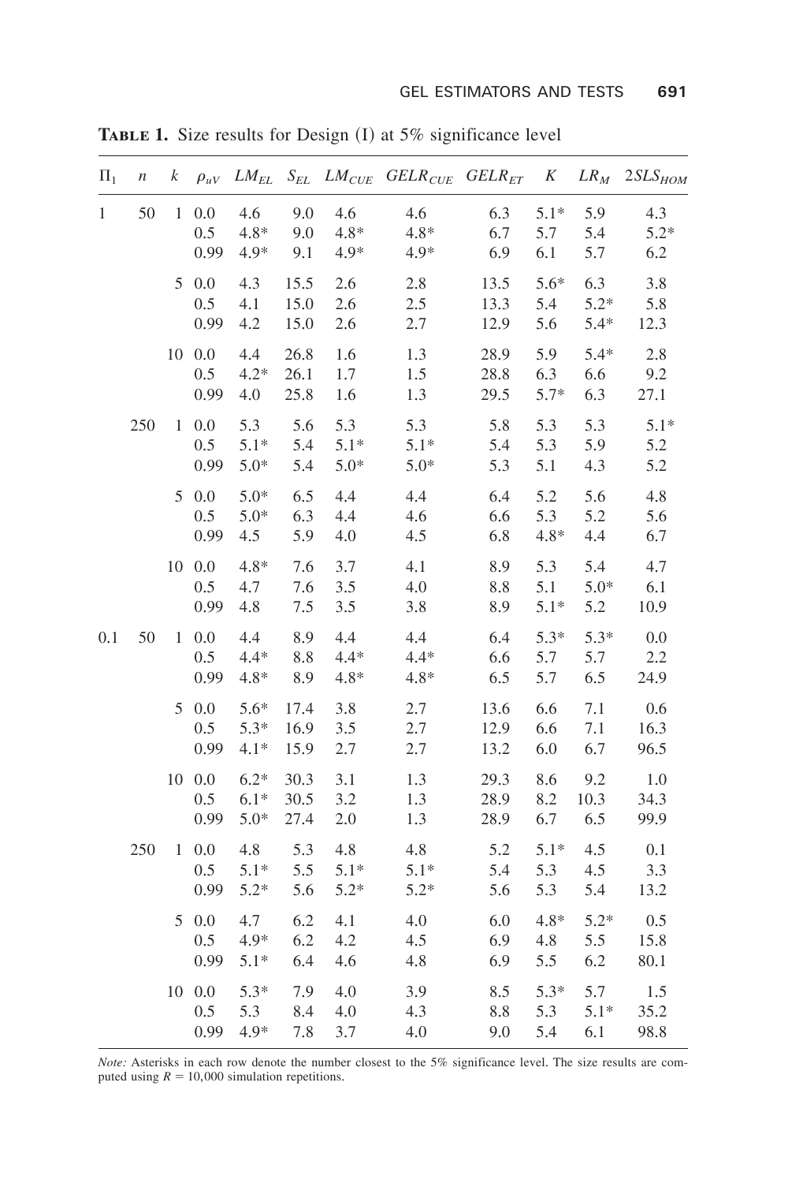**TABLE 1.** Size results for Design (I) at 5% significance level

| $\Pi_1$ | $n$ | $k$ | $\rho_{uV}$ | $LM_{EL}$ | $S_{EL}$ | $LM_{CUE}$ | $GELR_{CUE}$ | $GELR_{ET}$ | $K$ | $LR_M$ | $2SLS_{HOM}$ |
|---|---|---|---|---|---|---|---|---|---|---|---|
| 1 | 50 | 1 | 0.0 | 4.6 | 9.0 | 4.6 | 4.6 | 6.3 | 5.1* | 5.9 | 4.3 |
| | | | 0.5 | 4.8* | 9.0 | 4.8* | 4.8* | 6.7 | 5.7 | 5.4 | 5.2* |
| | | | 0.99 | 4.9* | 9.1 | 4.9* | 4.9* | 6.9 | 6.1 | 5.7 | 6.2 |
| | | 5 | 0.0 | 4.3 | 15.5 | 2.6 | 2.8 | 13.5 | 5.6* | 6.3 | 3.8 |
| | | | 0.5 | 4.1 | 15.0 | 2.6 | 2.5 | 13.3 | 5.4 | 5.2* | 5.8 |
| | | | 0.99 | 4.2 | 15.0 | 2.6 | 2.7 | 12.9 | 5.6 | 5.4* | 12.3 |
| | | 10 | 0.0 | 4.4 | 26.8 | 1.6 | 1.3 | 28.9 | 5.9 | 5.4* | 2.8 |
| | | | 0.5 | 4.2* | 26.1 | 1.7 | 1.5 | 28.8 | 6.3 | 6.6 | 9.2 |
| | | | 0.99 | 4.0 | 25.8 | 1.6 | 1.3 | 29.5 | 5.7* | 6.3 | 27.1 |
| | 250 | 1 | 0.0 | 5.3 | 5.6 | 5.3 | 5.3 | 5.8 | 5.3 | 5.3 | 5.1* |
| | | | 0.5 | 5.1* | 5.4 | 5.1* | 5.1* | 5.4 | 5.3 | 5.9 | 5.2 |
| | | | 0.99 | 5.0* | 5.4 | 5.0* | 5.0* | 5.3 | 5.1 | 4.3 | 5.2 |
| | | 5 | 0.0 | 5.0* | 6.5 | 4.4 | 4.4 | 6.4 | 5.2 | 5.6 | 4.8 |
| | | | 0.5 | 5.0* | 6.3 | 4.4 | 4.6 | 6.6 | 5.3 | 5.2 | 5.6 |
| | | | 0.99 | 4.5 | 5.9 | 4.0 | 4.5 | 6.8 | 4.8* | 4.4 | 6.7 |
| | | 10 | 0.0 | 4.8* | 7.6 | 3.7 | 4.1 | 8.9 | 5.3 | 5.4 | 4.7 |
| | | | 0.5 | 4.7 | 7.6 | 3.5 | 4.0 | 8.8 | 5.1 | 5.0* | 6.1 |
| | | | 0.99 | 4.8 | 7.5 | 3.5 | 3.8 | 8.9 | 5.1* | 5.2 | 10.9 |
| 0.1 | 50 | 1 | 0.0 | 4.4 | 8.9 | 4.4 | 4.4 | 6.4 | 5.3* | 5.3* | 0.0 |
| | | | 0.5 | 4.4* | 8.8 | 4.4* | 4.4* | 6.6 | 5.7 | 5.7 | 2.2 |
| | | | 0.99 | 4.8* | 8.9 | 4.8* | 4.8* | 6.5 | 5.7 | 6.5 | 24.9 |
| | | 5 | 0.0 | 5.6* | 17.4 | 3.8 | 2.7 | 13.6 | 6.6 | 7.1 | 0.6 |
| | | | 0.5 | 5.3* | 16.9 | 3.5 | 2.7 | 12.9 | 6.6 | 7.1 | 16.3 |
| | | | 0.99 | 4.1* | 15.9 | 2.7 | 2.7 | 13.2 | 6.0 | 6.7 | 96.5 |
| | | 10 | 0.0 | 6.2* | 30.3 | 3.1 | 1.3 | 29.3 | 8.6 | 9.2 | 1.0 |
| | | | 0.5 | 6.1* | 30.5 | 3.2 | 1.3 | 28.9 | 8.2 | 10.3 | 34.3 |
| | | | 0.99 | 5.0* | 27.4 | 2.0 | 1.3 | 28.9 | 6.7 | 6.5 | 99.9 |
| | 250 | 1 | 0.0 | 4.8 | 5.3 | 4.8 | 4.8 | 5.2 | 5.1* | 4.5 | 0.1 |
| | | | 0.5 | 5.1* | 5.5 | 5.1* | 5.1* | 5.4 | 5.3 | 4.5 | 3.3 |
| | | | 0.99 | 5.2* | 5.6 | 5.2* | 5.2* | 5.6 | 5.3 | 5.4 | 13.2 |
| | | 5 | 0.0 | 4.7 | 6.2 | 4.1 | 4.0 | 6.0 | 4.8* | 5.2* | 0.5 |
| | | | 0.5 | 4.9* | 6.2 | 4.2 | 4.5 | 6.9 | 4.8 | 5.5 | 15.8 |
| | | | 0.99 | 5.1* | 6.4 | 4.6 | 4.8 | 6.9 | 5.5 | 6.2 | 80.1 |
| | | 10 | 0.0 | 5.3* | 7.9 | 4.0 | 3.9 | 8.5 | 5.3* | 5.7 | 1.5 |
| | | | 0.5 | 5.3 | 8.4 | 4.0 | 4.3 | 8.8 | 5.3 | 5.1* | 35.2 |
| | | | 0.99 | 4.9* | 7.8 | 3.7 | 4.0 | 9.0 | 5.4 | 6.1 | 98.8 |

*Note:* Asterisks in each row denote the number closest to the 5% significance level. The size results are computed using $R = 10{,}000$ simulation repetitions.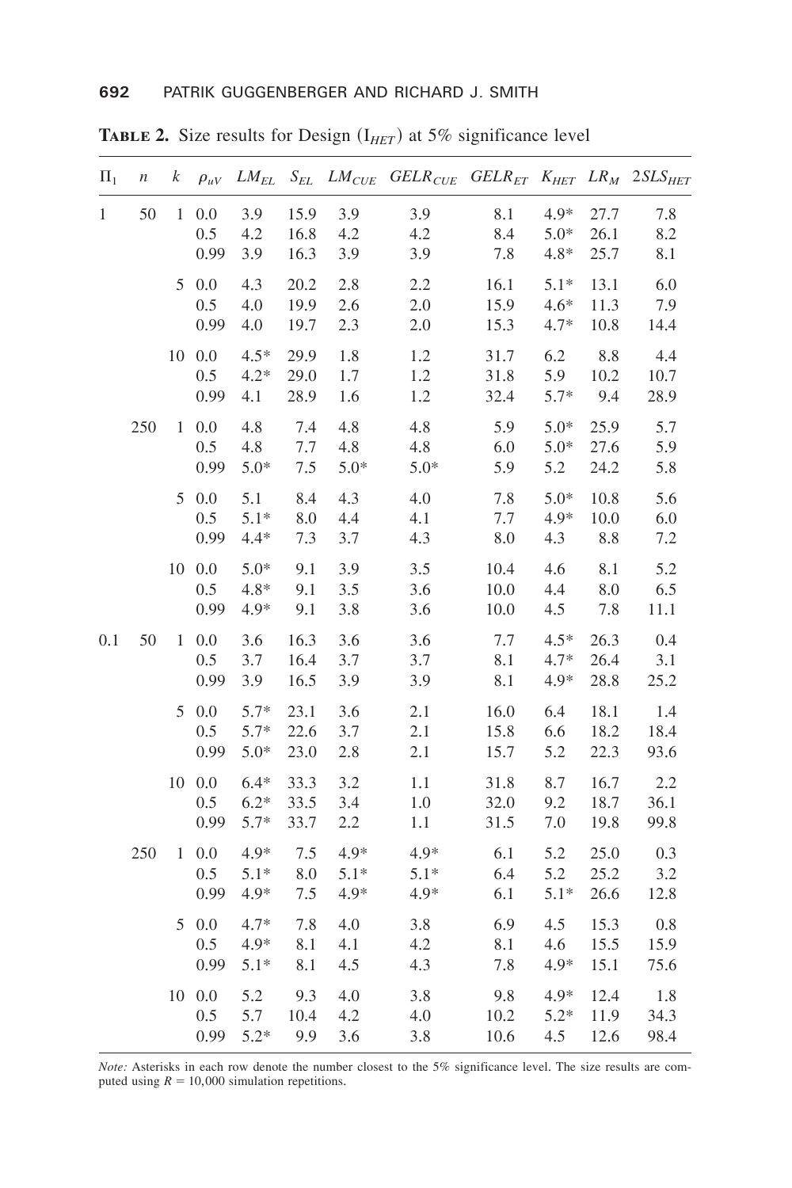**Table 2.** Size results for Design ($I_{HET}$) at 5% significance level

| $\Pi_1$ | $n$ | $k$ | $\rho_{uV}$ | $LM_{EL}$ | $S_{EL}$ | $LM_{CUE}$ | $GELR_{CUE}$ | $GELR_{ET}$ | $K_{HET}$ | $LR_M$ | $2SLS_{HET}$ |
|---|---|---|---|---|---|---|---|---|---|---|---|
| 1 | 50 | 1 | 0.0 | 3.9 | 15.9 | 3.9 | 3.9 | 8.1 | 4.9* | 27.7 | 7.8 |
| | | | 0.5 | 4.2 | 16.8 | 4.2 | 4.2 | 8.4 | 5.0* | 26.1 | 8.2 |
| | | | 0.99 | 3.9 | 16.3 | 3.9 | 3.9 | 7.8 | 4.8* | 25.7 | 8.1 |
| | | 5 | 0.0 | 4.3 | 20.2 | 2.8 | 2.2 | 16.1 | 5.1* | 13.1 | 6.0 |
| | | | 0.5 | 4.0 | 19.9 | 2.6 | 2.0 | 15.9 | 4.6* | 11.3 | 7.9 |
| | | | 0.99 | 4.0 | 19.7 | 2.3 | 2.0 | 15.3 | 4.7* | 10.8 | 14.4 |
| | | 10 | 0.0 | 4.5* | 29.9 | 1.8 | 1.2 | 31.7 | 6.2 | 8.8 | 4.4 |
| | | | 0.5 | 4.2* | 29.0 | 1.7 | 1.2 | 31.8 | 5.9 | 10.2 | 10.7 |
| | | | 0.99 | 4.1 | 28.9 | 1.6 | 1.2 | 32.4 | 5.7* | 9.4 | 28.9 |
| | 250 | 1 | 0.0 | 4.8 | 7.4 | 4.8 | 4.8 | 5.9 | 5.0* | 25.9 | 5.7 |
| | | | 0.5 | 4.8 | 7.7 | 4.8 | 4.8 | 6.0 | 5.0* | 27.6 | 5.9 |
| | | | 0.99 | 5.0* | 7.5 | 5.0* | 5.0* | 5.9 | 5.2 | 24.2 | 5.8 |
| | | 5 | 0.0 | 5.1 | 8.4 | 4.3 | 4.0 | 7.8 | 5.0* | 10.8 | 5.6 |
| | | | 0.5 | 5.1* | 8.0 | 4.4 | 4.1 | 7.7 | 4.9* | 10.0 | 6.0 |
| | | | 0.99 | 4.4* | 7.3 | 3.7 | 4.3 | 8.0 | 4.3 | 8.8 | 7.2 |
| | | 10 | 0.0 | 5.0* | 9.1 | 3.9 | 3.5 | 10.4 | 4.6 | 8.1 | 5.2 |
| | | | 0.5 | 4.8* | 9.1 | 3.5 | 3.6 | 10.0 | 4.4 | 8.0 | 6.5 |
| | | | 0.99 | 4.9* | 9.1 | 3.8 | 3.6 | 10.0 | 4.5 | 7.8 | 11.1 |
| 0.1 | 50 | 1 | 0.0 | 3.6 | 16.3 | 3.6 | 3.6 | 7.7 | 4.5* | 26.3 | 0.4 |
| | | | 0.5 | 3.7 | 16.4 | 3.7 | 3.7 | 8.1 | 4.7* | 26.4 | 3.1 |
| | | | 0.99 | 3.9 | 16.5 | 3.9 | 3.9 | 8.1 | 4.9* | 28.8 | 25.2 |
| | | 5 | 0.0 | 5.7* | 23.1 | 3.6 | 2.1 | 16.0 | 6.4 | 18.1 | 1.4 |
| | | | 0.5 | 5.7* | 22.6 | 3.7 | 2.1 | 15.8 | 6.6 | 18.2 | 18.4 |
| | | | 0.99 | 5.0* | 23.0 | 2.8 | 2.1 | 15.7 | 5.2 | 22.3 | 93.6 |
| | | 10 | 0.0 | 6.4* | 33.3 | 3.2 | 1.1 | 31.8 | 8.7 | 16.7 | 2.2 |
| | | | 0.5 | 6.2* | 33.5 | 3.4 | 1.0 | 32.0 | 9.2 | 18.7 | 36.1 |
| | | | 0.99 | 5.7* | 33.7 | 2.2 | 1.1 | 31.5 | 7.0 | 19.8 | 99.8 |
| | 250 | 1 | 0.0 | 4.9* | 7.5 | 4.9* | 4.9* | 6.1 | 5.2 | 25.0 | 0.3 |
| | | | 0.5 | 5.1* | 8.0 | 5.1* | 5.1* | 6.4 | 5.2 | 25.2 | 3.2 |
| | | | 0.99 | 4.9* | 7.5 | 4.9* | 4.9* | 6.1 | 5.1* | 26.6 | 12.8 |
| | | 5 | 0.0 | 4.7* | 7.8 | 4.0 | 3.8 | 6.9 | 4.5 | 15.3 | 0.8 |
| | | | 0.5 | 4.9* | 8.1 | 4.1 | 4.2 | 8.1 | 4.6 | 15.5 | 15.9 |
| | | | 0.99 | 5.1* | 8.1 | 4.5 | 4.3 | 7.8 | 4.9* | 15.1 | 75.6 |
| | | 10 | 0.0 | 5.2 | 9.3 | 4.0 | 3.8 | 9.8 | 4.9* | 12.4 | 1.8 |
| | | | 0.5 | 5.7 | 10.4 | 4.2 | 4.0 | 10.2 | 5.2* | 11.9 | 34.3 |
| | | | 0.99 | 5.2* | 9.9 | 3.6 | 3.8 | 10.6 | 4.5 | 12.6 | 98.4 |

*Note:* Asterisks in each row denote the number closest to the 5% significance level. The size results are computed using $R = 10{,}000$ simulation repetitions.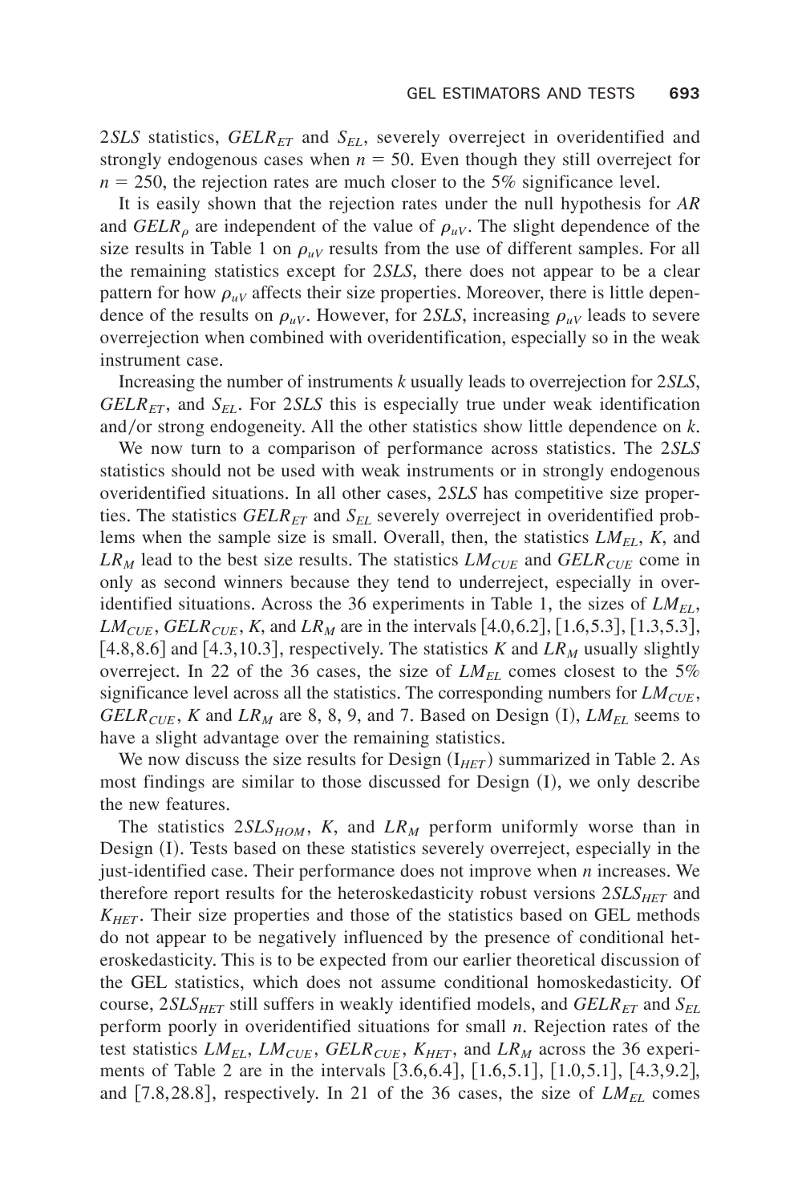$2SLS$ statistics, $GELR_{ET}$ and $S_{EL}$, severely overreject in overidentified and strongly endogenous cases when $n = 50$. Even though they still overreject for $n = 250$, the rejection rates are much closer to the 5% significance level.

It is easily shown that the rejection rates under the null hypothesis for $AR$ and $GELR_{\rho}$ are independent of the value of $\rho_{uV}$. The slight dependence of the size results in Table 1 on $\rho_{uV}$ results from the use of different samples. For all the remaining statistics except for $2SLS$, there does not appear to be a clear pattern for how $\rho_{uV}$ affects their size properties. Moreover, there is little dependence of the results on $\rho_{uV}$. However, for $2SLS$, increasing $\rho_{uV}$ leads to severe overrejection when combined with overidentification, especially so in the weak instrument case.

Increasing the number of instruments $k$ usually leads to overrejection for $2SLS$, $GELR_{ET}$, and $S_{EL}$. For $2SLS$ this is especially true under weak identification and/or strong endogeneity. All the other statistics show little dependence on $k$.

We now turn to a comparison of performance across statistics. The $2SLS$ statistics should not be used with weak instruments or in strongly endogenous overidentified situations. In all other cases, $2SLS$ has competitive size properties. The statistics $GELR_{ET}$ and $S_{EL}$ severely overreject in overidentified problems when the sample size is small. Overall, then, the statistics $LM_{EL}$, $K$, and $LR_M$ lead to the best size results. The statistics $LM_{CUE}$ and $GELR_{CUE}$ come in only as second winners because they tend to underreject, especially in overidentified situations. Across the 36 experiments in Table 1, the sizes of $LM_{EL}$, $LM_{CUE}$, $GELR_{CUE}$, $K$, and $LR_M$ are in the intervals $[4.0,6.2]$, $[1.6,5.3]$, $[1.3,5.3]$, $[4.8,8.6]$ and $[4.3,10.3]$, respectively. The statistics $K$ and $LR_M$ usually slightly overreject. In 22 of the 36 cases, the size of $LM_{EL}$ comes closest to the 5% significance level across all the statistics. The corresponding numbers for $LM_{CUE}$, $GELR_{CUE}$, $K$ and $LR_M$ are 8, 8, 9, and 7. Based on Design (I), $LM_{EL}$ seems to have a slight advantage over the remaining statistics.

We now discuss the size results for Design ($\text{I}_{HET}$) summarized in Table 2. As most findings are similar to those discussed for Design (I), we only describe the new features.

The statistics $2SLS_{HOM}$, $K$, and $LR_M$ perform uniformly worse than in Design (I). Tests based on these statistics severely overreject, especially in the just-identified case. Their performance does not improve when $n$ increases. We therefore report results for the heteroskedasticity robust versions $2SLS_{HET}$ and $K_{HET}$. Their size properties and those of the statistics based on GEL methods do not appear to be negatively influenced by the presence of conditional heteroskedasticity. This is to be expected from our earlier theoretical discussion of the GEL statistics, which does not assume conditional homoskedasticity. Of course, $2SLS_{HET}$ still suffers in weakly identified models, and $GELR_{ET}$ and $S_{EL}$ perform poorly in overidentified situations for small $n$. Rejection rates of the test statistics $LM_{EL}$, $LM_{CUE}$, $GELR_{CUE}$, $K_{HET}$, and $LR_M$ across the 36 experiments of Table 2 are in the intervals $[3.6,6.4]$, $[1.6,5.1]$, $[1.0,5.1]$, $[4.3,9.2]$, and $[7.8,28.8]$, respectively. In 21 of the 36 cases, the size of $LM_{EL}$ comes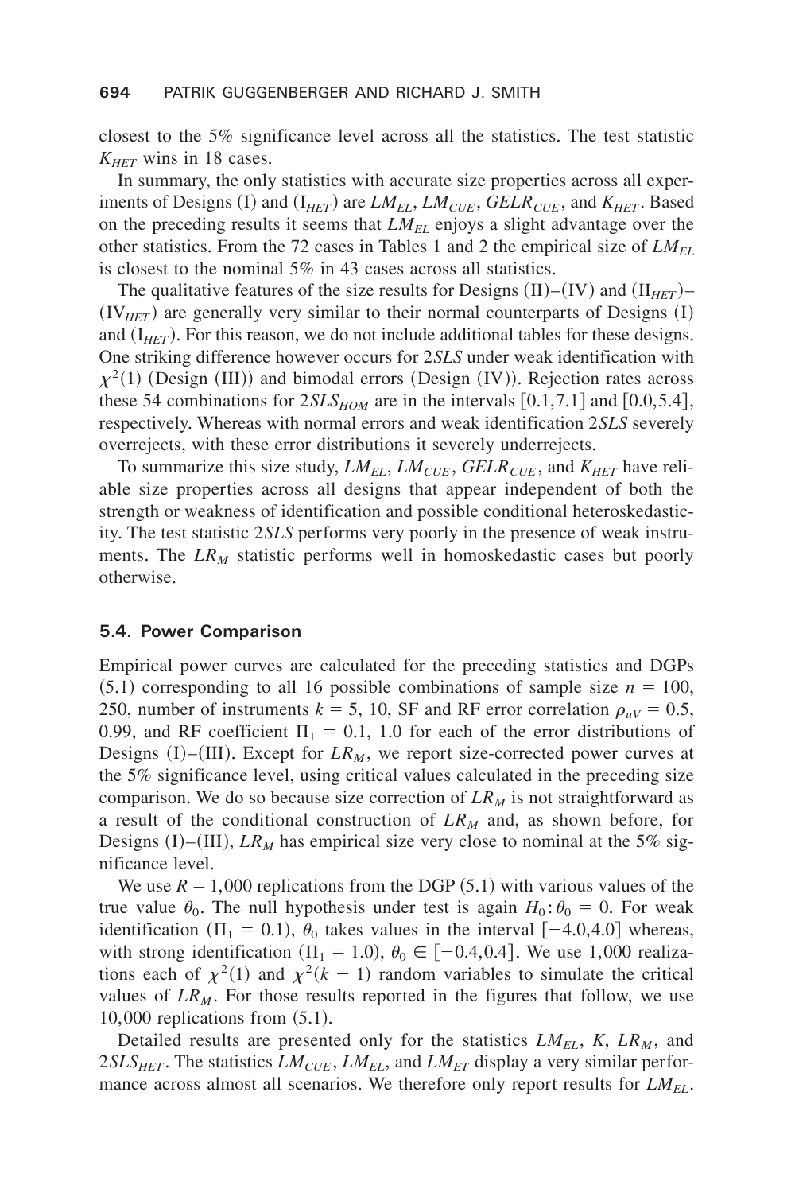closest to the 5% significance level across all the statistics. The test statistic $K_{HET}$ wins in 18 cases.

In summary, the only statistics with accurate size properties across all experiments of Designs (I) and ($\text{I}_{HET}$) are $LM_{EL}$, $LM_{CUE}$, $GELR_{CUE}$, and $K_{HET}$. Based on the preceding results it seems that $LM_{EL}$ enjoys a slight advantage over the other statistics. From the 72 cases in Tables 1 and 2 the empirical size of $LM_{EL}$ is closest to the nominal 5% in 43 cases across all statistics.

The qualitative features of the size results for Designs (II)–(IV) and ($\text{II}_{HET}$)–($\text{IV}_{HET}$) are generally very similar to their normal counterparts of Designs (I) and ($\text{I}_{HET}$). For this reason, we do not include additional tables for these designs. One striking difference however occurs for $2SLS$ under weak identification with $\chi^2(1)$ (Design (III)) and bimodal errors (Design (IV)). Rejection rates across these 54 combinations for $2SLS_{HOM}$ are in the intervals $[0.1,7.1]$ and $[0.0,5.4]$, respectively. Whereas with normal errors and weak identification $2SLS$ severely overrejects, with these error distributions it severely underrejects.

To summarize this size study, $LM_{EL}$, $LM_{CUE}$, $GELR_{CUE}$, and $K_{HET}$ have reliable size properties across all designs that appear independent of both the strength or weakness of identification and possible conditional heteroskedasticity. The test statistic $2SLS$ performs very poorly in the presence of weak instruments. The $LR_M$ statistic performs well in homoskedastic cases but poorly otherwise.

### 5.4. Power Comparison

Empirical power curves are calculated for the preceding statistics and DGPs (5.1) corresponding to all 16 possible combinations of sample size $n = 100$, 250, number of instruments $k = 5$, 10, SF and RF error correlation $\rho_{uV} = 0.5$, 0.99, and RF coefficient $\Pi_1 = 0.1$, 1.0 for each of the error distributions of Designs (I)–(III). Except for $LR_M$, we report size-corrected power curves at the 5% significance level, using critical values calculated in the preceding size comparison. We do so because size correction of $LR_M$ is not straightforward as a result of the conditional construction of $LR_M$ and, as shown before, for Designs (I)–(III), $LR_M$ has empirical size very close to nominal at the 5% significance level.

We use $R = 1{,}000$ replications from the DGP (5.1) with various values of the true value $\theta_0$. The null hypothesis under test is again $H_0\colon \theta_0 = 0$. For weak identification ($\Pi_1 = 0.1$), $\theta_0$ takes values in the interval $[-4.0,4.0]$ whereas, with strong identification ($\Pi_1 = 1.0$), $\theta_0 \in [-0.4,0.4]$. We use 1,000 realizations each of $\chi^2(1)$ and $\chi^2(k-1)$ random variables to simulate the critical values of $LR_M$. For those results reported in the figures that follow, we use 10,000 replications from (5.1).

Detailed results are presented only for the statistics $LM_{EL}$, $K$, $LR_M$, and $2SLS_{HET}$. The statistics $LM_{CUE}$, $LM_{EL}$, and $LM_{ET}$ display a very similar performance across almost all scenarios. We therefore only report results for $LM_{EL}$.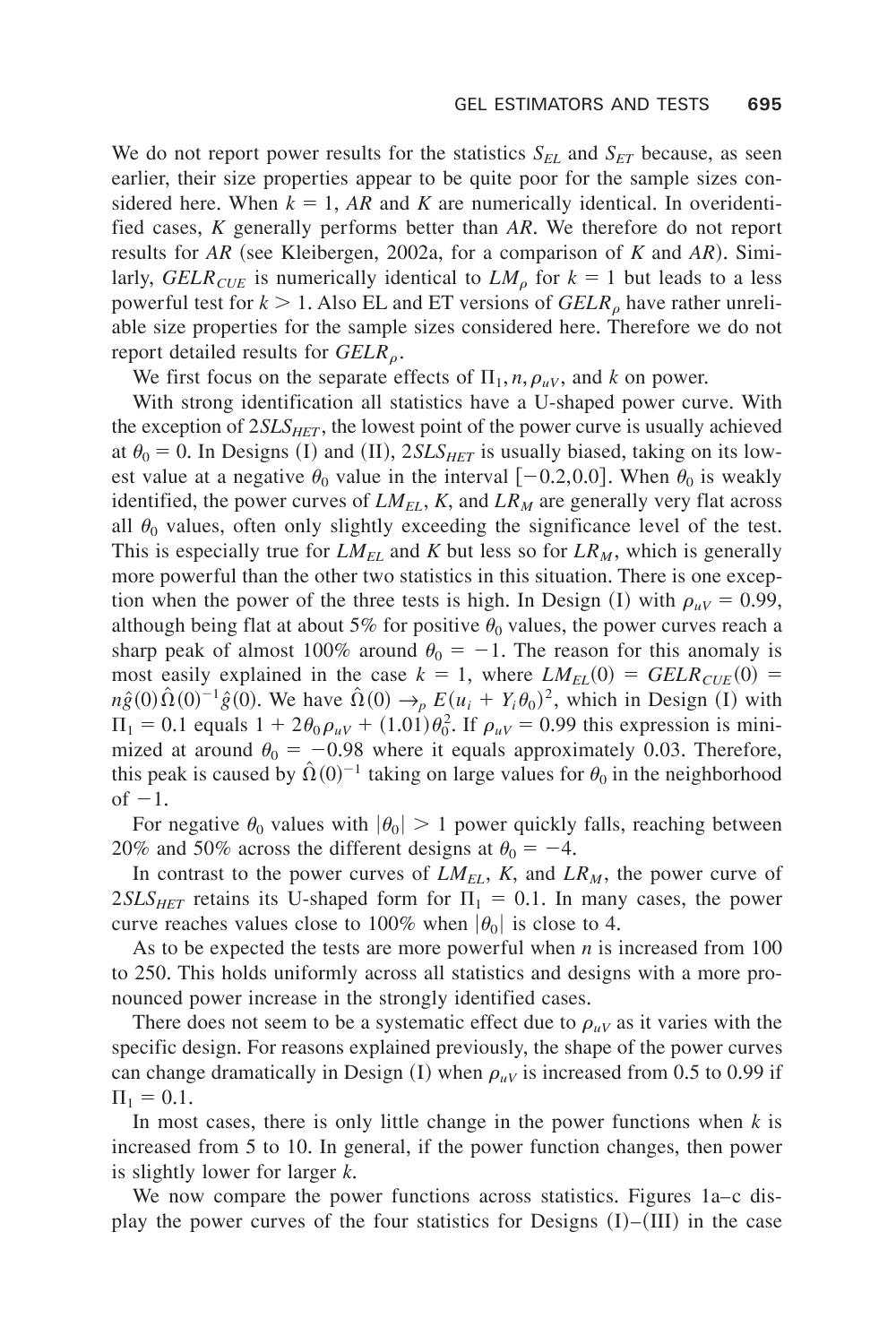We do not report power results for the statistics $S_{EL}$ and $S_{ET}$ because, as seen earlier, their size properties appear to be quite poor for the sample sizes considered here. When $k = 1$, $AR$ and $K$ are numerically identical. In overidentified cases, $K$ generally performs better than $AR$. We therefore do not report results for $AR$ (see Kleibergen, 2002a, for a comparison of $K$ and $AR$). Similarly, $GELR_{CUE}$ is numerically identical to $LM_\rho$ for $k = 1$ but leads to a less powerful test for $k > 1$. Also EL and ET versions of $GELR_\rho$ have rather unreliable size properties for the sample sizes considered here. Therefore we do not report detailed results for $GELR_\rho$.

We first focus on the separate effects of $\Pi_1, n, \rho_{uV}$, and $k$ on power.

With strong identification all statistics have a U-shaped power curve. With the exception of $2SLS_{HET}$, the lowest point of the power curve is usually achieved at $\theta_0 = 0$. In Designs (I) and (II), $2SLS_{HET}$ is usually biased, taking on its lowest value at a negative $\theta_0$ value in the interval $[-0.2, 0.0]$. When $\theta_0$ is weakly identified, the power curves of $LM_{EL}$, $K$, and $LR_M$ are generally very flat across all $\theta_0$ values, often only slightly exceeding the significance level of the test. This is especially true for $LM_{EL}$ and $K$ but less so for $LR_M$, which is generally more powerful than the other two statistics in this situation. There is one exception when the power of the three tests is high. In Design (I) with $\rho_{uV} = 0.99$, although being flat at about 5% for positive $\theta_0$ values, the power curves reach a sharp peak of almost 100% around $\theta_0 = -1$. The reason for this anomaly is most easily explained in the case $k = 1$, where $LM_{EL}(0) = GELR_{CUE}(0) = n\hat{g}(0)\hat{\Omega}(0)^{-1}\hat{g}(0)$. We have $\hat{\Omega}(0) \to_p E(u_i + Y_i\theta_0)^2$, which in Design (I) with $\Pi_1 = 0.1$ equals $1 + 2\theta_0\rho_{uV} + (1.01)\theta_0^2$. If $\rho_{uV} = 0.99$ this expression is minimized at around $\theta_0 = -0.98$ where it equals approximately 0.03. Therefore, this peak is caused by $\hat{\Omega}(0)^{-1}$ taking on large values for $\theta_0$ in the neighborhood of $-1$.

For negative $\theta_0$ values with $|\theta_0| > 1$ power quickly falls, reaching between 20% and 50% across the different designs at $\theta_0 = -4$.

In contrast to the power curves of $LM_{EL}$, $K$, and $LR_M$, the power curve of $2SLS_{HET}$ retains its U-shaped form for $\Pi_1 = 0.1$. In many cases, the power curve reaches values close to 100% when $|\theta_0|$ is close to 4.

As to be expected the tests are more powerful when $n$ is increased from 100 to 250. This holds uniformly across all statistics and designs with a more pronounced power increase in the strongly identified cases.

There does not seem to be a systematic effect due to $\rho_{uV}$ as it varies with the specific design. For reasons explained previously, the shape of the power curves can change dramatically in Design (I) when $\rho_{uV}$ is increased from 0.5 to 0.99 if $\Pi_1 = 0.1$.

In most cases, there is only little change in the power functions when $k$ is increased from 5 to 10. In general, if the power function changes, then power is slightly lower for larger $k$.

We now compare the power functions across statistics. Figures 1a–c display the power curves of the four statistics for Designs (I)–(III) in the case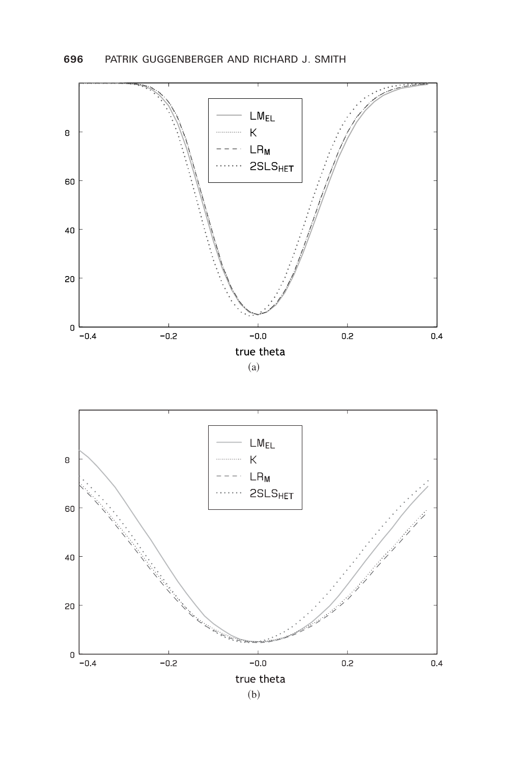(a)

(b)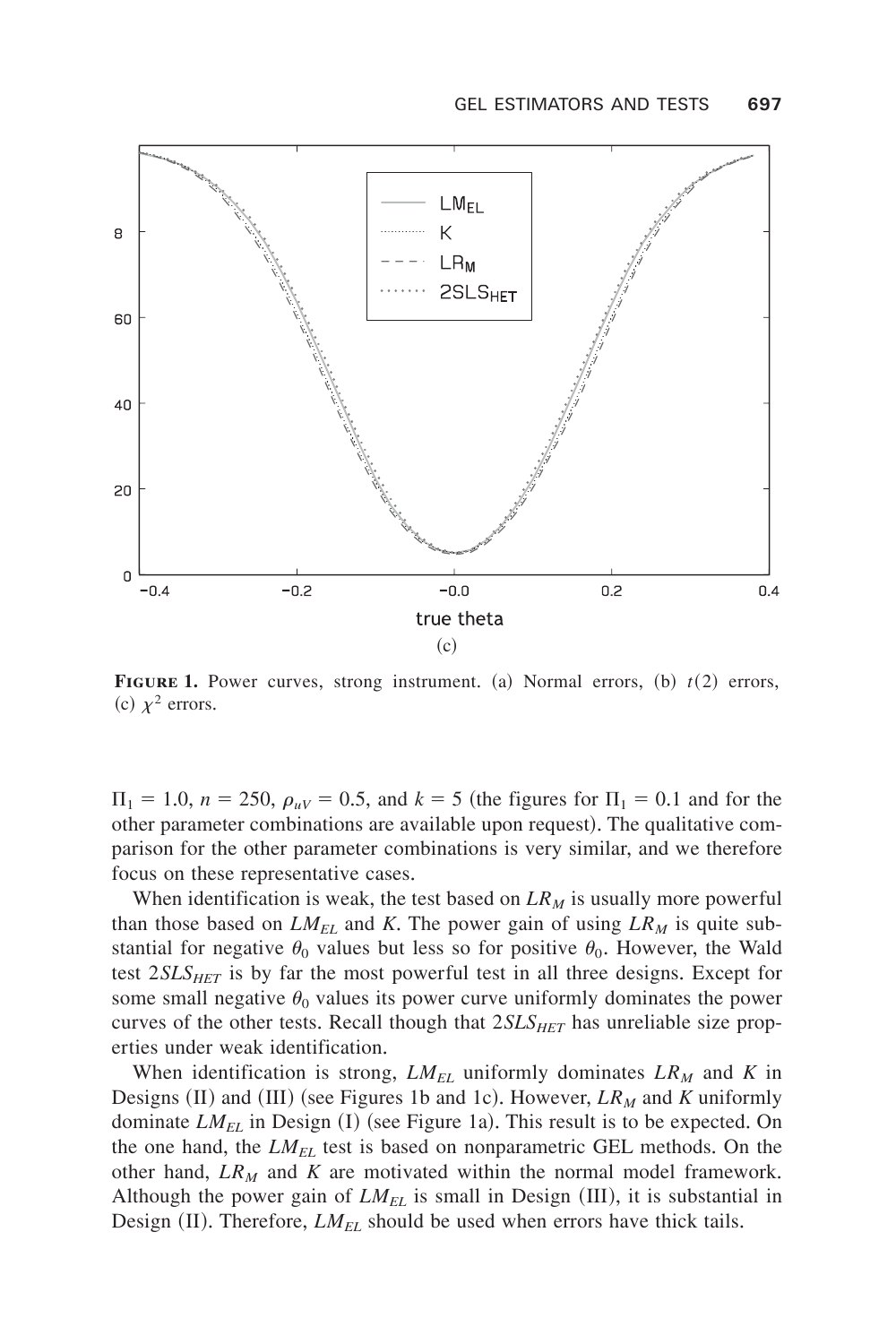(c)

**Figure 1.** Power curves, strong instrument. (a) Normal errors, (b) $t(2)$ errors, (c) $\chi^2$ errors.

$\Pi_1 = 1.0$, $n = 250$, $\rho_{uV} = 0.5$, and $k = 5$ (the figures for $\Pi_1 = 0.1$ and for the other parameter combinations are available upon request). The qualitative comparison for the other parameter combinations is very similar, and we therefore focus on these representative cases.

When identification is weak, the test based on $LR_M$ is usually more powerful than those based on $LM_{EL}$ and $K$. The power gain of using $LR_M$ is quite substantial for negative $\theta_0$ values but less so for positive $\theta_0$. However, the Wald test $2SLS_{HET}$ is by far the most powerful test in all three designs. Except for some small negative $\theta_0$ values its power curve uniformly dominates the power curves of the other tests. Recall though that $2SLS_{HET}$ has unreliable size properties under weak identification.

When identification is strong, $LM_{EL}$ uniformly dominates $LR_M$ and $K$ in Designs (II) and (III) (see Figures 1b and 1c). However, $LR_M$ and $K$ uniformly dominate $LM_{EL}$ in Design (I) (see Figure 1a). This result is to be expected. On the one hand, the $LM_{EL}$ test is based on nonparametric GEL methods. On the other hand, $LR_M$ and $K$ are motivated within the normal model framework. Although the power gain of $LM_{EL}$ is small in Design (III), it is substantial in Design (II). Therefore, $LM_{EL}$ should be used when errors have thick tails.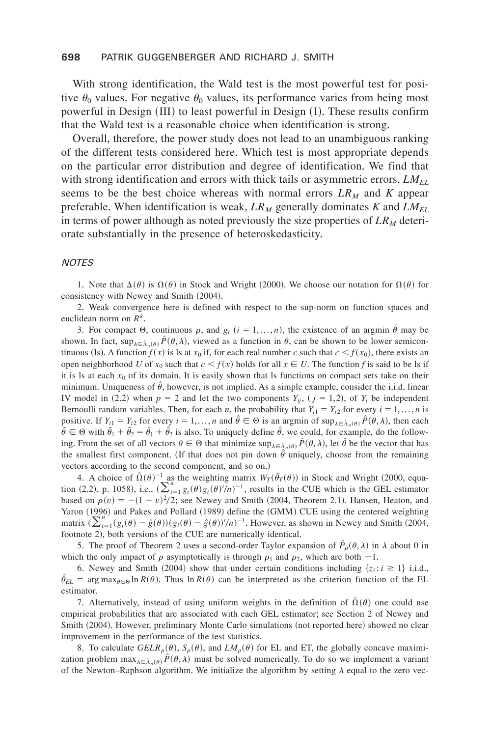With strong identification, the Wald test is the most powerful test for positive $\theta_0$ values. For negative $\theta_0$ values, its performance varies from being most powerful in Design (III) to least powerful in Design (I). These results confirm that the Wald test is a reasonable choice when identification is strong.

Overall, therefore, the power study does not lead to an unambiguous ranking of the different tests considered here. Which test is most appropriate depends on the particular error distribution and degree of identification. We find that with strong identification and errors with thick tails or asymmetric errors, $LM_{EL}$ seems to be the best choice whereas with normal errors $LR_M$ and $K$ appear preferable. When identification is weak, $LR_M$ generally dominates $K$ and $LM_{EL}$ in terms of power although as noted previously the size properties of $LR_M$ deteriorate substantially in the presence of heteroskedasticity.

## NOTES

1. Note that $\Delta(\theta)$ is $\Omega(\theta)$ in Stock and Wright (2000). We choose our notation for $\Omega(\theta)$ for consistency with Newey and Smith (2004).

2. Weak convergence here is defined with respect to the sup-norm on function spaces and euclidean norm on $R^k$.

3. For compact $\Theta$, continuous $\rho$, and $g_i$ $(i = 1,\dots,n)$, the existence of an argmin $\hat{\theta}$ may be shown. In fact, $\sup_{\lambda \in \hat{\Lambda}_n(\theta)} \hat{P}(\theta,\lambda)$, viewed as a function in $\theta$, can be shown to be lower semicontinuous (ls). A function $f(x)$ is ls at $x_0$ if, for each real number $c$ such that $c < f(x_0)$, there exists an open neighborhood $U$ of $x_0$ such that $c < f(x)$ holds for all $x \in U$. The function $f$ is said to be ls if it is ls at each $x_0$ of its domain. It is easily shown that ls functions on compact sets take on their minimum. Uniqueness of $\hat{\theta}$, however, is not implied. As a simple example, consider the i.i.d. linear IV model in (2.2) when $p = 2$ and let the two components $Y_{ij}$, $(j = 1,2)$, of $Y_i$ be independent Bernoulli random variables. Then, for each $n$, the probability that $Y_{i1} = Y_{i2}$ for every $i = 1,\dots,n$ is positive. If $Y_{i1} = Y_{i2}$ for every $i = 1,\dots,n$ and $\hat{\theta} \in \Theta$ is an argmin of $\sup_{\lambda \in \hat{\Lambda}_n(\theta)} \hat{P}(\theta,\lambda)$, then each $\bar{\theta} \in \Theta$ with $\bar{\theta}_1 + \bar{\theta}_2 = \hat{\theta}_1 + \hat{\theta}_2$ is also. To uniquely define $\hat{\theta}$, we could, for example, do the following. From the set of all vectors $\theta \in \Theta$ that minimize $\sup_{\lambda \in \hat{\Lambda}_n(\theta)} \hat{P}(\theta,\lambda)$, let $\hat{\theta}$ be the vector that has the smallest first component. (If that does not pin down $\hat{\theta}$ uniquely, choose from the remaining vectors according to the second component, and so on.)

4. A choice of $\hat{\Omega}(\theta)^{-1}$ as the weighting matrix $W_T(\bar{\theta}_T(\theta))$ in Stock and Wright (2000, equation (2.2), p. 1058), i.e., $(\sum_{i=1}^{n} g_i(\theta)g_i(\theta)'/n)^{-1}$, results in the CUE which is the GEL estimator based on $\rho(v) = -(1+v)^2/2$; see Newey and Smith (2004, Theorem 2.1). Hansen, Heaton, and Yaron (1996) and Pakes and Pollard (1989) define the (GMM) CUE using the centered weighting matrix $(\sum_{i=1}^{n}(g_i(\theta) - \hat{g}(\theta))(g_i(\theta) - \hat{g}(\theta))'/n)^{-1}$. However, as shown in Newey and Smith (2004, footnote 2), both versions of the CUE are numerically identical.

5. The proof of Theorem 2 uses a second-order Taylor expansion of $\hat{P}_\rho(\theta,\lambda)$ in $\lambda$ about 0 in which the only impact of $\rho$ asymptotically is through $\rho_1$ and $\rho_2$, which are both $-1$.

6. Newey and Smith (2004) show that under certain conditions including $\{z_i : i \geq 1\}$ i.i.d., $\hat{\theta}_{EL} = \arg\max_{\theta \in \Theta} \ln R(\theta)$. Thus $\ln R(\theta)$ can be interpreted as the criterion function of the EL estimator.

7. Alternatively, instead of using uniform weights in the definition of $\hat{\Omega}(\theta)$ one could use empirical probabilities that are associated with each GEL estimator; see Section 2 of Newey and Smith (2004). However, preliminary Monte Carlo simulations (not reported here) showed no clear improvement in the performance of the test statistics.

8. To calculate $GELR_\rho(\theta)$, $S_\rho(\theta)$, and $LM_\rho(\theta)$ for EL and ET, the globally concave maximization problem $\max_{\lambda \in \hat{\Lambda}_n(\theta)} \hat{P}(\theta,\lambda)$ must be solved numerically. To do so we implement a variant of the Newton–Raphson algorithm. We initialize the algorithm by setting $\lambda$ equal to the zero vec-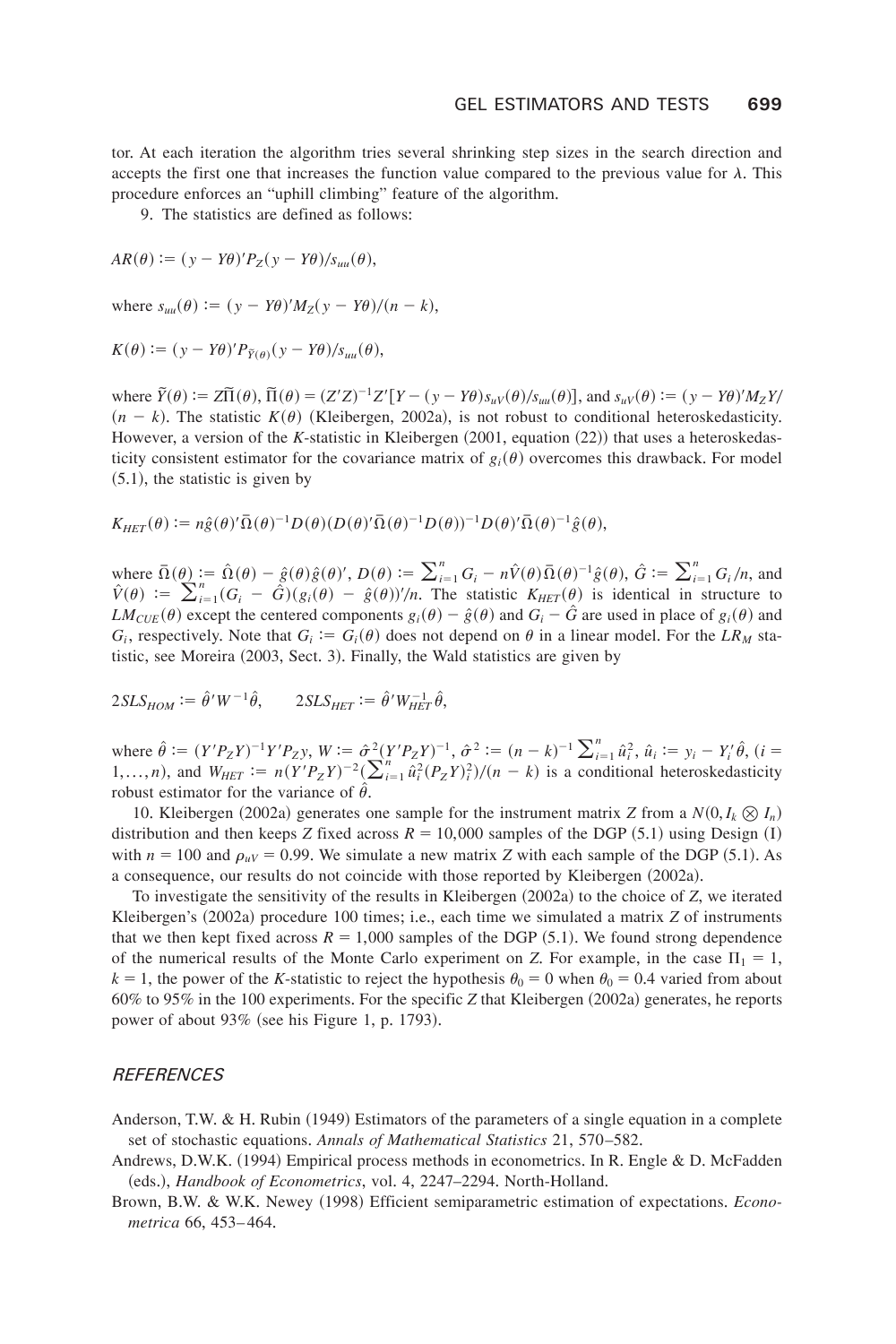tor. At each iteration the algorithm tries several shrinking step sizes in the search direction and accepts the first one that increases the function value compared to the previous value for $\lambda$. This procedure enforces an "uphill climbing" feature of the algorithm.

9. The statistics are defined as follows:

$$AR(\theta) := (y - Y\theta)' P_Z (y - Y\theta)/s_{uu}(\theta),$$

where $s_{uu}(\theta) := (y - Y\theta)' M_Z (y - Y\theta)/(n - k)$,

$$K(\theta) := (y - Y\theta)' P_{\tilde{Y}(\theta)} (y - Y\theta)/s_{uu}(\theta),$$

where $\tilde{Y}(\theta) := Z\tilde{\Pi}(\theta)$, $\tilde{\Pi}(\theta) = (Z'Z)^{-1} Z'[Y - (y - Y\theta)s_{uV}(\theta)/s_{uu}(\theta)]$, and $s_{uV}(\theta) := (y - Y\theta)' M_Z Y/(n - k)$. The statistic $K(\theta)$ (Kleibergen, 2002a), is not robust to conditional heteroskedasticity. However, a version of the $K$-statistic in Kleibergen (2001, equation (22)) that uses a heteroskedasticity consistent estimator for the covariance matrix of $g_i(\theta)$ overcomes this drawback. For model (5.1), the statistic is given by

$$K_{HET}(\theta) := n\hat{g}(\theta)' \bar{\Omega}(\theta)^{-1} D(\theta) (D(\theta)' \bar{\Omega}(\theta)^{-1} D(\theta))^{-1} D(\theta)' \bar{\Omega}(\theta)^{-1} \hat{g}(\theta),$$

where $\bar{\Omega}(\theta) := \hat{\Omega}(\theta) - \hat{g}(\theta)\hat{g}(\theta)'$, $D(\theta) := \sum_{i=1}^{n} G_i - n\hat{V}(\theta)\bar{\Omega}(\theta)^{-1}\hat{g}(\theta)$, $\hat{G} := \sum_{i=1}^{n} G_i/n$, and $\hat{V}(\theta) := \sum_{i=1}^{n}(G_i - \hat{G})(g_i(\theta) - \hat{g}(\theta))'/n$. The statistic $K_{HET}(\theta)$ is identical in structure to $LM_{CUE}(\theta)$ except the centered components $g_i(\theta) - \hat{g}(\theta)$ and $G_i - \hat{G}$ are used in place of $g_i(\theta)$ and $G_i$, respectively. Note that $G_i := G_i(\theta)$ does not depend on $\theta$ in a linear model. For the $LR_M$ statistic, see Moreira (2003, Sect. 3). Finally, the Wald statistics are given by

$$2SLS_{HOM} := \hat{\theta}' W^{-1} \hat{\theta}, \qquad 2SLS_{HET} := \hat{\theta}' W_{HET}^{-1} \hat{\theta},$$

where $\hat{\theta} := (Y'P_Z Y)^{-1} Y'P_Z y$, $W := \hat{\sigma}^2 (Y'P_Z Y)^{-1}$, $\hat{\sigma}^2 := (n - k)^{-1} \sum_{i=1}^{n} \hat{u}_i^2$, $\hat{u}_i := y_i - Y_i'\hat{\theta}$, $(i = 1, \ldots, n)$, and $W_{HET} := n(Y'P_Z Y)^{-2} (\sum_{i=1}^{n} \hat{u}_i^2 (P_Z Y)_i^2)/(n - k)$ is a conditional heteroskedasticity robust estimator for the variance of $\hat{\theta}$.

10. Kleibergen (2002a) generates one sample for the instrument matrix $Z$ from a $N(0, I_k \otimes I_n)$ distribution and then keeps $Z$ fixed across $R = 10{,}000$ samples of the DGP (5.1) using Design (I) with $n = 100$ and $\rho_{uV} = 0.99$. We simulate a new matrix $Z$ with each sample of the DGP (5.1). As a consequence, our results do not coincide with those reported by Kleibergen (2002a).

To investigate the sensitivity of the results in Kleibergen (2002a) to the choice of $Z$, we iterated Kleibergen's (2002a) procedure 100 times; i.e., each time we simulated a matrix $Z$ of instruments that we then kept fixed across $R = 1{,}000$ samples of the DGP (5.1). We found strong dependence of the numerical results of the Monte Carlo experiment on $Z$. For example, in the case $\Pi_1 = 1$, $k = 1$, the power of the $K$-statistic to reject the hypothesis $\theta_0 = 0$ when $\theta_0 = 0.4$ varied from about 60% to 95% in the 100 experiments. For the specific $Z$ that Kleibergen (2002a) generates, he reports power of about 93% (see his Figure 1, p. 1793).

## REFERENCES

Anderson, T.W. & H. Rubin (1949) Estimators of the parameters of a single equation in a complete set of stochastic equations. *Annals of Mathematical Statistics* 21, 570–582.

Andrews, D.W.K. (1994) Empirical process methods in econometrics. In R. Engle & D. McFadden (eds.), *Handbook of Econometrics*, vol. 4, 2247–2294. North-Holland.

Brown, B.W. & W.K. Newey (1998) Efficient semiparametric estimation of expectations. *Econometrica* 66, 453–464.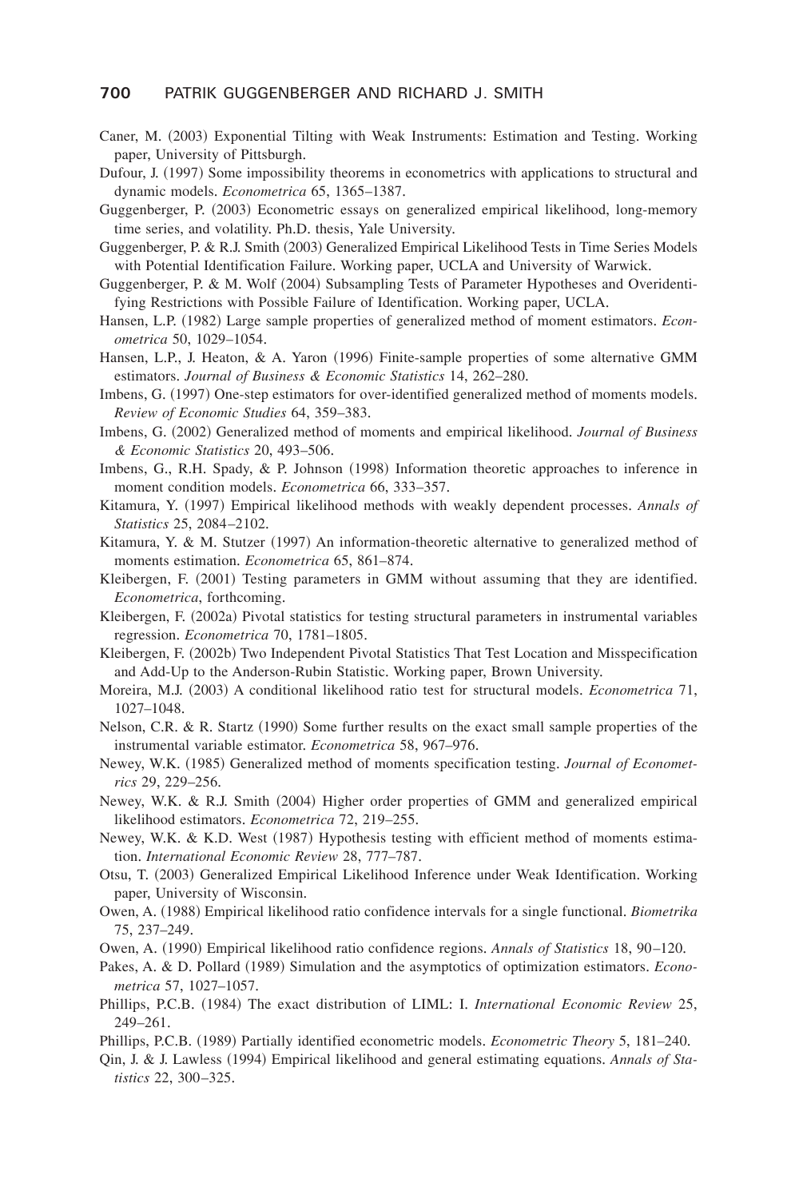Caner, M. (2003) Exponential Tilting with Weak Instruments: Estimation and Testing. Working paper, University of Pittsburgh.

Dufour, J. (1997) Some impossibility theorems in econometrics with applications to structural and dynamic models. *Econometrica* 65, 1365–1387.

Guggenberger, P. (2003) Econometric essays on generalized empirical likelihood, long-memory time series, and volatility. Ph.D. thesis, Yale University.

Guggenberger, P. & R.J. Smith (2003) Generalized Empirical Likelihood Tests in Time Series Models with Potential Identification Failure. Working paper, UCLA and University of Warwick.

Guggenberger, P. & M. Wolf (2004) Subsampling Tests of Parameter Hypotheses and Overidentifying Restrictions with Possible Failure of Identification. Working paper, UCLA.

Hansen, L.P. (1982) Large sample properties of generalized method of moment estimators. *Econometrica* 50, 1029–1054.

Hansen, L.P., J. Heaton, & A. Yaron (1996) Finite-sample properties of some alternative GMM estimators. *Journal of Business & Economic Statistics* 14, 262–280.

Imbens, G. (1997) One-step estimators for over-identified generalized method of moments models. *Review of Economic Studies* 64, 359–383.

Imbens, G. (2002) Generalized method of moments and empirical likelihood. *Journal of Business & Economic Statistics* 20, 493–506.

Imbens, G., R.H. Spady, & P. Johnson (1998) Information theoretic approaches to inference in moment condition models. *Econometrica* 66, 333–357.

Kitamura, Y. (1997) Empirical likelihood methods with weakly dependent processes. *Annals of Statistics* 25, 2084–2102.

Kitamura, Y. & M. Stutzer (1997) An information-theoretic alternative to generalized method of moments estimation. *Econometrica* 65, 861–874.

Kleibergen, F. (2001) Testing parameters in GMM without assuming that they are identified. *Econometrica*, forthcoming.

Kleibergen, F. (2002a) Pivotal statistics for testing structural parameters in instrumental variables regression. *Econometrica* 70, 1781–1805.

Kleibergen, F. (2002b) Two Independent Pivotal Statistics That Test Location and Misspecification and Add-Up to the Anderson-Rubin Statistic. Working paper, Brown University.

Moreira, M.J. (2003) A conditional likelihood ratio test for structural models. *Econometrica* 71, 1027–1048.

Nelson, C.R. & R. Startz (1990) Some further results on the exact small sample properties of the instrumental variable estimator. *Econometrica* 58, 967–976.

Newey, W.K. (1985) Generalized method of moments specification testing. *Journal of Econometrics* 29, 229–256.

Newey, W.K. & R.J. Smith (2004) Higher order properties of GMM and generalized empirical likelihood estimators. *Econometrica* 72, 219–255.

Newey, W.K. & K.D. West (1987) Hypothesis testing with efficient method of moments estimation. *International Economic Review* 28, 777–787.

Otsu, T. (2003) Generalized Empirical Likelihood Inference under Weak Identification. Working paper, University of Wisconsin.

Owen, A. (1988) Empirical likelihood ratio confidence intervals for a single functional. *Biometrika* 75, 237–249.

Owen, A. (1990) Empirical likelihood ratio confidence regions. *Annals of Statistics* 18, 90–120.

Pakes, A. & D. Pollard (1989) Simulation and the asymptotics of optimization estimators. *Econometrica* 57, 1027–1057.

Phillips, P.C.B. (1984) The exact distribution of LIML: I. *International Economic Review* 25, 249–261.

Phillips, P.C.B. (1989) Partially identified econometric models. *Econometric Theory* 5, 181–240.

Qin, J. & J. Lawless (1994) Empirical likelihood and general estimating equations. *Annals of Statistics* 22, 300–325.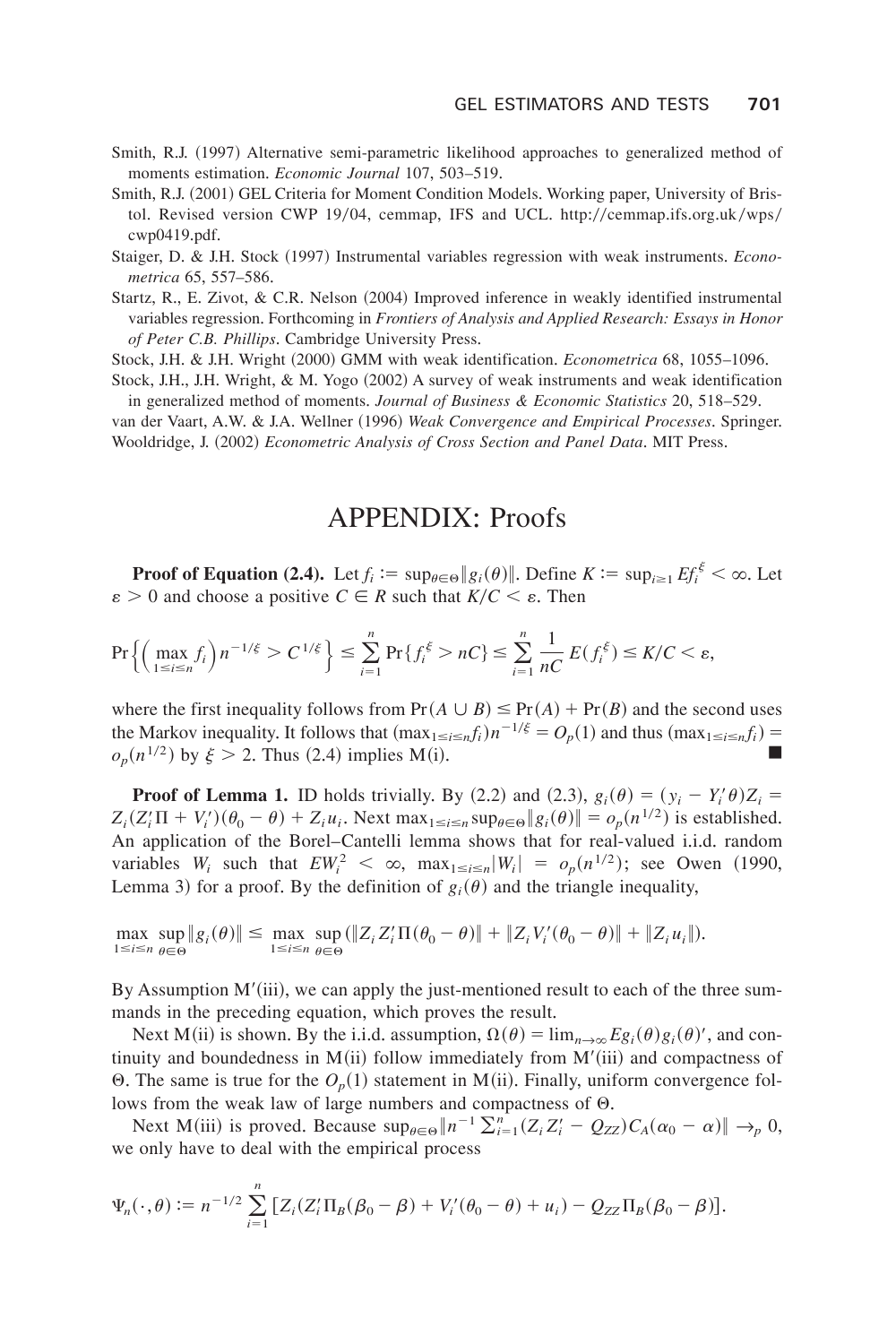Smith, R.J. (1997) Alternative semi-parametric likelihood approaches to generalized method of moments estimation. *Economic Journal* 107, 503–519.

Smith, R.J. (2001) GEL Criteria for Moment Condition Models. Working paper, University of Bristol. Revised version CWP 19/04, cemmap, IFS and UCL. http://cemmap.ifs.org.uk/wps/cwp0419.pdf.

Staiger, D. & J.H. Stock (1997) Instrumental variables regression with weak instruments. *Econometrica* 65, 557–586.

Startz, R., E. Zivot, & C.R. Nelson (2004) Improved inference in weakly identified instrumental variables regression. Forthcoming in *Frontiers of Analysis and Applied Research: Essays in Honor of Peter C.B. Phillips*. Cambridge University Press.

Stock, J.H. & J.H. Wright (2000) GMM with weak identification. *Econometrica* 68, 1055–1096.

Stock, J.H., J.H. Wright, & M. Yogo (2002) A survey of weak instruments and weak identification in generalized method of moments. *Journal of Business & Economic Statistics* 20, 518–529.

van der Vaart, A.W. & J.A. Wellner (1996) *Weak Convergence and Empirical Processes*. Springer.

Wooldridge, J. (2002) *Econometric Analysis of Cross Section and Panel Data*. MIT Press.

# APPENDIX: Proofs

**Proof of Equation (2.4).** Let $f_i := \sup_{\theta\in\Theta}\|g_i(\theta)\|$. Define $K := \sup_{i\geq 1} Ef_i^{\xi} < \infty$. Let $\varepsilon > 0$ and choose a positive $C \in R$ such that $K/C < \varepsilon$. Then

$$\Pr\left\{\left(\max_{1\leq i\leq n} f_i\right) n^{-1/\xi} > C^{1/\xi}\right\} \leq \sum_{i=1}^{n} \Pr\{f_i^{\xi} > nC\} \leq \sum_{i=1}^{n} \frac{1}{nC} E(f_i^{\xi}) \leq K/C < \varepsilon,$$

where the first inequality follows from $\Pr(A \cup B) \leq \Pr(A) + \Pr(B)$ and the second uses the Markov inequality. It follows that $(\max_{1\leq i\leq n} f_i) n^{-1/\xi} = O_p(1)$ and thus $(\max_{1\leq i\leq n} f_i) = o_p(n^{1/2})$ by $\xi > 2$. Thus (2.4) implies M(i). ∎

**Proof of Lemma 1.** ID holds trivially. By (2.2) and (2.3), $g_i(\theta) = (y_i - Y_i'\theta)Z_i = Z_i(Z_i'\Pi + V_i')(\theta_0 - \theta) + Z_i u_i$. Next $\max_{1\leq i\leq n}\sup_{\theta\in\Theta}\|g_i(\theta)\| = o_p(n^{1/2})$ is established. An application of the Borel–Cantelli lemma shows that for real-valued i.i.d. random variables $W_i$ such that $EW_i^2 < \infty$, $\max_{1\leq i\leq n}|W_i| = o_p(n^{1/2})$; see Owen (1990, Lemma 3) for a proof. By the definition of $g_i(\theta)$ and the triangle inequality,

$$\max_{1\leq i\leq n}\sup_{\theta\in\Theta}\|g_i(\theta)\| \leq \max_{1\leq i\leq n}\sup_{\theta\in\Theta}(\|Z_i Z_i'\Pi(\theta_0 - \theta)\| + \|Z_i V_i'(\theta_0 - \theta)\| + \|Z_i u_i\|).$$

By Assumption M′(iii), we can apply the just-mentioned result to each of the three summands in the preceding equation, which proves the result.

Next M(ii) is shown. By the i.i.d. assumption, $\Omega(\theta) = \lim_{n\to\infty} Eg_i(\theta)g_i(\theta)'$, and continuity and boundedness in M(ii) follow immediately from M′(iii) and compactness of $\Theta$. The same is true for the $O_p(1)$ statement in M(ii). Finally, uniform convergence follows from the weak law of large numbers and compactness of $\Theta$.

Next M(iii) is proved. Because $\sup_{\theta\in\Theta}\|n^{-1}\sum_{i=1}^{n}(Z_i Z_i' - Q_{ZZ})C_A(\alpha_0 - \alpha)\| \to_p 0$, we only have to deal with the empirical process

$$\Psi_n(\cdot,\theta) := n^{-1/2}\sum_{i=1}^{n}[Z_i(Z_i'\Pi_B(\beta_0 - \beta) + V_i'(\theta_0 - \theta) + u_i) - Q_{ZZ}\Pi_B(\beta_0 - \beta)].$$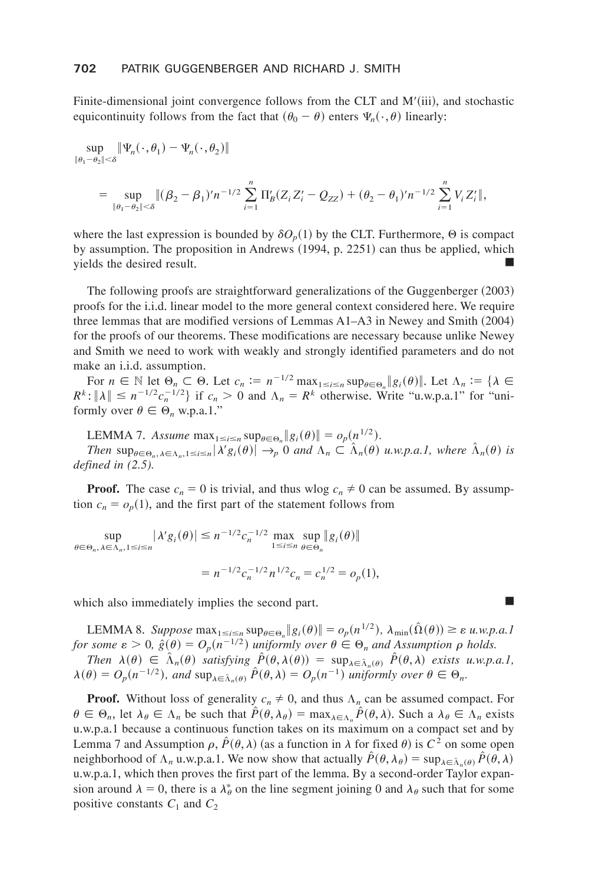Finite-dimensional joint convergence follows from the CLT and M′(iii), and stochastic equicontinuity follows from the fact that $(\theta_0 - \theta)$ enters $\Psi_n(\cdot,\theta)$ linearly:

$$\sup_{\|\theta_1-\theta_2\|<\delta} \|\Psi_n(\cdot,\theta_1) - \Psi_n(\cdot,\theta_2)\|$$

$$= \sup_{\|\theta_1-\theta_2\|<\delta} \|(\beta_2 - \beta_1)' n^{-1/2} \sum_{i=1}^n \Pi_B'(Z_i Z_i' - Q_{ZZ}) + (\theta_2 - \theta_1)' n^{-1/2} \sum_{i=1}^n V_i Z_i'\|,$$

where the last expression is bounded by $\delta O_p(1)$ by the CLT. Furthermore, $\Theta$ is compact by assumption. The proposition in Andrews (1994, p. 2251) can thus be applied, which yields the desired result. ∎

The following proofs are straightforward generalizations of the Guggenberger (2003) proofs for the i.i.d. linear model to the more general context considered here. We require three lemmas that are modified versions of Lemmas A1–A3 in Newey and Smith (2004) for the proofs of our theorems. These modifications are necessary because unlike Newey and Smith we need to work with weakly and strongly identified parameters and do not make an i.i.d. assumption.

For $n \in \mathbb{N}$ let $\Theta_n \subset \Theta$. Let $c_n := n^{-1/2} \max_{1\le i\le n} \sup_{\theta\in\Theta_n} \|g_i(\theta)\|$. Let $\Lambda_n := \{\lambda \in R^k : \|\lambda\| \le n^{-1/2} c_n^{-1/2}\}$ if $c_n > 0$ and $\Lambda_n = R^k$ otherwise. Write "u.w.p.a.1" for "uniformly over $\theta \in \Theta_n$ w.p.a.1."

LEMMA 7. *Assume* $\max_{1\le i\le n} \sup_{\theta\in\Theta_n} \|g_i(\theta)\| = o_p(n^{1/2})$.
*Then* $\sup_{\theta\in\Theta_n, \lambda\in\Lambda_n, 1\le i\le n} |\lambda' g_i(\theta)| \to_p 0$ *and* $\Lambda_n \subset \hat{\Lambda}_n(\theta)$ *u.w.p.a.1, where* $\hat{\Lambda}_n(\theta)$ *is defined in (2.5).*

**Proof.** The case $c_n = 0$ is trivial, and thus wlog $c_n \neq 0$ can be assumed. By assumption $c_n = o_p(1)$, and the first part of the statement follows from

$$\sup_{\theta\in\Theta_n, \lambda\in\Lambda_n, 1\le i\le n} |\lambda' g_i(\theta)| \le n^{-1/2} c_n^{-1/2} \max_{1\le i\le n} \sup_{\theta\in\Theta_n} \|g_i(\theta)\|$$

$$= n^{-1/2} c_n^{-1/2} n^{1/2} c_n = c_n^{1/2} = o_p(1),$$

which also immediately implies the second part. ∎

LEMMA 8. *Suppose* $\max_{1\le i\le n} \sup_{\theta\in\Theta_n} \|g_i(\theta)\| = o_p(n^{1/2})$, $\lambda_{\min}(\hat{\Omega}(\theta)) \ge \varepsilon$ *u.w.p.a.1 for some* $\varepsilon > 0$, $\hat{g}(\theta) = O_p(n^{-1/2})$ *uniformly over* $\theta \in \Theta_n$ *and Assumption* $\rho$ *holds.*
*Then* $\lambda(\theta) \in \hat{\Lambda}_n(\theta)$ *satisfying* $\hat{P}(\theta, \lambda(\theta)) = \sup_{\lambda\in\hat{\Lambda}_n(\theta)} \hat{P}(\theta,\lambda)$ *exists u.w.p.a.1,* $\lambda(\theta) = O_p(n^{-1/2})$, *and* $\sup_{\lambda\in\hat{\Lambda}_n(\theta)} \hat{P}(\theta,\lambda) = O_p(n^{-1})$ *uniformly over* $\theta \in \Theta_n$.

**Proof.** Without loss of generality $c_n \neq 0$, and thus $\Lambda_n$ can be assumed compact. For $\theta \in \Theta_n$, let $\lambda_\theta \in \Lambda_n$ be such that $\hat{P}(\theta,\lambda_\theta) = \max_{\lambda\in\Lambda_n} \hat{P}(\theta,\lambda)$. Such a $\lambda_\theta \in \Lambda_n$ exists u.w.p.a.1 because a continuous function takes on its maximum on a compact set and by Lemma 7 and Assumption $\rho$, $\hat{P}(\theta,\lambda)$ (as a function in $\lambda$ for fixed $\theta$) is $C^2$ on some open neighborhood of $\Lambda_n$ u.w.p.a.1. We now show that actually $\hat{P}(\theta,\lambda_\theta) = \sup_{\lambda\in\hat{\Lambda}_n(\theta)} \hat{P}(\theta,\lambda)$ u.w.p.a.1, which then proves the first part of the lemma. By a second-order Taylor expansion around $\lambda = 0$, there is a $\lambda_\theta^*$ on the line segment joining 0 and $\lambda_\theta$ such that for some positive constants $C_1$ and $C_2$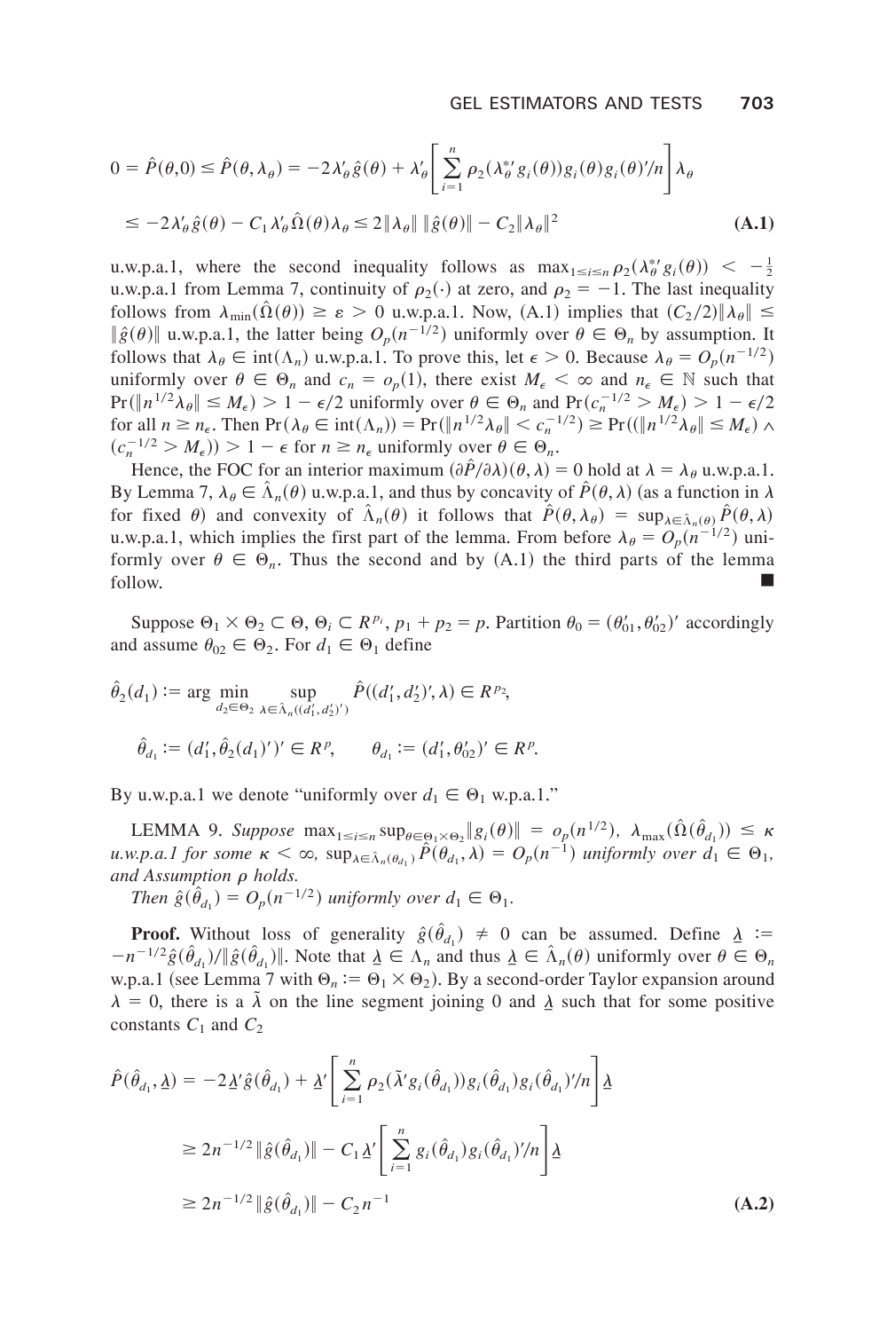$$0 = \hat{P}(\theta,0) \le \hat{P}(\theta,\lambda_\theta) = -2\lambda_\theta'\hat{g}(\theta) + \lambda_\theta'\left[\sum_{i=1}^{n}\rho_2(\lambda_\theta^{*\prime}g_i(\theta))g_i(\theta)g_i(\theta)'/n\right]\lambda_\theta$$
$$\le -2\lambda_\theta'\hat{g}(\theta) - C_1\lambda_\theta'\hat{\Omega}(\theta)\lambda_\theta \le 2\|\lambda_\theta\|\,\|\hat{g}(\theta)\| - C_2\|\lambda_\theta\|^2 \qquad \textbf{(A.1)}$$

u.w.p.a.1, where the second inequality follows as $\max_{1\le i\le n}\rho_2(\lambda_\theta^{*\prime}g_i(\theta)) < -\frac{1}{2}$ u.w.p.a.1 from Lemma 7, continuity of $\rho_2(\cdot)$ at zero, and $\rho_2 = -1$. The last inequality follows from $\lambda_{\min}(\hat{\Omega}(\theta)) \ge \varepsilon > 0$ u.w.p.a.1. Now, (A.1) implies that $(C_2/2)\|\lambda_\theta\| \le \|\hat{g}(\theta)\|$ u.w.p.a.1, the latter being $O_p(n^{-1/2})$ uniformly over $\theta \in \Theta_n$ by assumption. It follows that $\lambda_\theta \in \text{int}(\Lambda_n)$ u.w.p.a.1. To prove this, let $\epsilon > 0$. Because $\lambda_\theta = O_p(n^{-1/2})$ uniformly over $\theta \in \Theta_n$ and $c_n = o_p(1)$, there exist $M_\epsilon < \infty$ and $n_\epsilon \in \mathbb{N}$ such that $\Pr(\|n^{1/2}\lambda_\theta\| \le M_\epsilon) > 1 - \epsilon/2$ uniformly over $\theta \in \Theta_n$ and $\Pr(c_n^{-1/2} > M_\epsilon) > 1 - \epsilon/2$ for all $n \ge n_\epsilon$. Then $\Pr(\lambda_\theta \in \text{int}(\Lambda_n)) = \Pr(\|n^{1/2}\lambda_\theta\| < c_n^{-1/2}) \ge \Pr((\|n^{1/2}\lambda_\theta\| \le M_\epsilon) \wedge (c_n^{-1/2} > M_\epsilon)) > 1 - \epsilon$ for $n \ge n_\epsilon$ uniformly over $\theta \in \Theta_n$.

Hence, the FOC for an interior maximum $(\partial\hat{P}/\partial\lambda)(\theta,\lambda) = 0$ hold at $\lambda = \lambda_\theta$ u.w.p.a.1. By Lemma 7, $\lambda_\theta \in \hat{\Lambda}_n(\theta)$ u.w.p.a.1, and thus by concavity of $\hat{P}(\theta,\lambda)$ (as a function in $\lambda$ for fixed $\theta$) and convexity of $\hat{\Lambda}_n(\theta)$ it follows that $\hat{P}(\theta,\lambda_\theta) = \sup_{\lambda\in\hat{\Lambda}_n(\theta)}\hat{P}(\theta,\lambda)$ u.w.p.a.1, which implies the first part of the lemma. From before $\lambda_\theta = O_p(n^{-1/2})$ uniformly over $\theta \in \Theta_n$. Thus the second and by (A.1) the third parts of the lemma follow. ∎

Suppose $\Theta_1 \times \Theta_2 \subset \Theta$, $\Theta_i \subset R^{p_i}$, $p_1 + p_2 = p$. Partition $\theta_0 = (\theta_{01}', \theta_{02}')'$ accordingly and assume $\theta_{02} \in \Theta_2$. For $d_1 \in \Theta_1$ define

$$\hat{\theta}_2(d_1) := \arg\min_{d_2\in\Theta_2}\sup_{\lambda\in\hat{\Lambda}_n((d_1',d_2')')}\hat{P}((d_1',d_2')',\lambda) \in R^{p_2},$$

$$\hat{\theta}_{d_1} := (d_1', \hat{\theta}_2(d_1)')' \in R^p, \qquad \theta_{d_1} := (d_1', \theta_{02}')' \in R^p.$$

By u.w.p.a.1 we denote "uniformly over $d_1 \in \Theta_1$ w.p.a.1."

LEMMA 9. *Suppose* $\max_{1\le i\le n}\sup_{\theta\in\Theta_1\times\Theta_2}\|g_i(\theta)\| = o_p(n^{1/2})$, $\lambda_{\max}(\hat{\Omega}(\hat{\theta}_{d_1})) \le \kappa$ *u.w.p.a.1 for some* $\kappa < \infty$, $\sup_{\lambda\in\hat{\Lambda}_n(\theta_{d_1})}\hat{P}(\theta_{d_1},\lambda) = O_p(n^{-1})$ *uniformly over* $d_1 \in \Theta_1$, *and Assumption* $\rho$ *holds.*

*Then* $\hat{g}(\hat{\theta}_{d_1}) = O_p(n^{-1/2})$ *uniformly over* $d_1 \in \Theta_1$.

**Proof.** Without loss of generality $\hat{g}(\hat{\theta}_{d_1}) \ne 0$ can be assumed. Define $\underline{\lambda} := -n^{-1/2}\hat{g}(\hat{\theta}_{d_1})/\|\hat{g}(\hat{\theta}_{d_1})\|$. Note that $\underline{\lambda} \in \Lambda_n$ and thus $\underline{\lambda} \in \hat{\Lambda}_n(\theta)$ uniformly over $\theta \in \Theta_n$ w.p.a.1 (see Lemma 7 with $\Theta_n := \Theta_1 \times \Theta_2$). By a second-order Taylor expansion around $\lambda = 0$, there is a $\tilde{\lambda}$ on the line segment joining 0 and $\underline{\lambda}$ such that for some positive constants $C_1$ and $C_2$

$$\hat{P}(\hat{\theta}_{d_1},\underline{\lambda}) = -2\underline{\lambda}'\hat{g}(\hat{\theta}_{d_1}) + \underline{\lambda}'\left[\sum_{i=1}^{n}\rho_2(\tilde{\lambda}'g_i(\hat{\theta}_{d_1}))g_i(\hat{\theta}_{d_1})g_i(\hat{\theta}_{d_1})'/n\right]\underline{\lambda}$$
$$\ge 2n^{-1/2}\|\hat{g}(\hat{\theta}_{d_1})\| - C_1\underline{\lambda}'\left[\sum_{i=1}^{n}g_i(\hat{\theta}_{d_1})g_i(\hat{\theta}_{d_1})'/n\right]\underline{\lambda}$$
$$\ge 2n^{-1/2}\|\hat{g}(\hat{\theta}_{d_1})\| - C_2 n^{-1} \qquad \textbf{(A.2)}$$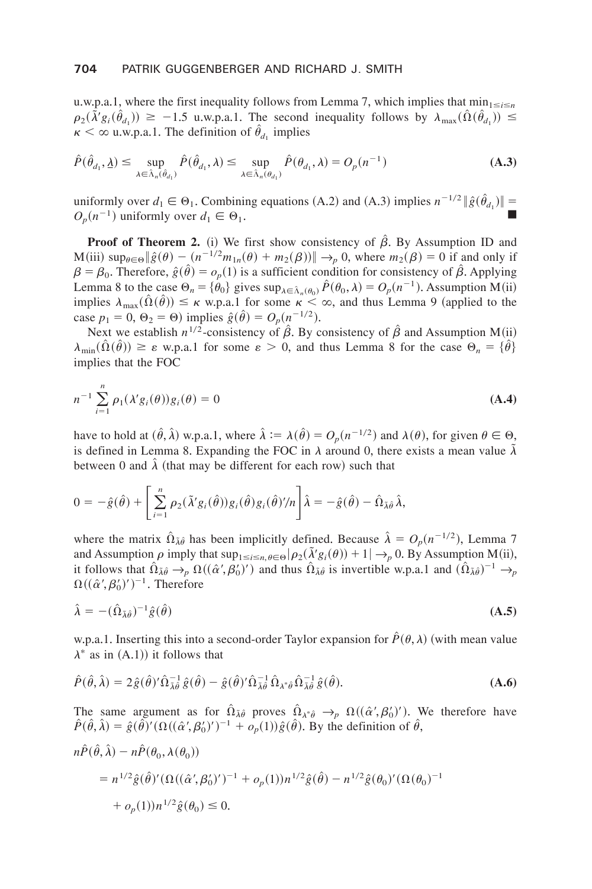u.w.p.a.1, where the first inequality follows from Lemma 7, which implies that $\min_{1\leq i\leq n} \rho_2(\tilde{\lambda}' g_i(\hat{\theta}_{d_1})) \geq -1.5$ u.w.p.a.1. The second inequality follows by $\lambda_{\max}(\hat{\Omega}(\hat{\theta}_{d_1})) \leq \kappa < \infty$ u.w.p.a.1. The definition of $\hat{\theta}_{d_1}$ implies

$$\hat{P}(\hat{\theta}_{d_1}, \underline{\lambda}) \leq \sup_{\lambda \in \hat{\Lambda}_n(\hat{\theta}_{d_1})} \hat{P}(\hat{\theta}_{d_1}, \lambda) \leq \sup_{\lambda \in \hat{\Lambda}_n(\theta_{d_1})} \hat{P}(\theta_{d_1}, \lambda) = O_p(n^{-1}) \tag{A.3}$$

uniformly over $d_1 \in \Theta_1$. Combining equations (A.2) and (A.3) implies $n^{-1/2}\|\hat{g}(\hat{\theta}_{d_1})\| = O_p(n^{-1})$ uniformly over $d_1 \in \Theta_1$. ∎

**Proof of Theorem 2.** (i) We first show consistency of $\hat{\beta}$. By Assumption ID and M(iii) $\sup_{\theta\in\Theta}\|\hat{g}(\theta) - (n^{-1/2}m_{1n}(\theta) + m_2(\beta))\| \to_p 0$, where $m_2(\beta) = 0$ if and only if $\beta = \beta_0$. Therefore, $\hat{g}(\hat{\theta}) = o_p(1)$ is a sufficient condition for consistency of $\hat{\beta}$. Applying Lemma 8 to the case $\Theta_n = \{\theta_0\}$ gives $\sup_{\lambda \in \hat{\Lambda}_n(\theta_0)} \hat{P}(\theta_0, \lambda) = O_p(n^{-1})$. Assumption M(ii) implies $\lambda_{\max}(\hat{\Omega}(\hat{\theta})) \leq \kappa$ w.p.a.1 for some $\kappa < \infty$, and thus Lemma 9 (applied to the case $p_1 = 0$, $\Theta_2 = \Theta$) implies $\hat{g}(\hat{\theta}) = O_p(n^{-1/2})$.

Next we establish $n^{1/2}$-consistency of $\hat{\beta}$. By consistency of $\hat{\beta}$ and Assumption M(ii) $\lambda_{\min}(\hat{\Omega}(\hat{\theta})) \geq \varepsilon$ w.p.a.1 for some $\varepsilon > 0$, and thus Lemma 8 for the case $\Theta_n = \{\hat{\theta}\}$ implies that the FOC

$$n^{-1}\sum_{i=1}^{n} \rho_1(\lambda' g_i(\theta)) g_i(\theta) = 0 \tag{A.4}$$

have to hold at $(\hat{\theta}, \hat{\lambda})$ w.p.a.1, where $\hat{\lambda} := \lambda(\hat{\theta}) = O_p(n^{-1/2})$ and $\lambda(\theta)$, for given $\theta \in \Theta$, is defined in Lemma 8. Expanding the FOC in $\lambda$ around 0, there exists a mean value $\tilde{\lambda}$ between 0 and $\hat{\lambda}$ (that may be different for each row) such that

$$0 = -\hat{g}(\hat{\theta}) + \left[\sum_{i=1}^{n} \rho_2(\tilde{\lambda}' g_i(\hat{\theta})) g_i(\hat{\theta}) g_i(\hat{\theta})'/n\right]\hat{\lambda} = -\hat{g}(\hat{\theta}) - \hat{\Omega}_{\tilde{\lambda}\hat{\theta}}\hat{\lambda},$$

where the matrix $\hat{\Omega}_{\tilde{\lambda}\hat{\theta}}$ has been implicitly defined. Because $\hat{\lambda} = O_p(n^{-1/2})$, Lemma 7 and Assumption $\rho$ imply that $\sup_{1\leq i\leq n, \theta\in\Theta}|\rho_2(\tilde{\lambda}' g_i(\theta)) + 1| \to_p 0$. By Assumption M(ii), it follows that $\hat{\Omega}_{\tilde{\lambda}\hat{\theta}} \to_p \Omega((\hat{\alpha}', \beta_0')')$ and thus $\hat{\Omega}_{\tilde{\lambda}\hat{\theta}}$ is invertible w.p.a.1 and $(\hat{\Omega}_{\tilde{\lambda}\hat{\theta}})^{-1} \to_p \Omega((\hat{\alpha}', \beta_0')')^{-1}$. Therefore

$$\hat{\lambda} = -(\hat{\Omega}_{\tilde{\lambda}\hat{\theta}})^{-1}\hat{g}(\hat{\theta}) \tag{A.5}$$

w.p.a.1. Inserting this into a second-order Taylor expansion for $\hat{P}(\theta, \lambda)$ (with mean value $\lambda^*$ as in (A.1)) it follows that

$$\hat{P}(\hat{\theta}, \hat{\lambda}) = 2\hat{g}(\hat{\theta})'\hat{\Omega}_{\tilde{\lambda}\hat{\theta}}^{-1}\hat{g}(\hat{\theta}) - \hat{g}(\hat{\theta})'\hat{\Omega}_{\tilde{\lambda}\hat{\theta}}^{-1}\hat{\Omega}_{\lambda^*\hat{\theta}}\hat{\Omega}_{\tilde{\lambda}\hat{\theta}}^{-1}\hat{g}(\hat{\theta}). \tag{A.6}$$

The same argument as for $\hat{\Omega}_{\tilde{\lambda}\hat{\theta}}$ proves $\hat{\Omega}_{\lambda^*\hat{\theta}} \to_p \Omega((\hat{\alpha}', \beta_0')')$. We therefore have $\hat{P}(\hat{\theta}, \hat{\lambda}) = \hat{g}(\hat{\theta})'(\Omega((\hat{\alpha}', \beta_0')')^{-1} + o_p(1))\hat{g}(\hat{\theta})$. By the definition of $\hat{\theta}$,

$$\begin{aligned}
&n\hat{P}(\hat{\theta}, \hat{\lambda}) - n\hat{P}(\theta_0, \lambda(\theta_0)) \\
&\quad = n^{1/2}\hat{g}(\hat{\theta})'(\Omega((\hat{\alpha}', \beta_0')')^{-1} + o_p(1))n^{1/2}\hat{g}(\hat{\theta}) - n^{1/2}\hat{g}(\theta_0)'(\Omega(\theta_0)^{-1} \\
&\quad\quad + o_p(1))n^{1/2}\hat{g}(\theta_0) \leq 0.
\end{aligned}$$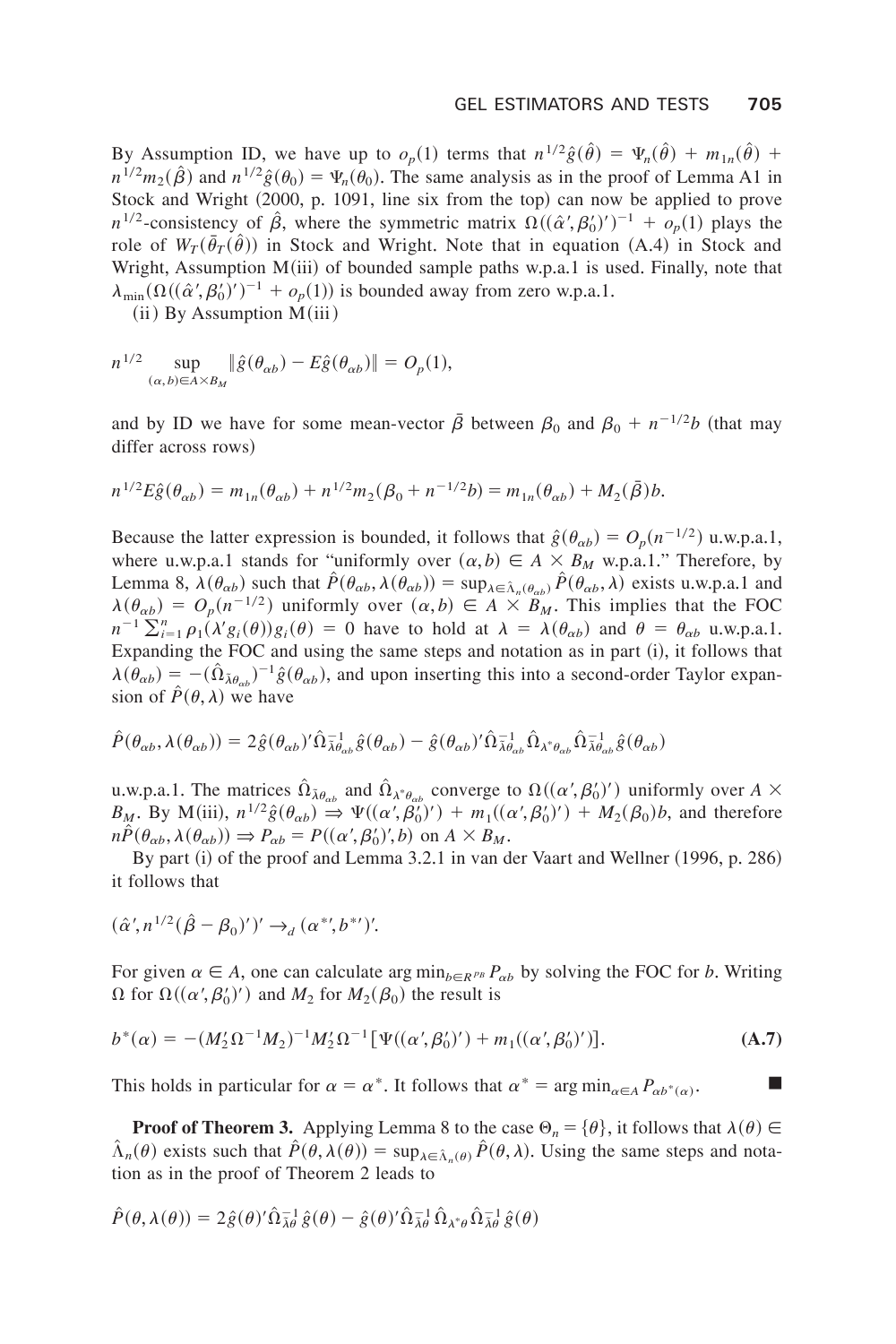By Assumption ID, we have up to $o_p(1)$ terms that $n^{1/2}\hat{g}(\hat{\theta}) = \Psi_n(\hat{\theta}) + m_{1n}(\hat{\theta}) + n^{1/2}m_2(\hat{\beta})$ and $n^{1/2}\hat{g}(\theta_0) = \Psi_n(\theta_0)$. The same analysis as in the proof of Lemma A1 in Stock and Wright (2000, p. 1091, line six from the top) can now be applied to prove $n^{1/2}$-consistency of $\hat{\beta}$, where the symmetric matrix $\Omega((\hat{\alpha}', \beta_0')')^{-1} + o_p(1)$ plays the role of $W_T(\bar{\theta}_T(\hat{\theta}))$ in Stock and Wright. Note that in equation (A.4) in Stock and Wright, Assumption M(iii) of bounded sample paths w.p.a.1 is used. Finally, note that $\lambda_{\min}(\Omega((\hat{\alpha}', \beta_0')')^{-1} + o_p(1))$ is bounded away from zero w.p.a.1.

(ii) By Assumption M(iii)

$$n^{1/2} \sup_{(\alpha,b)\in A\times B_M} \|\hat{g}(\theta_{\alpha b}) - E\hat{g}(\theta_{\alpha b})\| = O_p(1),$$

and by ID we have for some mean-vector $\bar{\beta}$ between $\beta_0$ and $\beta_0 + n^{-1/2}b$ (that may differ across rows)

$$n^{1/2}E\hat{g}(\theta_{\alpha b}) = m_{1n}(\theta_{\alpha b}) + n^{1/2}m_2(\beta_0 + n^{-1/2}b) = m_{1n}(\theta_{\alpha b}) + M_2(\bar{\beta})b.$$

Because the latter expression is bounded, it follows that $\hat{g}(\theta_{\alpha b}) = O_p(n^{-1/2})$ u.w.p.a.1, where u.w.p.a.1 stands for "uniformly over $(\alpha, b) \in A \times B_M$ w.p.a.1." Therefore, by Lemma 8, $\lambda(\theta_{\alpha b})$ such that $\hat{P}(\theta_{\alpha b}, \lambda(\theta_{\alpha b})) = \sup_{\lambda\in\hat{\Lambda}_n(\theta_{\alpha b})} \hat{P}(\theta_{\alpha b}, \lambda)$ exists u.w.p.a.1 and $\lambda(\theta_{\alpha b}) = O_p(n^{-1/2})$ uniformly over $(\alpha, b) \in A \times B_M$. This implies that the FOC $n^{-1}\sum_{i=1}^n \rho_1(\lambda' g_i(\theta))g_i(\theta) = 0$ have to hold at $\lambda = \lambda(\theta_{\alpha b})$ and $\theta = \theta_{\alpha b}$ u.w.p.a.1. Expanding the FOC and using the same steps and notation as in part (i), it follows that $\lambda(\theta_{\alpha b}) = -(\hat{\Omega}_{\tilde{\lambda}\theta_{\alpha b}})^{-1}\hat{g}(\theta_{\alpha b})$, and upon inserting this into a second-order Taylor expansion of $\hat{P}(\theta, \lambda)$ we have

$$\hat{P}(\theta_{\alpha b}, \lambda(\theta_{\alpha b})) = 2\hat{g}(\theta_{\alpha b})'\hat{\Omega}_{\tilde{\lambda}\theta_{\alpha b}}^{-1}\hat{g}(\theta_{\alpha b}) - \hat{g}(\theta_{\alpha b})'\hat{\Omega}_{\tilde{\lambda}\theta_{\alpha b}}^{-1}\hat{\Omega}_{\lambda^*\theta_{\alpha b}}\hat{\Omega}_{\tilde{\lambda}\theta_{\alpha b}}^{-1}\hat{g}(\theta_{\alpha b})$$

u.w.p.a.1. The matrices $\hat{\Omega}_{\tilde{\lambda}\theta_{\alpha b}}$ and $\hat{\Omega}_{\lambda^*\theta_{\alpha b}}$ converge to $\Omega((\alpha', \beta_0')')$ uniformly over $A \times B_M$. By M(iii), $n^{1/2}\hat{g}(\theta_{\alpha b}) \Rightarrow \Psi((\alpha', \beta_0')') + m_1((\alpha', \beta_0')') + M_2(\beta_0)b$, and therefore $n\hat{P}(\theta_{\alpha b}, \lambda(\theta_{\alpha b})) \Rightarrow P_{\alpha b} = P((\alpha', \beta_0')', b)$ on $A \times B_M$.

By part (i) of the proof and Lemma 3.2.1 in van der Vaart and Wellner (1996, p. 286) it follows that

$$(\hat{\alpha}', n^{1/2}(\hat{\beta} - \beta_0)')' \to_d (\alpha^{*\prime}, b^{*\prime})'.$$

For given $\alpha \in A$, one can calculate $\arg\min_{b\in R^{p_B}} P_{\alpha b}$ by solving the FOC for $b$. Writing $\Omega$ for $\Omega((\alpha', \beta_0')')$ and $M_2$ for $M_2(\beta_0)$ the result is

$$b^*(\alpha) = -(M_2'\Omega^{-1}M_2)^{-1}M_2'\Omega^{-1}[\Psi((\alpha', \beta_0')') + m_1((\alpha', \beta_0')')]. \qquad \textbf{(A.7)}$$

This holds in particular for $\alpha = \alpha^*$. It follows that $\alpha^* = \arg\min_{\alpha\in A} P_{\alpha b^*(\alpha)}$. ■

**Proof of Theorem 3.** Applying Lemma 8 to the case $\Theta_n = \{\theta\}$, it follows that $\lambda(\theta) \in \hat{\Lambda}_n(\theta)$ exists such that $\hat{P}(\theta, \lambda(\theta)) = \sup_{\lambda\in\hat{\Lambda}_n(\theta)} \hat{P}(\theta, \lambda)$. Using the same steps and notation as in the proof of Theorem 2 leads to

$$\hat{P}(\theta, \lambda(\theta)) = 2\hat{g}(\theta)'\hat{\Omega}_{\tilde{\lambda}\theta}^{-1}\hat{g}(\theta) - \hat{g}(\theta)'\hat{\Omega}_{\tilde{\lambda}\theta}^{-1}\hat{\Omega}_{\lambda^*\theta}\hat{\Omega}_{\tilde{\lambda}\theta}^{-1}\hat{g}(\theta)$$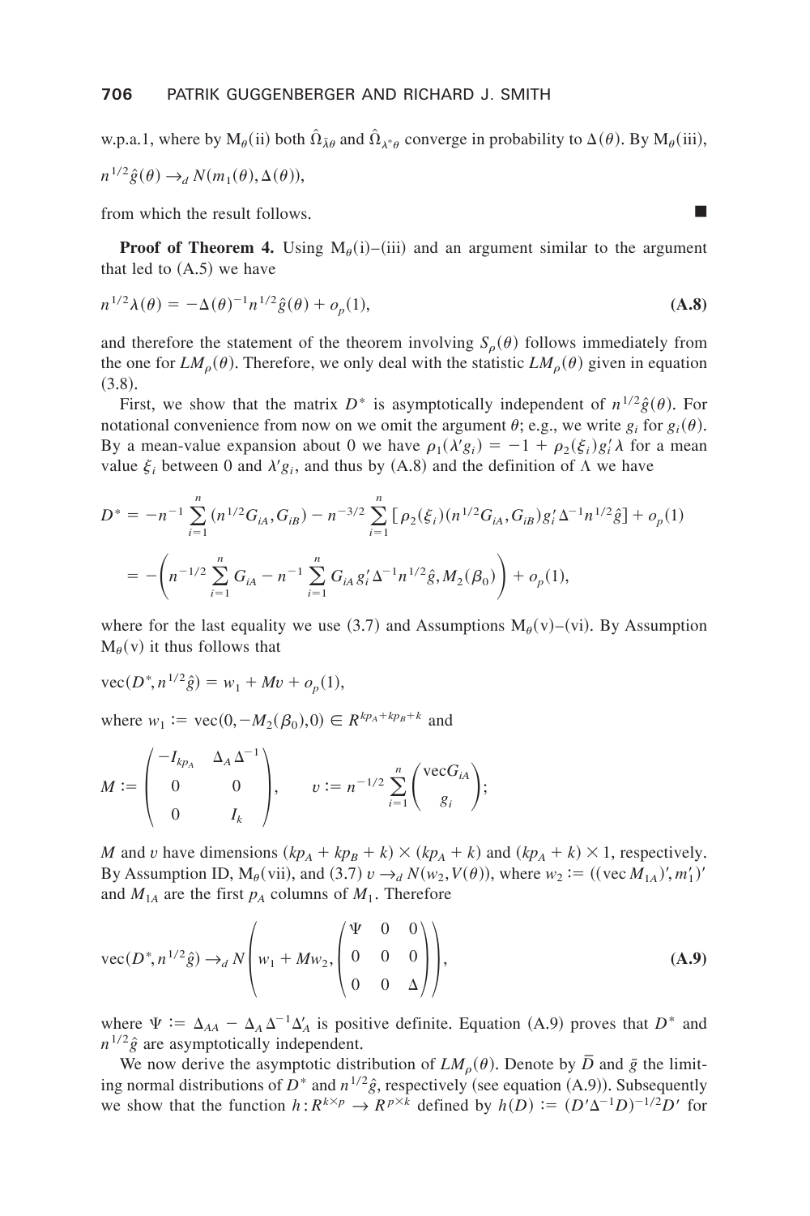w.p.a.1, where by $M_\theta$(ii) both $\hat{\Omega}_{\bar{\lambda}\theta}$ and $\hat{\Omega}_{\lambda^*\theta}$ converge in probability to $\Delta(\theta)$. By $M_\theta$(iii),

$n^{1/2}\hat{g}(\theta) \to_d N(m_1(\theta), \Delta(\theta))$,

from which the result follows. ∎

**Proof of Theorem 4.** Using $M_\theta$(i)–(iii) and an argument similar to the argument that led to (A.5) we have

$$n^{1/2}\lambda(\theta) = -\Delta(\theta)^{-1} n^{1/2}\hat{g}(\theta) + o_p(1), \tag{A.8}$$

and therefore the statement of the theorem involving $S_\rho(\theta)$ follows immediately from the one for $LM_\rho(\theta)$. Therefore, we only deal with the statistic $LM_\rho(\theta)$ given in equation (3.8).

First, we show that the matrix $D^*$ is asymptotically independent of $n^{1/2}\hat{g}(\theta)$. For notational convenience from now on we omit the argument $\theta$; e.g., we write $g_i$ for $g_i(\theta)$. By a mean-value expansion about 0 we have $\rho_1(\lambda' g_i) = -1 + \rho_2(\xi_i) g_i' \lambda$ for a mean value $\xi_i$ between 0 and $\lambda' g_i$, and thus by (A.8) and the definition of $\Lambda$ we have

$$\begin{aligned} D^* &= -n^{-1}\sum_{i=1}^{n}(n^{1/2}G_{iA}, G_{iB}) - n^{-3/2}\sum_{i=1}^{n}\left[\rho_2(\xi_i)(n^{1/2}G_{iA}, G_{iB}) g_i' \Delta^{-1} n^{1/2}\hat{g}\right] + o_p(1) \\ &= -\left(n^{-1/2}\sum_{i=1}^{n} G_{iA} - n^{-1}\sum_{i=1}^{n} G_{iA} g_i' \Delta^{-1} n^{1/2}\hat{g}, M_2(\beta_0)\right) + o_p(1), \end{aligned}$$

where for the last equality we use (3.7) and Assumptions $M_\theta$(v)–(vi). By Assumption $M_\theta$(v) it thus follows that

$\text{vec}(D^*, n^{1/2}\hat{g}) = w_1 + Mv + o_p(1)$,

where $w_1 := \text{vec}(0, -M_2(\beta_0), 0) \in R^{kp_A + kp_B + k}$ and

$$M := \begin{pmatrix} -I_{kp_A} & \Delta_A \Delta^{-1} \\ 0 & 0 \\ 0 & I_k \end{pmatrix}, \qquad v := n^{-1/2}\sum_{i=1}^{n}\begin{pmatrix} \text{vec}G_{iA} \\ g_i \end{pmatrix};$$

$M$ and $v$ have dimensions $(kp_A + kp_B + k) \times (kp_A + k)$ and $(kp_A + k) \times 1$, respectively. By Assumption ID, $M_\theta$(vii), and (3.7) $v \to_d N(w_2, V(\theta))$, where $w_2 := ((\text{vec}\, M_{1A})', m_1')'$ and $M_{1A}$ are the first $p_A$ columns of $M_1$. Therefore

$$\text{vec}(D^*, n^{1/2}\hat{g}) \to_d N\left(w_1 + Mw_2, \begin{pmatrix} \Psi & 0 & 0 \\ 0 & 0 & 0 \\ 0 & 0 & \Delta \end{pmatrix}\right), \tag{A.9}$$

where $\Psi := \Delta_{AA} - \Delta_A \Delta^{-1} \Delta_A'$ is positive definite. Equation (A.9) proves that $D^*$ and $n^{1/2}\hat{g}$ are asymptotically independent.

We now derive the asymptotic distribution of $LM_\rho(\theta)$. Denote by $\bar{D}$ and $\bar{g}$ the limiting normal distributions of $D^*$ and $n^{1/2}\hat{g}$, respectively (see equation (A.9)). Subsequently we show that the function $h: R^{k\times p} \to R^{p\times k}$ defined by $h(D) := (D'\Delta^{-1}D)^{-1/2}D'$ for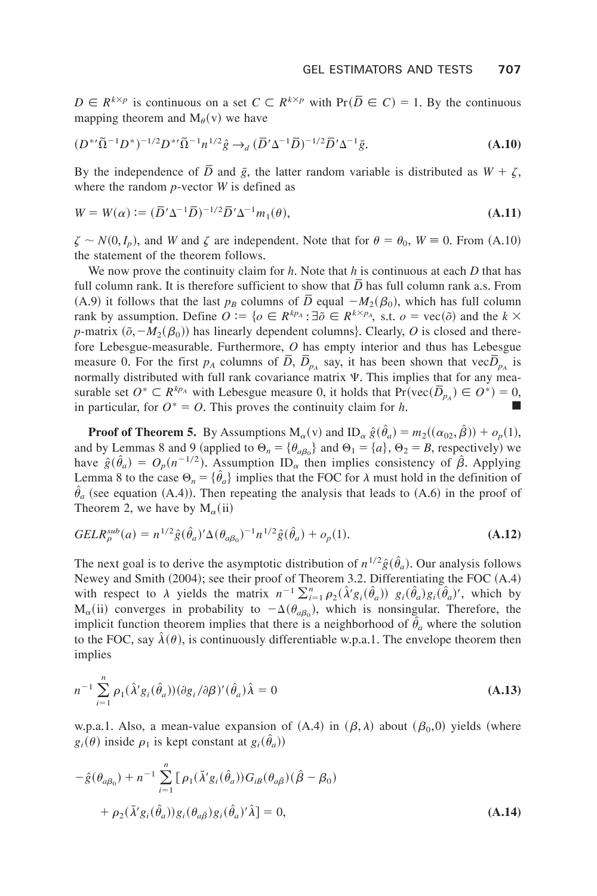$D \in R^{k \times p}$ is continuous on a set $C \subset R^{k \times p}$ with $\Pr(\bar{D} \in C) = 1$. By the continuous mapping theorem and $\mathrm{M}_\theta(\mathrm{v})$ we have

$$(D^{*\prime}\tilde{\Omega}^{-1}D^*)^{-1/2}D^{*\prime}\tilde{\Omega}^{-1}n^{1/2}\hat{g} \to_d (\bar{D}'\Delta^{-1}\bar{D})^{-1/2}\bar{D}'\Delta^{-1}\bar{g}. \tag{A.10}$$

By the independence of $\bar{D}$ and $\bar{g}$, the latter random variable is distributed as $W + \zeta$, where the random $p$-vector $W$ is defined as

$$W = W(\alpha) := (\bar{D}'\Delta^{-1}\bar{D})^{-1/2}\bar{D}'\Delta^{-1}m_1(\theta), \tag{A.11}$$

$\zeta \sim N(0, I_p)$, and $W$ and $\zeta$ are independent. Note that for $\theta = \theta_0$, $W \equiv 0$. From (A.10) the statement of the theorem follows.

We now prove the continuity claim for $h$. Note that $h$ is continuous at each $D$ that has full column rank. It is therefore sufficient to show that $\bar{D}$ has full column rank a.s. From (A.9) it follows that the last $p_B$ columns of $\bar{D}$ equal $-M_2(\beta_0)$, which has full column rank by assumption. Define $O := \{o \in R^{kp_A} : \exists \tilde{o} \in R^{k \times p_A}$, s.t. $o = \mathrm{vec}(\tilde{o})$ and the $k \times p$-matrix $(\tilde{o}, -M_2(\beta_0))$ has linearly dependent columns$\}$. Clearly, $O$ is closed and therefore Lebesgue-measurable. Furthermore, $O$ has empty interior and thus has Lebesgue measure 0. For the first $p_A$ columns of $\bar{D}$, $\bar{D}_{p_A}$ say, it has been shown that $\mathrm{vec}\bar{D}_{p_A}$ is normally distributed with full rank covariance matrix $\Psi$. This implies that for any measurable set $O^* \subset R^{kp_A}$ with Lebesgue measure 0, it holds that $\Pr(\mathrm{vec}(\bar{D}_{p_A}) \in O^*) = 0$, in particular, for $O^* = O$. This proves the continuity claim for $h$. ■

**Proof of Theorem 5.** By Assumptions $\mathrm{M}_\alpha(\mathrm{v})$ and $\mathrm{ID}_\alpha$ $\hat{g}(\hat{\theta}_a) = m_2((\alpha_{02}, \hat{\beta})) + o_p(1)$, and by Lemmas 8 and 9 (applied to $\Theta_n = \{\theta_{a\beta_0}\}$ and $\Theta_1 = \{a\}$, $\Theta_2 = B$, respectively) we have $\hat{g}(\hat{\theta}_a) = O_p(n^{-1/2})$. Assumption $\mathrm{ID}_\alpha$ then implies consistency of $\hat{\beta}$. Applying Lemma 8 to the case $\Theta_n = \{\hat{\theta}_a\}$ implies that the FOC for $\lambda$ must hold in the definition of $\hat{\theta}_a$ (see equation (A.4)). Then repeating the analysis that leads to (A.6) in the proof of Theorem 2, we have by $\mathrm{M}_\alpha(\mathrm{ii})$

$$GELR_\rho^{sub}(a) = n^{1/2}\hat{g}(\hat{\theta}_a)'\Delta(\theta_{a\beta_0})^{-1}n^{1/2}\hat{g}(\hat{\theta}_a) + o_p(1). \tag{A.12}$$

The next goal is to derive the asymptotic distribution of $n^{1/2}\hat{g}(\hat{\theta}_a)$. Our analysis follows Newey and Smith (2004); see their proof of Theorem 3.2. Differentiating the FOC (A.4) with respect to $\lambda$ yields the matrix $n^{-1}\sum_{i=1}^n \rho_2(\hat{\lambda}'g_i(\hat{\theta}_a))\ g_i(\hat{\theta}_a)g_i(\hat{\theta}_a)'$, which by $\mathrm{M}_\alpha(\mathrm{ii})$ converges in probability to $-\Delta(\theta_{a\beta_0})$, which is nonsingular. Therefore, the implicit function theorem implies that there is a neighborhood of $\hat{\theta}_a$ where the solution to the FOC, say $\hat{\lambda}(\theta)$, is continuously differentiable w.p.a.1. The envelope theorem then implies

$$n^{-1}\sum_{i=1}^n \rho_1(\hat{\lambda}'g_i(\hat{\theta}_a))(\partial g_i/\partial\beta)'(\hat{\theta}_a)\hat{\lambda} = 0 \tag{A.13}$$

w.p.a.1. Also, a mean-value expansion of (A.4) in $(\beta, \lambda)$ about $(\beta_0, 0)$ yields (where $g_i(\theta)$ inside $\rho_1$ is kept constant at $g_i(\hat{\theta}_a)$)

$$\begin{aligned}
&-\hat{g}(\theta_{a\beta_0}) + n^{-1}\sum_{i=1}^n [\rho_1(\bar{\lambda}'g_i(\hat{\theta}_a))G_{iB}(\theta_{a\bar{\beta}})(\hat{\beta} - \beta_0) \\
&\quad + \rho_2(\bar{\lambda}'g_i(\hat{\theta}_a))g_i(\theta_{a\bar{\beta}})g_i(\hat{\theta}_a)'\hat{\lambda}] = 0,
\end{aligned} \tag{A.14}$$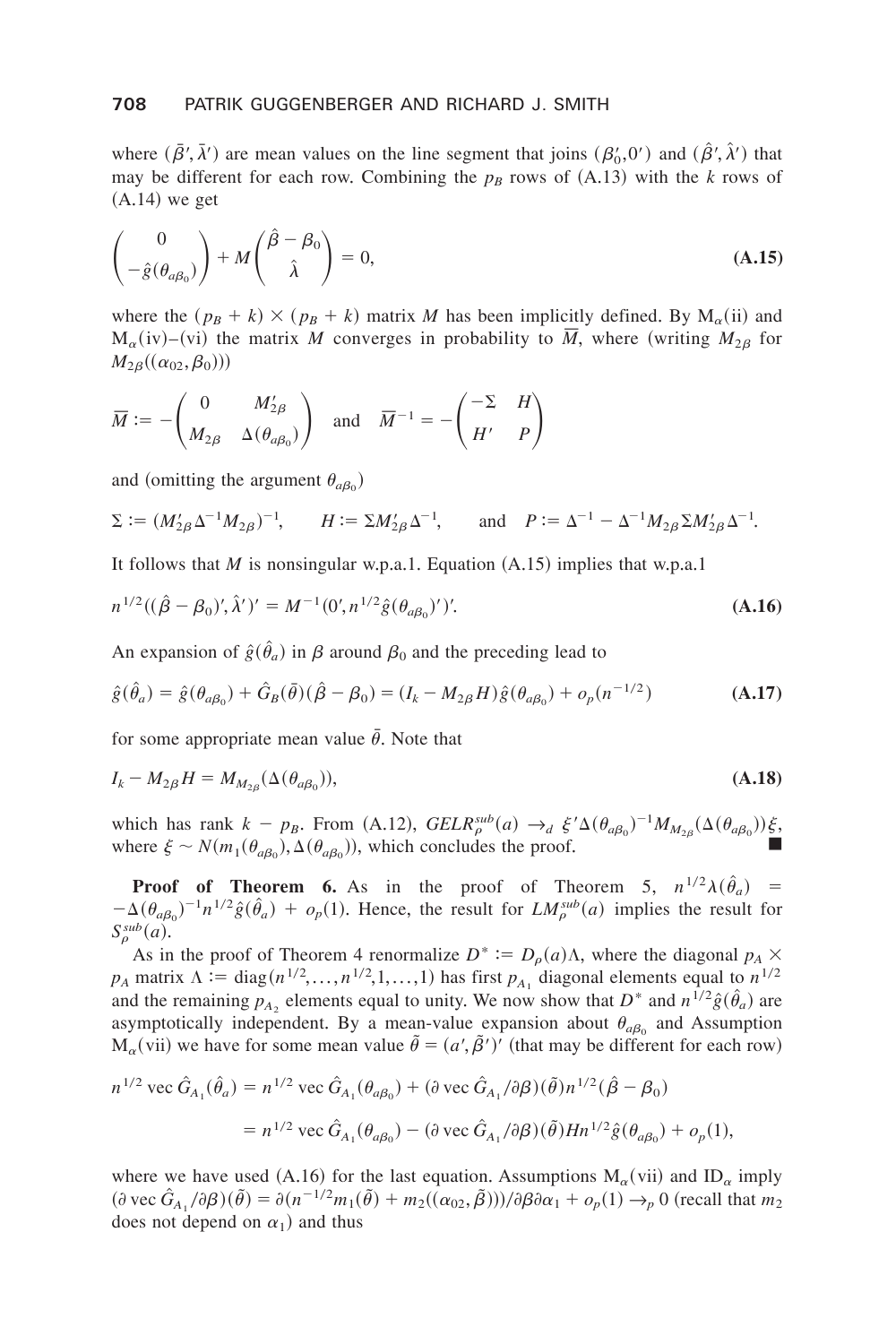where $(\bar{\beta}', \bar{\lambda}')$ are mean values on the line segment that joins $(\beta_0', 0')$ and $(\hat{\beta}', \hat{\lambda}')$ that may be different for each row. Combining the $p_B$ rows of (A.13) with the $k$ rows of (A.14) we get

$$\begin{pmatrix} 0 \\ -\hat{g}(\theta_{a\beta_0}) \end{pmatrix} + M \begin{pmatrix} \hat{\beta} - \beta_0 \\ \hat{\lambda} \end{pmatrix} = 0, \tag{A.15}$$

where the $(p_B + k) \times (p_B + k)$ matrix $M$ has been implicitly defined. By $\mathrm{M}_\alpha$(ii) and $\mathrm{M}_\alpha$(iv)–(vi) the matrix $M$ converges in probability to $\overline{M}$, where (writing $M_{2\beta}$ for $M_{2\beta}((\alpha_{02}, \beta_0))$)

$$\overline{M} := -\begin{pmatrix} 0 & M_{2\beta}' \\ M_{2\beta} & \Delta(\theta_{a\beta_0}) \end{pmatrix} \quad \text{and} \quad \overline{M}^{-1} = -\begin{pmatrix} -\Sigma & H \\ H' & P \end{pmatrix}$$

and (omitting the argument $\theta_{a\beta_0}$)

$$\Sigma := (M_{2\beta}' \Delta^{-1} M_{2\beta})^{-1}, \qquad H := \Sigma M_{2\beta}' \Delta^{-1}, \qquad \text{and} \quad P := \Delta^{-1} - \Delta^{-1} M_{2\beta} \Sigma M_{2\beta}' \Delta^{-1}.$$

It follows that $M$ is nonsingular w.p.a.1. Equation (A.15) implies that w.p.a.1

$$n^{1/2}((\hat{\beta} - \beta_0)', \hat{\lambda}')' = M^{-1}(0', n^{1/2}\hat{g}(\theta_{a\beta_0})')'. \tag{A.16}$$

An expansion of $\hat{g}(\hat{\theta}_a)$ in $\beta$ around $\beta_0$ and the preceding lead to

$$\hat{g}(\hat{\theta}_a) = \hat{g}(\theta_{a\beta_0}) + \hat{G}_B(\bar{\theta})(\hat{\beta} - \beta_0) = (I_k - M_{2\beta} H)\hat{g}(\theta_{a\beta_0}) + o_p(n^{-1/2}) \tag{A.17}$$

for some appropriate mean value $\bar{\theta}$. Note that

$$I_k - M_{2\beta} H = M_{M_{2\beta}}(\Delta(\theta_{a\beta_0})), \tag{A.18}$$

which has rank $k - p_B$. From (A.12), $GELR_\rho^{sub}(a) \to_d \xi' \Delta(\theta_{a\beta_0})^{-1} M_{M_{2\beta}}(\Delta(\theta_{a\beta_0}))\xi$, where $\xi \sim N(m_1(\theta_{a\beta_0}), \Delta(\theta_{a\beta_0}))$, which concludes the proof. ∎

**Proof of Theorem 6.** As in the proof of Theorem 5, $n^{1/2}\lambda(\hat{\theta}_a) = -\Delta(\theta_{a\beta_0})^{-1} n^{1/2}\hat{g}(\hat{\theta}_a) + o_p(1)$. Hence, the result for $LM_\rho^{sub}(a)$ implies the result for $S_\rho^{sub}(a)$.

As in the proof of Theorem 4 renormalize $D^* := D_\rho(a)\Lambda$, where the diagonal $p_A \times p_A$ matrix $\Lambda := \mathrm{diag}(n^{1/2}, \ldots, n^{1/2}, 1, \ldots, 1)$ has first $p_{A_1}$ diagonal elements equal to $n^{1/2}$ and the remaining $p_{A_2}$ elements equal to unity. We now show that $D^*$ and $n^{1/2}\hat{g}(\hat{\theta}_a)$ are asymptotically independent. By a mean-value expansion about $\theta_{a\beta_0}$ and Assumption $\mathrm{M}_\alpha$(vii) we have for some mean value $\tilde{\theta} = (a', \tilde{\beta}')'$ (that may be different for each row)

$$\begin{aligned} n^{1/2} \operatorname{vec} \hat{G}_{A_1}(\hat{\theta}_a) &= n^{1/2} \operatorname{vec} \hat{G}_{A_1}(\theta_{a\beta_0}) + (\partial \operatorname{vec} \hat{G}_{A_1}/\partial\beta)(\tilde{\theta}) n^{1/2}(\hat{\beta} - \beta_0) \\ &= n^{1/2} \operatorname{vec} \hat{G}_{A_1}(\theta_{a\beta_0}) - (\partial \operatorname{vec} \hat{G}_{A_1}/\partial\beta)(\tilde{\theta}) H n^{1/2}\hat{g}(\theta_{a\beta_0}) + o_p(1), \end{aligned}$$

where we have used (A.16) for the last equation. Assumptions $\mathrm{M}_\alpha$(vii) and $\mathrm{ID}_\alpha$ imply $(\partial \operatorname{vec} \hat{G}_{A_1}/\partial\beta)(\tilde{\theta}) = \partial(n^{-1/2} m_1(\tilde{\theta}) + m_2((\alpha_{02}, \tilde{\beta})))/\partial\beta\partial\alpha_1 + o_p(1) \to_p 0$ (recall that $m_2$ does not depend on $\alpha_1$) and thus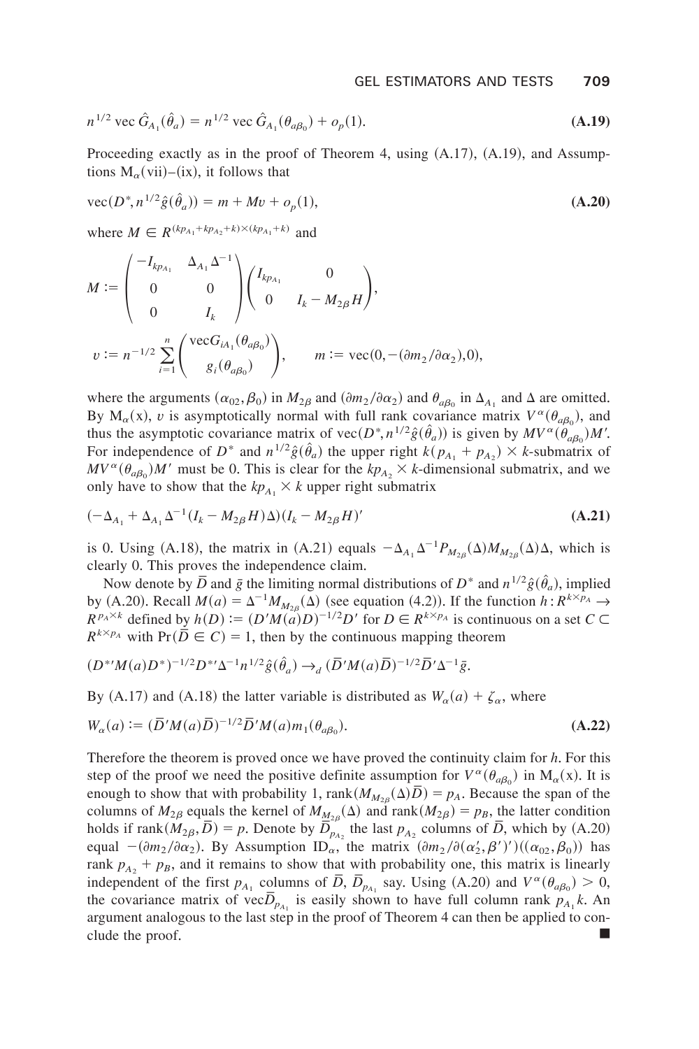$$n^{1/2} \operatorname{vec} \hat{G}_{A_1}(\hat{\theta}_a) = n^{1/2} \operatorname{vec} \hat{G}_{A_1}(\theta_{a\beta_0}) + o_p(1). \tag{A.19}$$

Proceeding exactly as in the proof of Theorem 4, using (A.17), (A.19), and Assumptions $\mathrm{M}_\alpha$(vii)–(ix), it follows that

$$\operatorname{vec}(D^*, n^{1/2}\hat{g}(\hat{\theta}_a)) = m + Mv + o_p(1), \tag{A.20}$$

where $M \in R^{(kp_{A_1}+kp_{A_2}+k)\times(kp_{A_1}+k)}$ and

$$M := \begin{pmatrix} -I_{kp_{A_1}} & \Delta_{A_1}\Delta^{-1} \\ 0 & 0 \\ 0 & I_k \end{pmatrix} \begin{pmatrix} I_{kp_{A_1}} & 0 \\ 0 & I_k - M_{2\beta}H \end{pmatrix},$$

$$v := n^{-1/2} \sum_{i=1}^{n} \begin{pmatrix} \operatorname{vec} G_{iA_1}(\theta_{a\beta_0}) \\ g_i(\theta_{a\beta_0}) \end{pmatrix}, \qquad m := \operatorname{vec}(0, -(\partial m_2/\partial\alpha_2), 0),$$

where the arguments $(\alpha_{02}, \beta_0)$ in $M_{2\beta}$ and $(\partial m_2/\partial\alpha_2)$ and $\theta_{a\beta_0}$ in $\Delta_{A_1}$ and $\Delta$ are omitted. By $\mathrm{M}_\alpha$(x), $v$ is asymptotically normal with full rank covariance matrix $V^\alpha(\theta_{a\beta_0})$, and thus the asymptotic covariance matrix of $\operatorname{vec}(D^*, n^{1/2}\hat{g}(\hat{\theta}_a))$ is given by $MV^\alpha(\theta_{a\beta_0})M'$. For independence of $D^*$ and $n^{1/2}\hat{g}(\hat{\theta}_a)$ the upper right $k(p_{A_1}+p_{A_2}) \times k$-submatrix of $MV^\alpha(\theta_{a\beta_0})M'$ must be 0. This is clear for the $kp_{A_2} \times k$-dimensional submatrix, and we only have to show that the $kp_{A_1} \times k$ upper right submatrix

$$(-\Delta_{A_1} + \Delta_{A_1}\Delta^{-1}(I_k - M_{2\beta}H)\Delta)(I_k - M_{2\beta}H)' \tag{A.21}$$

is 0. Using (A.18), the matrix in (A.21) equals $-\Delta_{A_1}\Delta^{-1}P_{M_{2\beta}}(\Delta)M_{M_{2\beta}}(\Delta)\Delta$, which is clearly 0. This proves the independence claim.

Now denote by $\bar{D}$ and $\bar{g}$ the limiting normal distributions of $D^*$ and $n^{1/2}\hat{g}(\hat{\theta}_a)$, implied by (A.20). Recall $M(a) = \Delta^{-1}M_{M_{2\beta}}(\Delta)$ (see equation (4.2)). If the function $h: R^{k\times p_A} \to R^{p_A \times k}$ defined by $h(D) := (D'M(a)D)^{-1/2}D'$ for $D \in R^{k\times p_A}$ is continuous on a set $C \subset R^{k\times p_A}$ with $\Pr(\bar{D} \in C) = 1$, then by the continuous mapping theorem

$$(D^{*\prime}M(a)D^*)^{-1/2}D^{*\prime}\Delta^{-1}n^{1/2}\hat{g}(\hat{\theta}_a) \to_d (\bar{D}'M(a)\bar{D})^{-1/2}\bar{D}'\Delta^{-1}\bar{g}.$$

By (A.17) and (A.18) the latter variable is distributed as $W_\alpha(a) + \zeta_\alpha$, where

$$W_\alpha(a) := (\bar{D}'M(a)\bar{D})^{-1/2}\bar{D}'M(a)m_1(\theta_{a\beta_0}). \tag{A.22}$$

Therefore the theorem is proved once we have proved the continuity claim for $h$. For this step of the proof we need the positive definite assumption for $V^\alpha(\theta_{a\beta_0})$ in $\mathrm{M}_\alpha$(x). It is enough to show that with probability 1, $\operatorname{rank}(M_{M_{2\beta}}(\Delta)\bar{D}) = p_A$. Because the span of the columns of $M_{2\beta}$ equals the kernel of $M_{M_{2\beta}}(\Delta)$ and $\operatorname{rank}(M_{2\beta}) = p_B$, the latter condition holds if $\operatorname{rank}(M_{2\beta}, \bar{D}) = p$. Denote by $\bar{D}_{p_{A_2}}$ the last $p_{A_2}$ columns of $\bar{D}$, which by (A.20) equal $-(\partial m_2/\partial\alpha_2)$. By Assumption $\mathrm{ID}_\alpha$, the matrix $(\partial m_2/\partial(\alpha_2', \beta')')((\alpha_{02}, \beta_0))$ has rank $p_{A_2} + p_B$, and it remains to show that with probability one, this matrix is linearly independent of the first $p_{A_1}$ columns of $\bar{D}$, $\bar{D}_{p_{A_1}}$ say. Using (A.20) and $V^\alpha(\theta_{a\beta_0}) > 0$, the covariance matrix of $\operatorname{vec}\bar{D}_{p_{A_1}}$ is easily shown to have full column rank $p_{A_1}k$. An argument analogous to the last step in the proof of Theorem 4 can then be applied to conclude the proof. ■